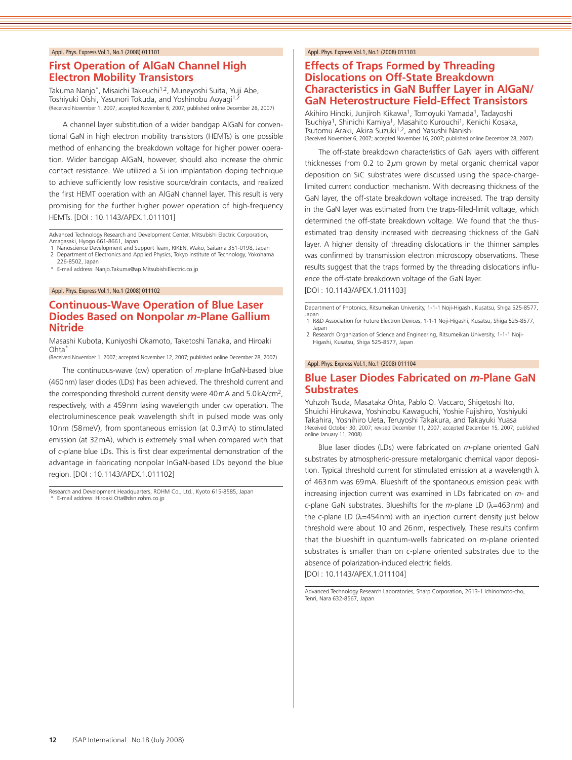Appl. Phys. Express Vol.1, No.1 (2008) 011101

## First Operation of AlGaN Channel High Electron Mobility Transistors

Takuma Nanjo*, Misaichi Takeuchi[1,2], Muneyoshi Suita, Yuji Abe, Toshiyuki Oishi, Yasunori Tokuda, and Yoshinobu Aoyagi[1,2]
(Received November 1, 2007; accepted November 6, 2007; published online December 28, 2007)

A channel layer substitution of a wider bandgap AlGaN for conventional GaN in high electron mobility transistors (HEMTs) is one possible method of enhancing the breakdown voltage for higher power operation. Wider bandgap AlGaN, however, should also increase the ohmic contact resistance. We utilized a Si ion implantation doping technique to achieve sufficiently low resistive source/drain contacts, and realized the first HEMT operation with an AlGaN channel layer. This result is very promising for the further higher power operation of high-frequency HEMTs. [DOI : 10.1143/APEX.1.011101]

Advanced Technology Research and Development Center, Mitsubishi Electric Corporation, Amagasaki, Hyogo 661-8661, Japan
1 Nanoscience Development and Support Team, RIKEN, Wako, Saitama 351-0198, Japan
2 Department of Electronics and Applied Physics, Tokyo Institute of Technology, Yokohama 226-8502, Japan
* E-mail address: Nanjo.Takuma@ap.MitsubishiElectric.co.jp

Appl. Phys. Express Vol.1, No.1 (2008) 011102

## Continuous-Wave Operation of Blue Laser Diodes Based on Nonpolar *m*-Plane Gallium Nitride

Masashi Kubota, Kuniyoshi Okamoto, Taketoshi Tanaka, and Hiroaki Ohta*
(Received November 1, 2007; accepted November 12, 2007; published online December 28, 2007)

The continuous-wave (cw) operation of *m*-plane InGaN-based blue (460 nm) laser diodes (LDs) has been achieved. The threshold current and the corresponding threshold current density were 40 mA and 5.0 kA/cm$^2$, respectively, with a 459 nm lasing wavelength under cw operation. The electroluminescence peak wavelength shift in pulsed mode was only 10 nm (58 meV), from spontaneous emission (at 0.3 mA) to stimulated emission (at 32 mA), which is extremely small when compared with that of *c*-plane blue LDs. This is first clear experimental demonstration of the advantage in fabricating nonpolar InGaN-based LDs beyond the blue region. [DOI : 10.1143/APEX.1.011102]

Research and Development Headquarters, ROHM Co., Ltd., Kyoto 615-8585, Japan
* E-mail address: Hiroaki.Ota@dsn.rohm.co.jp

Appl. Phys. Express Vol.1, No.1 (2008) 011103

## Effects of Traps Formed by Threading Dislocations on Off-State Breakdown Characteristics in GaN Buffer Layer in AlGaN/GaN Heterostructure Field-Effect Transistors

Akihiro Hinoki, Junjiroh Kikawa[1], Tomoyuki Yamada[1], Tadayoshi Tsuchiya[1], Shinichi Kamiya[1], Masahito Kurouchi[1], Kenichi Kosaka, Tsutomu Araki, Akira Suzuki[1,2], and Yasushi Nanishi
(Received November 6, 2007; accepted November 16, 2007; published online December 28, 2007)

The off-state breakdown characteristics of GaN layers with different thicknesses from 0.2 to 2 $\mu$m grown by metal organic chemical vapor deposition on SiC substrates were discussed using the space-charge-limited current conduction mechanism. With decreasing thickness of the GaN layer, the off-state breakdown voltage increased. The trap density in the GaN layer was estimated from the traps-filled-limit voltage, which determined the off-state breakdown voltage. We found that the thus-estimated trap density increased with decreasing thickness of the GaN layer. A higher density of threading dislocations in the thinner samples was confirmed by transmission electron microscopy observations. These results suggest that the traps formed by the threading dislocations influence the off-state breakdown voltage of the GaN layer.
[DOI : 10.1143/APEX.1.011103]

Department of Photonics, Ritsumeikan University, 1-1-1 Noji-Higashi, Kusatsu, Shiga 525-8577, Japan
1 R&D Association for Future Electron Devices, 1-1-1 Noji-Higashi, Kusatsu, Shiga 525-8577, Japan
2 Research Organization of Science and Engineering, Ritsumeikan University, 1-1-1 Noji-Higashi, Kusatsu, Shiga 525-8577, Japan

Appl. Phys. Express Vol.1, No.1 (2008) 011104

## Blue Laser Diodes Fabricated on *m*-Plane GaN Substrates

Yuhzoh Tsuda, Masataka Ohta, Pablo O. Vaccaro, Shigetoshi Ito, Shuichi Hirukawa, Yoshinobu Kawaguchi, Yoshie Fujishiro, Yoshiyuki Takahira, Yoshihiro Ueta, Teruyoshi Takakura, and Takayuki Yuasa
(Received October 30, 2007; revised December 11, 2007; accepted December 15, 2007; published online January 11, 2008)

Blue laser diodes (LDs) were fabricated on *m*-plane oriented GaN substrates by atmospheric-pressure metalorganic chemical vapor deposition. Typical threshold current for stimulated emission at a wavelength $\lambda$ of 463 nm was 69 mA. Blueshift of the spontaneous emission peak with increasing injection current was examined in LDs fabricated on *m*- and *c*-plane GaN substrates. Blueshifts for the *m*-plane LD ($\lambda$=463 nm) and the *c*-plane LD ($\lambda$=454 nm) with an injection current density just below threshold were about 10 and 26 nm, respectively. These results confirm that the blueshift in quantum-wells fabricated on *m*-plane oriented substrates is smaller than on *c*-plane oriented substrates due to the absence of polarization-induced electric fields.
[DOI : 10.1143/APEX.1.011104]

Advanced Technology Research Laboratories, Sharp Corporation, 2613-1 Ichinomoto-cho, Tenri, Nara 632-8567, Japan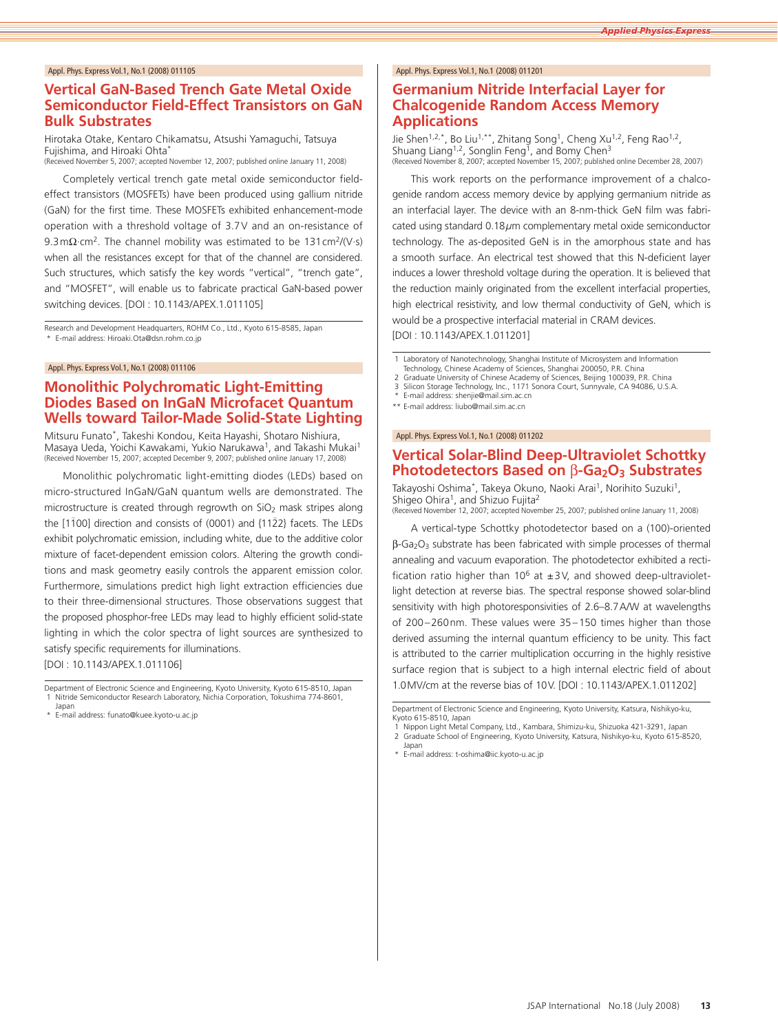Appl. Phys. Express Vol.1, No.1 (2008) 011105

## Vertical GaN-Based Trench Gate Metal Oxide Semiconductor Field-Effect Transistors on GaN Bulk Substrates

Hirotaka Otake, Kentaro Chikamatsu, Atsushi Yamaguchi, Tatsuya Fujishima, and Hiroaki Ohta*
(Received November 5, 2007; accepted November 12, 2007; published online January 11, 2008)

Completely vertical trench gate metal oxide semiconductor field-effect transistors (MOSFETs) have been produced using gallium nitride (GaN) for the first time. These MOSFETs exhibited enhancement-mode operation with a threshold voltage of 3.7 V and an on-resistance of 9.3 $m\Omega \cdot cm^2$. The channel mobility was estimated to be 131 $cm^2/(V \cdot s)$ when all the resistances except for that of the channel are considered. Such structures, which satisfy the key words "vertical", "trench gate", and "MOSFET", will enable us to fabricate practical GaN-based power switching devices. [DOI : 10.1143/APEX.1.011105]

Research and Development Headquarters, ROHM Co., Ltd., Kyoto 615-8585, Japan
\* E-mail address: Hiroaki.Ota@dsn.rohm.co.jp

Appl. Phys. Express Vol.1, No.1 (2008) 011106

## Monolithic Polychromatic Light-Emitting Diodes Based on InGaN Microfacet Quantum Wells toward Tailor-Made Solid-State Lighting

Mitsuru Funato*, Takeshi Kondou, Keita Hayashi, Shotaro Nishiura, Masaya Ueda, Yoichi Kawakami, Yukio Narukawa[1], and Takashi Mukai[1]
(Received November 15, 2007; accepted December 9, 2007; published online January 17, 2008)

Monolithic polychromatic light-emitting diodes (LEDs) based on micro-structured InGaN/GaN quantum wells are demonstrated. The microstructure is created through regrowth on $SiO_2$ mask stripes along the $[1\bar{1}00]$ direction and consists of (0001) and $\{11\bar{2}2\}$ facets. The LEDs exhibit polychromatic emission, including white, due to the additive color mixture of facet-dependent emission colors. Altering the growth conditions and mask geometry easily controls the apparent emission color. Furthermore, simulations predict high light extraction efficiencies due to their three-dimensional structures. Those observations suggest that the proposed phosphor-free LEDs may lead to highly efficient solid-state lighting in which the color spectra of light sources are synthesized to satisfy specific requirements for illuminations.
[DOI : 10.1143/APEX.1.011106]

Department of Electronic Science and Engineering, Kyoto University, Kyoto 615-8510, Japan
1 Nitride Semiconductor Research Laboratory, Nichia Corporation, Tokushima 774-8601, Japan
\* E-mail address: funato@kuee.kyoto-u.ac.jp

Appl. Phys. Express Vol.1, No.1 (2008) 011201

## Germanium Nitride Interfacial Layer for Chalcogenide Random Access Memory Applications

Jie Shen[1,2,*], Bo Liu[1,**], Zhitang Song[1], Cheng Xu[1,2], Feng Rao[1,2], Shuang Liang[1,2], Songlin Feng[1], and Bomy Chen[3]
(Received November 8, 2007; accepted November 15, 2007; published online December 28, 2007)

This work reports on the performance improvement of a chalcogenide random access memory device by applying germanium nitride as an interfacial layer. The device with an 8-nm-thick GeN film was fabricated using standard 0.18 $\mu m$ complementary metal oxide semiconductor technology. The as-deposited GeN is in the amorphous state and has a smooth surface. An electrical test showed that this N-deficient layer induces a lower threshold voltage during the operation. It is believed that the reduction mainly originated from the excellent interfacial properties, high electrical resistivity, and low thermal conductivity of GeN, which is would be a prospective interfacial material in CRAM devices.
[DOI : 10.1143/APEX.1.011201]

1 Laboratory of Nanotechnology, Shanghai Institute of Microsystem and Information Technology, Chinese Academy of Sciences, Shanghai 200050, P.R. China
2 Graduate University of Chinese Academy of Sciences, Beijing 100039, P.R. China
3 Silicon Storage Technology, Inc., 1171 Sonora Court, Sunnyvale, CA 94086, U.S.A.
\* E-mail address: shenjie@mail.sim.ac.cn
\*\* E-mail address: liubo@mail.sim.ac.cn

Appl. Phys. Express Vol.1, No.1 (2008) 011202

## Vertical Solar-Blind Deep-Ultraviolet Schottky Photodetectors Based on β-$Ga_2O_3$ Substrates

Takayoshi Oshima*, Takeya Okuno, Naoki Arai[1], Norihito Suzuki[1], Shigeo Ohira[1], and Shizuo Fujita[2]
(Received November 12, 2007; accepted November 25, 2007; published online January 11, 2008)

A vertical-type Schottky photodetector based on a (100)-oriented β-$Ga_2O_3$ substrate has been fabricated with simple processes of thermal annealing and vacuum evaporation. The photodetector exhibited a rectification ratio higher than $10^6$ at ±3 V, and showed deep-ultraviolet-light detection at reverse bias. The spectral response showed solar-blind sensitivity with high photoresponsivities of 2.6–8.7 A/W at wavelengths of 200–260 nm. These values were 35–150 times higher than those derived assuming the internal quantum efficiency to be unity. This fact is attributed to the carrier multiplication occurring in the highly resistive surface region that is subject to a high internal electric field of about 1.0 MV/cm at the reverse bias of 10 V. [DOI : 10.1143/APEX.1.011202]

Department of Electronic Science and Engineering, Kyoto University, Katsura, Nishikyo-ku, Kyoto 615-8510, Japan
1 Nippon Light Metal Company, Ltd., Kambara, Shimizu-ku, Shizuoka 421-3291, Japan
2 Graduate School of Engineering, Kyoto University, Katsura, Nishikyo-ku, Kyoto 615-8520, Japan
\* E-mail address: t-oshima@iic.kyoto-u.ac.jp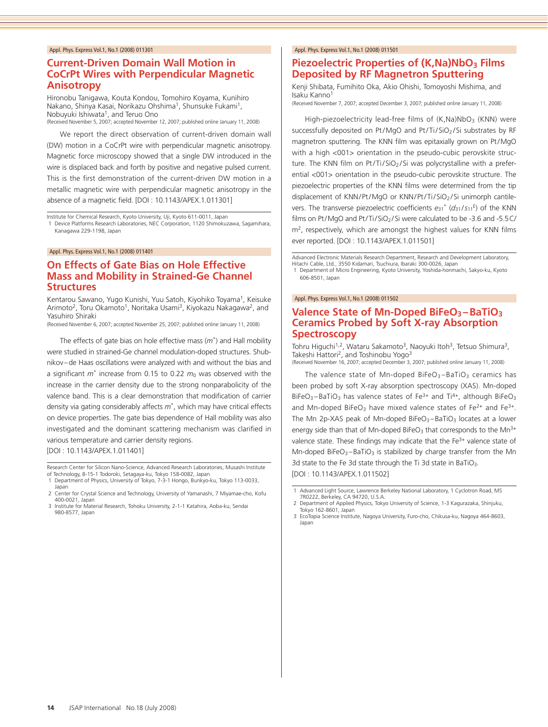Appl. Phys. Express Vol.1, No.1 (2008) 011301

## Current-Driven Domain Wall Motion in CoCrPt Wires with Perpendicular Magnetic Anisotropy

Hironobu Tanigawa, Kouta Kondou, Tomohiro Koyama, Kunihiro Nakano, Shinya Kasai, Norikazu Ohshima[1], Shunsuke Fukami[1], Nobuyuki Ishiwata[1], and Teruo Ono

(Received November 5, 2007; accepted November 12, 2007; published online January 11, 2008)

We report the direct observation of current-driven domain wall (DW) motion in a CoCrPt wire with perpendicular magnetic anisotropy. Magnetic force microscopy showed that a single DW introduced in the wire is displaced back and forth by positive and negative pulsed current. This is the first demonstration of the current-driven DW motion in a metallic magnetic wire with perpendicular magnetic anisotropy in the absence of a magnetic field. [DOI : 10.1143/APEX.1.011301]

Institute for Chemical Research, Kyoto University, Uji, Kyoto 611-0011, Japan
1 Device Platforms Research Laboratories, NEC Corporation, 1120 Shimokuzawa, Sagamihara, Kanagawa 229-1198, Japan

Appl. Phys. Express Vol.1, No.1 (2008) 011401

## On Effects of Gate Bias on Hole Effective Mass and Mobility in Strained-Ge Channel Structures

Kentarou Sawano, Yugo Kunishi, Yuu Satoh, Kiyohiko Toyama[1], Keisuke Arimoto[2], Toru Okamoto[1], Noritaka Usami[3], Kiyokazu Nakagawa[2], and Yasuhiro Shiraki

(Received November 6, 2007; accepted November 25, 2007; published online January 11, 2008)

The effects of gate bias on hole effective mass ($m^*$) and Hall mobility were studied in strained-Ge channel modulation-doped structures. Shubnikov−de Haas oscillations were analyzed with and without the bias and a significant $m^*$ increase from 0.15 to 0.22 $m_0$ was observed with the increase in the carrier density due to the strong nonparabolicity of the valence band. This is a clear demonstration that modification of carrier density via gating considerably affects $m^*$, which may have critical effects on device properties. The gate bias dependence of Hall mobility was also investigated and the dominant scattering mechanism was clarified in various temperature and carrier density regions.
[DOI : 10.1143/APEX.1.011401]

Research Center for Silicon Nano-Science, Advanced Research Laboratories, Musashi Institute of Technology, 8-15-1 Todoroki, Setagaya-ku, Tokyo 158-0082, Japan
1 Department of Physics, University of Tokyo, 7-3-1 Hongo, Bunkyo-ku, Tokyo 113-0033, Japan
2 Center for Crystal Science and Technology, University of Yamanashi, 7 Miyamae-cho, Kofu 400-0021, Japan
3 Institute for Material Research, Tohoku University, 2-1-1 Katahira, Aoba-ku, Sendai 980-8577, Japan

Appl. Phys. Express Vol.1, No.1 (2008) 011501

## Piezoelectric Properties of (K,Na)$NbO_3$ Films Deposited by RF Magnetron Sputtering

Kenji Shibata, Fumihito Oka, Akio Ohishi, Tomoyoshi Mishima, and Isaku Kanno[1]

(Received November 7, 2007; accepted December 3, 2007; published online January 11, 2008)

High-piezoelectricity lead-free films of (K,Na)$NbO_3$ (KNN) were successfully deposited on Pt/MgO and Pt/Ti/$SiO_2$/Si substrates by RF magnetron sputtering. The KNN film was epitaxially grown on Pt/MgO with a high <001> orientation in the pseudo-cubic perovskite structure. The KNN film on Pt/Ti/$SiO_2$/Si was polycrystalline with a preferential <001> orientation in the pseudo-cubic perovskite structure. The piezoelectric properties of the KNN films were determined from the tip displacement of KNN/Pt/MgO or KNN/Pt/Ti/$SiO_2$/Si unimorph cantilevers. The transverse piezoelectric coefficients $e_{31}^*$ ($d_{31}/s_{11}^E$) of the KNN films on Pt/MgO and Pt/Ti/$SiO_2$/Si were calculated to be -3.6 and -5.5C/$m^2$, respectively, which are amongst the highest values for KNN films ever reported. [DOI : 10.1143/APEX.1.011501]

Advanced Electronic Materials Research Department, Research and Development Laboratory, Hitachi Cable, Ltd., 3550 Kidamari, Tsuchiura, Ibaraki 300-0026, Japan
1 Department of Micro Engineering, Kyoto University, Yoshida-honmachi, Sakyo-ku, Kyoto 606-8501, Japan

Appl. Phys. Express Vol.1, No.1 (2008) 011502

## Valence State of Mn-Doped $BiFeO_3$−$BaTiO_3$ Ceramics Probed by Soft X-ray Absorption Spectroscopy

Tohru Higuchi[1,2], Wataru Sakamoto[3], Naoyuki Itoh[3], Tetsuo Shimura[3], Takeshi Hattori[2], and Toshinobu Yogo[3]

(Received November 16, 2007; accepted December 3, 2007; published online January 11, 2008)

The valence state of Mn-doped $BiFeO_3$−$BaTiO_3$ ceramics has been probed by soft X-ray absorption spectroscopy (XAS). Mn-doped $BiFeO_3$−$BaTiO_3$ has valence states of $Fe^{3+}$ and $Ti^{4+}$, although $BiFeO_3$ and Mn-doped $BiFeO_3$ have mixed valence states of $Fe^{2+}$ and $Fe^{3+}$. The Mn 2p-XAS peak of Mn-doped $BiFeO_3$−$BaTiO_3$ locates at a lower energy side than that of Mn-doped $BiFeO_3$ that corresponds to the $Mn^{3+}$ valence state. These findings may indicate that the $Fe^{3+}$ valence state of Mn-doped $BiFeO_3$−$BaTiO_3$ is stabilized by charge transfer from the Mn 3d state to the Fe 3d state through the Ti 3d state in $BaTiO_3$.
[DOI : 10.1143/APEX.1.011502]

1 Advanced Light Source, Lawrence Berkeley National Laboratory, 1 Cyclotron Road, MS 7R0222, Berkeley, CA 94720, U.S.A.
2 Department of Applied Physics, Tokyo University of Science, 1-3 Kagurazaka, Shinjuku, Tokyo 162-8601, Japan
3 EcoTopia Science Institute, Nagoya University, Furo-cho, Chikusa-ku, Nagoya 464-8603, Japan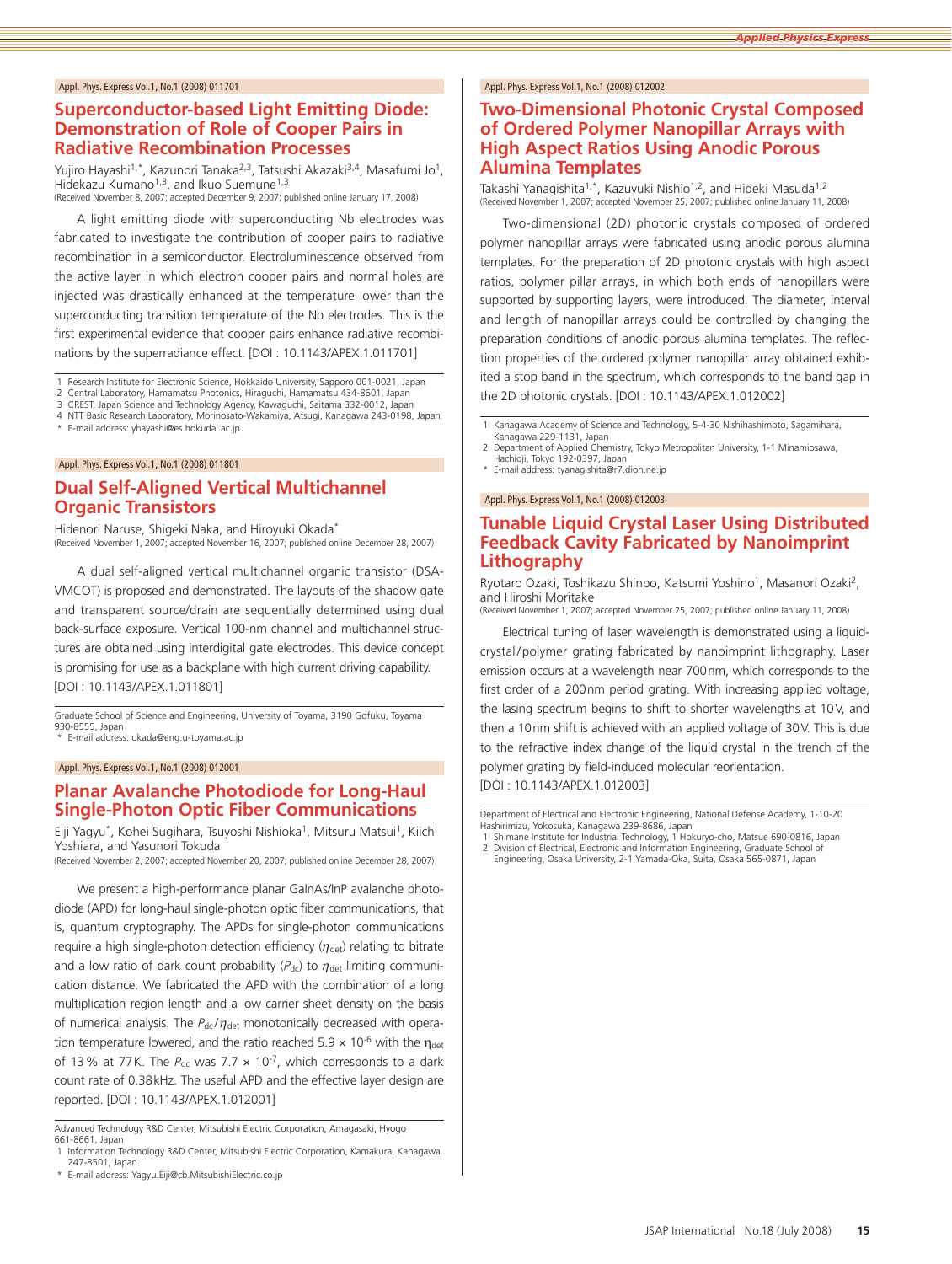Appl. Phys. Express Vol.1, No.1 (2008) 011701

## Superconductor-based Light Emitting Diode: Demonstration of Role of Cooper Pairs in Radiative Recombination Processes

Yujiro Hayashi[1,*], Kazunori Tanaka[2,3], Tatsushi Akazaki[3,4], Masafumi Jo[1], Hidekazu Kumano[1,3], and Ikuo Suemune[1,3]

(Received November 8, 2007; accepted December 9, 2007; published online January 17, 2008)

A light emitting diode with superconducting Nb electrodes was fabricated to investigate the contribution of cooper pairs to radiative recombination in a semiconductor. Electroluminescence observed from the active layer in which electron cooper pairs and normal holes are injected was drastically enhanced at the temperature lower than the superconducting transition temperature of the Nb electrodes. This is the first experimental evidence that cooper pairs enhance radiative recombinations by the superradiance effect. [DOI : 10.1143/APEX.1.011701]

1 Research Institute for Electronic Science, Hokkaido University, Sapporo 001-0021, Japan
2 Central Laboratory, Hamamatsu Photonics, Hiraguchi, Hamamatsu 434-8601, Japan
3 CREST, Japan Science and Technology Agency, Kawaguchi, Saitama 332-0012, Japan
4 NTT Basic Research Laboratory, Morinosato-Wakamiya, Atsugi, Kanagawa 243-0198, Japan
* E-mail address: yhayashi@es.hokudai.ac.jp

Appl. Phys. Express Vol.1, No.1 (2008) 011801

## Dual Self-Aligned Vertical Multichannel Organic Transistors

Hidenori Naruse, Shigeki Naka, and Hiroyuki Okada*

(Received November 1, 2007; accepted November 16, 2007; published online December 28, 2007)

A dual self-aligned vertical multichannel organic transistor (DSA-VMCOT) is proposed and demonstrated. The layouts of the shadow gate and transparent source/drain are sequentially determined using dual back-surface exposure. Vertical 100-nm channel and multichannel structures are obtained using interdigital gate electrodes. This device concept is promising for use as a backplane with high current driving capability. [DOI : 10.1143/APEX.1.011801]

Graduate School of Science and Engineering, University of Toyama, 3190 Gofuku, Toyama 930-8555, Japan
* E-mail address: okada@eng.u-toyama.ac.jp

Appl. Phys. Express Vol.1, No.1 (2008) 012001

## Planar Avalanche Photodiode for Long-Haul Single-Photon Optic Fiber Communications

Eiji Yagyu*, Kohei Sugihara, Tsuyoshi Nishioka[1], Mitsuru Matsui[1], Kiichi Yoshiara, and Yasunori Tokuda

(Received November 2, 2007; accepted November 20, 2007; published online December 28, 2007)

We present a high-performance planar GaInAs/InP avalanche photodiode (APD) for long-haul single-photon optic fiber communications, that is, quantum cryptography. The APDs for single-photon communications require a high single-photon detection efficiency ($\eta_{\rm det}$) relating to bitrate and a low ratio of dark count probability ($P_{\rm dc}$) to $\eta_{\rm det}$ limiting communication distance. We fabricated the APD with the combination of a long multiplication region length and a low carrier sheet density on the basis of numerical analysis. The $P_{\rm dc}/\eta_{\rm det}$ monotonically decreased with operation temperature lowered, and the ratio reached $5.9 \times 10^{-6}$ with the $\eta_{\rm det}$ of 13% at 77K. The $P_{\rm dc}$ was $7.7 \times 10^{-7}$, which corresponds to a dark count rate of 0.38kHz. The useful APD and the effective layer design are reported. [DOI : 10.1143/APEX.1.012001]

Advanced Technology R&D Center, Mitsubishi Electric Corporation, Amagasaki, Hyogo 661-8661, Japan
1 Information Technology R&D Center, Mitsubishi Electric Corporation, Kamakura, Kanagawa 247-8501, Japan
* E-mail address: Yagyu.Eiji@cb.MitsubishiElectric.co.jp

Appl. Phys. Express Vol.1, No.1 (2008) 012002

## Two-Dimensional Photonic Crystal Composed of Ordered Polymer Nanopillar Arrays with High Aspect Ratios Using Anodic Porous Alumina Templates

Takashi Yanagishita[1,*], Kazuyuki Nishio[1,2], and Hideki Masuda[1,2]

(Received November 1, 2007; accepted November 25, 2007; published online January 11, 2008)

Two-dimensional (2D) photonic crystals composed of ordered polymer nanopillar arrays were fabricated using anodic porous alumina templates. For the preparation of 2D photonic crystals with high aspect ratios, polymer pillar arrays, in which both ends of nanopillars were supported by supporting layers, were introduced. The diameter, interval and length of nanopillar arrays could be controlled by changing the preparation conditions of anodic porous alumina templates. The reflection properties of the ordered polymer nanopillar array obtained exhibited a stop band in the spectrum, which corresponds to the band gap in the 2D photonic crystals. [DOI : 10.1143/APEX.1.012002]

1 Kanagawa Academy of Science and Technology, 5-4-30 Nishihashimoto, Sagamihara, Kanagawa 229-1131, Japan
2 Department of Applied Chemistry, Tokyo Metropolitan University, 1-1 Minamiosawa, Hachioji, Tokyo 192-0397, Japan
* E-mail address: tyanagishita@r7.dion.ne.jp

Appl. Phys. Express Vol.1, No.1 (2008) 012003

## Tunable Liquid Crystal Laser Using Distributed Feedback Cavity Fabricated by Nanoimprint Lithography

Ryotaro Ozaki, Toshikazu Shinpo, Katsumi Yoshino[1], Masanori Ozaki[2], and Hiroshi Moritake

(Received November 1, 2007; accepted November 25, 2007; published online January 11, 2008)

Electrical tuning of laser wavelength is demonstrated using a liquid-crystal/polymer grating fabricated by nanoimprint lithography. Laser emission occurs at a wavelength near 700nm, which corresponds to the first order of a 200nm period grating. With increasing applied voltage, the lasing spectrum begins to shift to shorter wavelengths at 10V, and then a 10nm shift is achieved with an applied voltage of 30V. This is due to the refractive index change of the liquid crystal in the trench of the polymer grating by field-induced molecular reorientation. [DOI : 10.1143/APEX.1.012003]

Department of Electrical and Electronic Engineering, National Defense Academy, 1-10-20 Hashirimizu, Yokosuka, Kanagawa 239-8686, Japan
1 Shimane Institute for Industrial Technology, 1 Hokuryo-cho, Matsue 690-0816, Japan
2 Division of Electrical, Electronic and Information Engineering, Graduate School of Engineering, Osaka University, 2-1 Yamada-Oka, Suita, Osaka 565-0871, Japan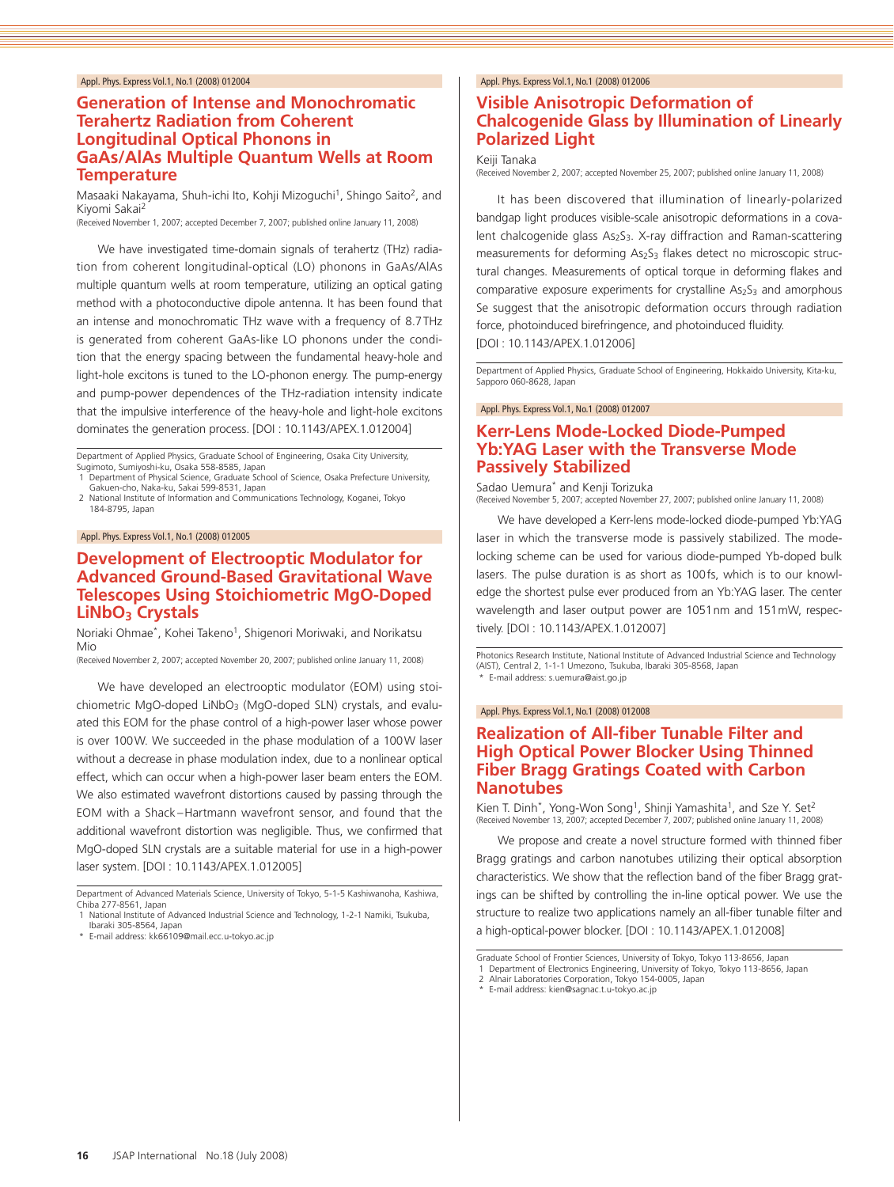Appl. Phys. Express Vol.1, No.1 (2008) 012004

## Generation of Intense and Monochromatic Terahertz Radiation from Coherent Longitudinal Optical Phonons in GaAs/AlAs Multiple Quantum Wells at Room Temperature

Masaaki Nakayama, Shuh-ichi Ito, Kohji Mizoguchi[1], Shingo Saito[2], and Kiyomi Sakai[2]

(Received November 1, 2007; accepted December 7, 2007; published online January 11, 2008)

We have investigated time-domain signals of terahertz (THz) radiation from coherent longitudinal-optical (LO) phonons in GaAs/AlAs multiple quantum wells at room temperature, utilizing an optical gating method with a photoconductive dipole antenna. It has been found that an intense and monochromatic THz wave with a frequency of 8.7 THz is generated from coherent GaAs-like LO phonons under the condition that the energy spacing between the fundamental heavy-hole and light-hole excitons is tuned to the LO-phonon energy. The pump-energy and pump-power dependences of the THz-radiation intensity indicate that the impulsive interference of the heavy-hole and light-hole excitons dominates the generation process. [DOI : 10.1143/APEX.1.012004]

Department of Applied Physics, Graduate School of Engineering, Osaka City University, Sugimoto, Sumiyoshi-ku, Osaka 558-8585, Japan
1 Department of Physical Science, Graduate School of Science, Osaka Prefecture University, Gakuen-cho, Naka-ku, Sakai 599-8531, Japan
2 National Institute of Information and Communications Technology, Koganei, Tokyo 184-8795, Japan

Appl. Phys. Express Vol.1, No.1 (2008) 012005

## Development of Electrooptic Modulator for Advanced Ground-Based Gravitational Wave Telescopes Using Stoichiometric MgO-Doped $LiNbO_3$ Crystals

Noriaki Ohmae*, Kohei Takeno[1], Shigenori Moriwaki, and Norikatsu Mio

(Received November 2, 2007; accepted November 20, 2007; published online January 11, 2008)

We have developed an electrooptic modulator (EOM) using stoichiometric MgO-doped $LiNbO_3$ (MgO-doped SLN) crystals, and evaluated this EOM for the phase control of a high-power laser whose power is over 100 W. We succeeded in the phase modulation of a 100 W laser without a decrease in phase modulation index, due to a nonlinear optical effect, which can occur when a high-power laser beam enters the EOM. We also estimated wavefront distortions caused by passing through the EOM with a Shack–Hartmann wavefront sensor, and found that the additional wavefront distortion was negligible. Thus, we confirmed that MgO-doped SLN crystals are a suitable material for use in a high-power laser system. [DOI : 10.1143/APEX.1.012005]

Department of Advanced Materials Science, University of Tokyo, 5-1-5 Kashiwanoha, Kashiwa, Chiba 277-8561, Japan
1 National Institute of Advanced Industrial Science and Technology, 1-2-1 Namiki, Tsukuba, Ibaraki 305-8564, Japan
* E-mail address: kk66109@mail.ecc.u-tokyo.ac.jp

Appl. Phys. Express Vol.1, No.1 (2008) 012006

## Visible Anisotropic Deformation of Chalcogenide Glass by Illumination of Linearly Polarized Light

Keiji Tanaka

(Received November 2, 2007; accepted November 25, 2007; published online January 11, 2008)

It has been discovered that illumination of linearly-polarized bandgap light produces visible-scale anisotropic deformations in a covalent chalcogenide glass $As_2S_3$. X-ray diffraction and Raman-scattering measurements for deforming $As_2S_3$ flakes detect no microscopic structural changes. Measurements of optical torque in deforming flakes and comparative exposure experiments for crystalline $As_2S_3$ and amorphous Se suggest that the anisotropic deformation occurs through radiation force, photoinduced birefringence, and photoinduced fluidity. [DOI : 10.1143/APEX.1.012006]

Department of Applied Physics, Graduate School of Engineering, Hokkaido University, Kita-ku, Sapporo 060-8628, Japan

Appl. Phys. Express Vol.1, No.1 (2008) 012007

## Kerr-Lens Mode-Locked Diode-Pumped Yb:YAG Laser with the Transverse Mode Passively Stabilized

Sadao Uemura* and Kenji Torizuka

(Received November 5, 2007; accepted November 27, 2007; published online January 11, 2008)

We have developed a Kerr-lens mode-locked diode-pumped Yb:YAG laser in which the transverse mode is passively stabilized. The mode-locking scheme can be used for various diode-pumped Yb-doped bulk lasers. The pulse duration is as short as 100 fs, which is to our knowledge the shortest pulse ever produced from an Yb:YAG laser. The center wavelength and laser output power are 1051 nm and 151 mW, respectively. [DOI : 10.1143/APEX.1.012007]

Photonics Research Institute, National Institute of Advanced Industrial Science and Technology (AIST), Central 2, 1-1-1 Umezono, Tsukuba, Ibaraki 305-8568, Japan
* E-mail address: s.uemura@aist.go.jp

Appl. Phys. Express Vol.1, No.1 (2008) 012008

## Realization of All-fiber Tunable Filter and High Optical Power Blocker Using Thinned Fiber Bragg Gratings Coated with Carbon Nanotubes

Kien T. Dinh*, Yong-Won Song[1], Shinji Yamashita[1], and Sze Y. Set[2]

(Received November 13, 2007; accepted December 7, 2007; published online January 11, 2008)

We propose and create a novel structure formed with thinned fiber Bragg gratings and carbon nanotubes utilizing their optical absorption characteristics. We show that the reflection band of the fiber Bragg gratings can be shifted by controlling the in-line optical power. We use the structure to realize two applications namely an all-fiber tunable filter and a high-optical-power blocker. [DOI : 10.1143/APEX.1.012008]

Graduate School of Frontier Sciences, University of Tokyo, Tokyo 113-8656, Japan
1 Department of Electronics Engineering, University of Tokyo, Tokyo 113-8656, Japan
2 Alnair Laboratories Corporation, Tokyo 154-0005, Japan
* E-mail address: kien@sagnac.t.u-tokyo.ac.jp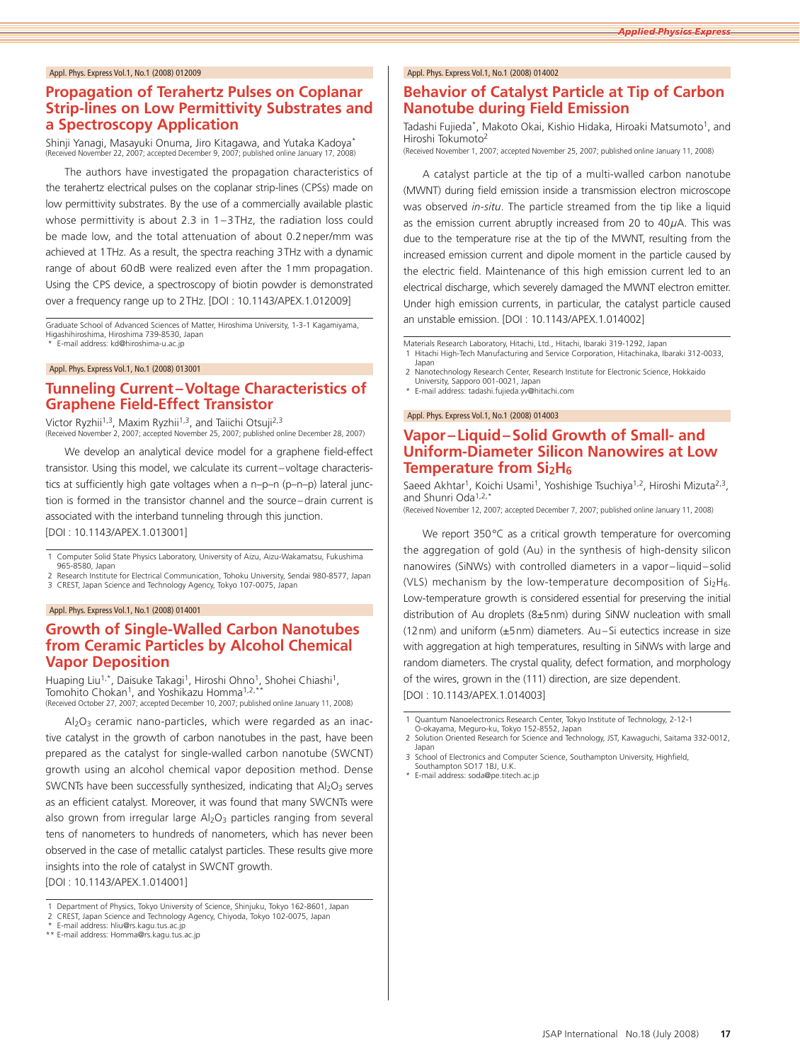Appl. Phys. Express Vol.1, No.1 (2008) 012009

## Propagation of Terahertz Pulses on Coplanar Strip-lines on Low Permittivity Substrates and a Spectroscopy Application

Shinji Yanagi, Masayuki Onuma, Jiro Kitagawa, and Yutaka Kadoya*
(Received November 22, 2007; accepted December 9, 2007; published online January 17, 2008)

The authors have investigated the propagation characteristics of the terahertz electrical pulses on the coplanar strip-lines (CPSs) made on low permittivity substrates. By the use of a commercially available plastic whose permittivity is about 2.3 in 1−3 THz, the radiation loss could be made low, and the total attenuation of about 0.2 neper/mm was achieved at 1 THz. As a result, the spectra reaching 3 THz with a dynamic range of about 60 dB were realized even after the 1 mm propagation. Using the CPS device, a spectroscopy of biotin powder is demonstrated over a frequency range up to 2 THz. [DOI : 10.1143/APEX.1.012009]

Graduate School of Advanced Sciences of Matter, Hiroshima University, 1-3-1 Kagamiyama, Higashihiroshima, Hiroshima 739-8530, Japan
* E-mail address: kd@hiroshima-u.ac.jp

Appl. Phys. Express Vol.1, No.1 (2008) 013001

## Tunneling Current−Voltage Characteristics of Graphene Field-Effect Transistor

Victor Ryzhii[1,3], Maxim Ryzhii[1,3], and Taiichi Otsuji[2,3]
(Received November 2, 2007; accepted November 25, 2007; published online December 28, 2007)

We develop an analytical device model for a graphene field-effect transistor. Using this model, we calculate its current−voltage characteristics at sufficiently high gate voltages when a n–p–n (p–n–p) lateral junction is formed in the transistor channel and the source−drain current is associated with the interband tunneling through this junction.
[DOI : 10.1143/APEX.1.013001]

1 Computer Solid State Physics Laboratory, University of Aizu, Aizu-Wakamatsu, Fukushima 965-8580, Japan
2 Research Institute for Electrical Communication, Tohoku University, Sendai 980-8577, Japan
3 CREST, Japan Science and Technology Agency, Tokyo 107-0075, Japan

Appl. Phys. Express Vol.1, No.1 (2008) 014001

## Growth of Single-Walled Carbon Nanotubes from Ceramic Particles by Alcohol Chemical Vapor Deposition

Huaping Liu[1,*], Daisuke Takagi[1], Hiroshi Ohno[1], Shohei Chiashi[1], Tomohito Chokan[1], and Yoshikazu Homma[1,2,**]
(Received October 27, 2007; accepted December 10, 2007; published online January 11, 2008)

$Al_2O_3$ ceramic nano-particles, which were regarded as an inactive catalyst in the growth of carbon nanotubes in the past, have been prepared as the catalyst for single-walled carbon nanotube (SWCNT) growth using an alcohol chemical vapor deposition method. Dense SWCNTs have been successfully synthesized, indicating that $Al_2O_3$ serves as an efficient catalyst. Moreover, it was found that many SWCNTs were also grown from irregular large $Al_2O_3$ particles ranging from several tens of nanometers to hundreds of nanometers, which has never been observed in the case of metallic catalyst particles. These results give more insights into the role of catalyst in SWCNT growth.
[DOI : 10.1143/APEX.1.014001]

1 Department of Physics, Tokyo University of Science, Shinjuku, Tokyo 162-8601, Japan
2 CREST, Japan Science and Technology Agency, Chiyoda, Tokyo 102-0075, Japan
* E-mail address: hliu@rs.kagu.tus.ac.jp
** E-mail address: Homma@rs.kagu.tus.ac.jp

Appl. Phys. Express Vol.1, No.1 (2008) 014002

## Behavior of Catalyst Particle at Tip of Carbon Nanotube during Field Emission

Tadashi Fujieda*, Makoto Okai, Kishio Hidaka, Hiroaki Matsumoto[1], and Hiroshi Tokumoto[2]
(Received November 1, 2007; accepted November 25, 2007; published online January 11, 2008)

A catalyst particle at the tip of a multi-walled carbon nanotube (MWNT) during field emission inside a transmission electron microscope was observed *in-situ*. The particle streamed from the tip like a liquid as the emission current abruptly increased from 20 to 40 $\mu$A. This was due to the temperature rise at the tip of the MWNT, resulting from the increased emission current and dipole moment in the particle caused by the electric field. Maintenance of this high emission current led to an electrical discharge, which severely damaged the MWNT electron emitter. Under high emission currents, in particular, the catalyst particle caused an unstable emission. [DOI : 10.1143/APEX.1.014002]

Materials Research Laboratory, Hitachi, Ltd., Hitachi, Ibaraki 319-1292, Japan
1 Hitachi High-Tech Manufacturing and Service Corporation, Hitachinaka, Ibaraki 312-0033, Japan
2 Nanotechnology Research Center, Research Institute for Electronic Science, Hokkaido University, Sapporo 001-0021, Japan
* E-mail address: tadashi.fujieda.yv@hitachi.com

Appl. Phys. Express Vol.1, No.1 (2008) 014003

## Vapor−Liquid−Solid Growth of Small- and Uniform-Diameter Silicon Nanowires at Low Temperature from $Si_2H_6$

Saeed Akhtar[1], Koichi Usami[1], Yoshishige Tsuchiya[1,2], Hiroshi Mizuta[2,3], and Shunri Oda[1,2,*]
(Received November 12, 2007; accepted December 7, 2007; published online January 11, 2008)

We report 350 °C as a critical growth temperature for overcoming the aggregation of gold (Au) in the synthesis of high-density silicon nanowires (SiNWs) with controlled diameters in a vapor−liquid−solid (VLS) mechanism by the low-temperature decomposition of $Si_2H_6$. Low-temperature growth is considered essential for preserving the initial distribution of Au droplets (8±5 nm) during SiNW nucleation with small (12 nm) and uniform (±5 nm) diameters. Au−Si eutectics increase in size with aggregation at high temperatures, resulting in SiNWs with large and random diameters. The crystal quality, defect formation, and morphology of the wires, grown in the (111) direction, are size dependent.
[DOI : 10.1143/APEX.1.014003]

1 Quantum Nanoelectronics Research Center, Tokyo Institute of Technology, 2-12-1 O-okayama, Meguro-ku, Tokyo 152-8552, Japan
2 Solution Oriented Research for Science and Technology, JST, Kawaguchi, Saitama 332-0012, Japan
3 School of Electronics and Computer Science, Southampton University, Highfield, Southampton SO17 1BJ, U.K.
* E-mail address: soda@pe.titech.ac.jp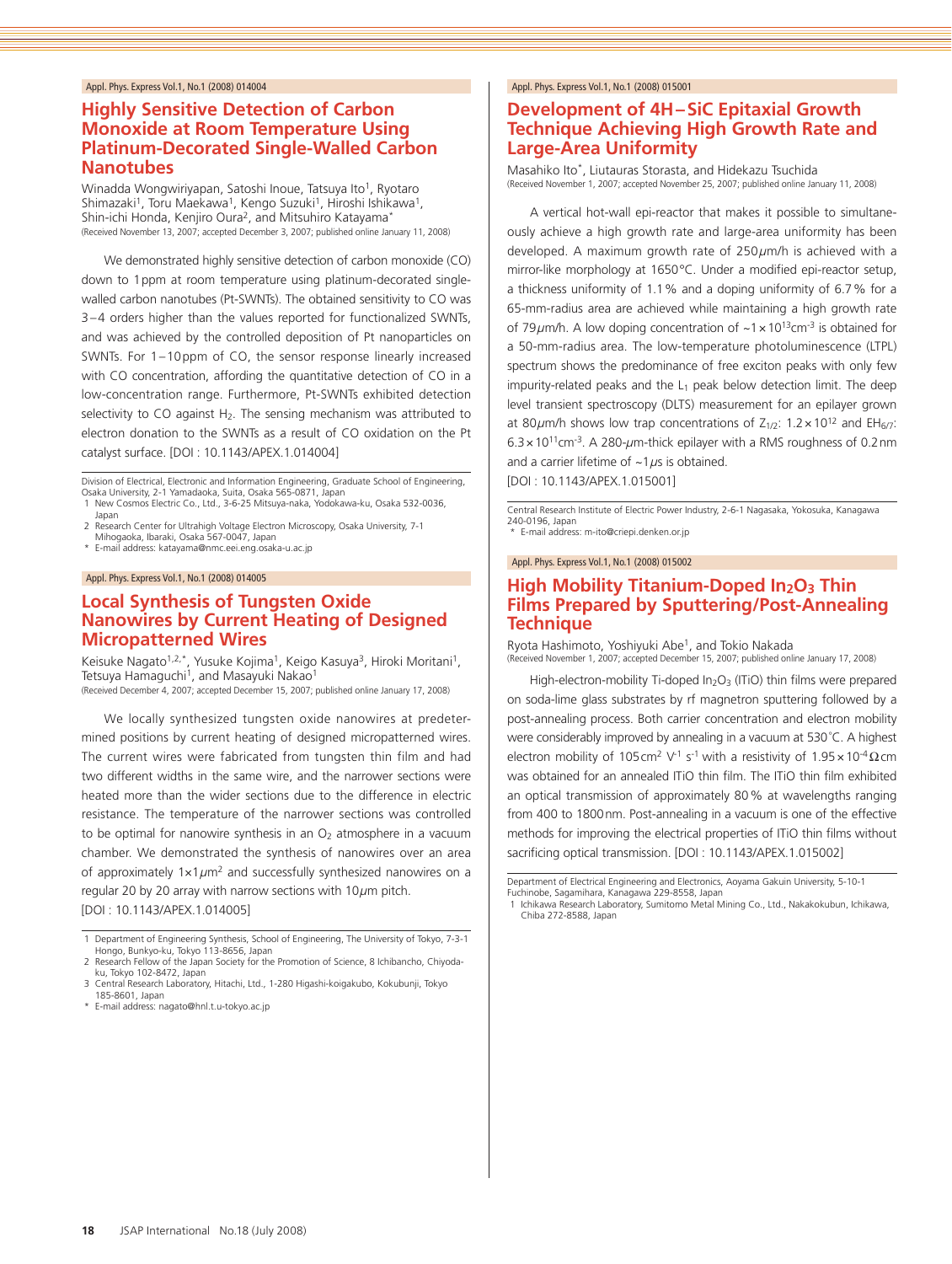Appl. Phys. Express Vol.1, No.1 (2008) 014004

## Highly Sensitive Detection of Carbon Monoxide at Room Temperature Using Platinum-Decorated Single-Walled Carbon Nanotubes

Winadda Wongwiriyapan, Satoshi Inoue, Tatsuya Ito[1], Ryotaro Shimazaki[1], Toru Maekawa[1], Kengo Suzuki[1], Hiroshi Ishikawa[1], Shin-ichi Honda, Kenjiro Oura[2], and Mitsuhiro Katayama[*]
(Received November 13, 2007; accepted December 3, 2007; published online January 11, 2008)

We demonstrated highly sensitive detection of carbon monoxide (CO) down to 1 ppm at room temperature using platinum-decorated single-walled carbon nanotubes (Pt-SWNTs). The obtained sensitivity to CO was 3–4 orders higher than the values reported for functionalized SWNTs, and was achieved by the controlled deposition of Pt nanoparticles on SWNTs. For 1–10 ppm of CO, the sensor response linearly increased with CO concentration, affording the quantitative detection of CO in a low-concentration range. Furthermore, Pt-SWNTs exhibited detection selectivity to CO against $H_2$. The sensing mechanism was attributed to electron donation to the SWNTs as a result of CO oxidation on the Pt catalyst surface. [DOI : 10.1143/APEX.1.014004]

Division of Electrical, Electronic and Information Engineering, Graduate School of Engineering, Osaka University, 2-1 Yamadaoka, Suita, Osaka 565-0871, Japan
1 New Cosmos Electric Co., Ltd., 3-6-25 Mitsuya-naka, Yodokawa-ku, Osaka 532-0036, Japan
2 Research Center for Ultrahigh Voltage Electron Microscopy, Osaka University, 7-1 Mihogaoka, Ibaraki, Osaka 567-0047, Japan
* E-mail address: katayama@nmc.eei.eng.osaka-u.ac.jp

Appl. Phys. Express Vol.1, No.1 (2008) 014005

## Local Synthesis of Tungsten Oxide Nanowires by Current Heating of Designed Micropatterned Wires

Keisuke Nagato[1,2,*], Yusuke Kojima[1], Keigo Kasuya[3], Hiroki Moritani[1], Tetsuya Hamaguchi[1], and Masayuki Nakao[1]
(Received December 4, 2007; accepted December 15, 2007; published online January 17, 2008)

We locally synthesized tungsten oxide nanowires at predetermined positions by current heating of designed micropatterned wires. The current wires were fabricated from tungsten thin film and had two different widths in the same wire, and the narrower sections were heated more than the wider sections due to the difference in electric resistance. The temperature of the narrower sections was controlled to be optimal for nanowire synthesis in an $O_2$ atmosphere in a vacuum chamber. We demonstrated the synthesis of nanowires over an area of approximately $1\times1\,\mu m^2$ and successfully synthesized nanowires on a regular 20 by 20 array with narrow sections with $10\,\mu m$ pitch.
[DOI : 10.1143/APEX.1.014005]

1 Department of Engineering Synthesis, School of Engineering, The University of Tokyo, 7-3-1 Hongo, Bunkyo-ku, Tokyo 113-8656, Japan
2 Research Fellow of the Japan Society for the Promotion of Science, 8 Ichibancho, Chiyoda-ku, Tokyo 102-8472, Japan
3 Central Research Laboratory, Hitachi, Ltd., 1-280 Higashi-koigakubo, Kokubunji, Tokyo 185-8601, Japan
* E-mail address: nagato@hnl.t.u-tokyo.ac.jp

Appl. Phys. Express Vol.1, No.1 (2008) 015001

## Development of 4H–SiC Epitaxial Growth Technique Achieving High Growth Rate and Large-Area Uniformity

Masahiko Ito[*], Liutauras Storasta, and Hidekazu Tsuchida
(Received November 1, 2007; accepted November 25, 2007; published online January 11, 2008)

A vertical hot-wall epi-reactor that makes it possible to simultaneously achieve a high growth rate and large-area uniformity has been developed. A maximum growth rate of $250\,\mu m/h$ is achieved with a mirror-like morphology at 1650°C. Under a modified epi-reactor setup, a thickness uniformity of 1.1% and a doping uniformity of 6.7% for a 65-mm-radius area are achieved while maintaining a high growth rate of $79\,\mu m/h$. A low doping concentration of $\sim1\times10^{13}\,cm^{-3}$ is obtained for a 50-mm-radius area. The low-temperature photoluminescence (LTPL) spectrum shows the predominance of free exciton peaks with only few impurity-related peaks and the $L_1$ peak below detection limit. The deep level transient spectroscopy (DLTS) measurement for an epilayer grown at $80\,\mu m/h$ shows low trap concentrations of $Z_{1/2}$: $1.2\times10^{12}$ and $EH_{6/7}$: $6.3\times10^{11}\,cm^{-3}$. A 280-$\mu$m-thick epilayer with a RMS roughness of 0.2 nm and a carrier lifetime of $\sim1\,\mu s$ is obtained.
[DOI : 10.1143/APEX.1.015001]

Central Research Institute of Electric Power Industry, 2-6-1 Nagasaka, Yokosuka, Kanagawa 240-0196, Japan
* E-mail address: m-ito@criepi.denken.or.jp

Appl. Phys. Express Vol.1, No.1 (2008) 015002

## High Mobility Titanium-Doped $In_2O_3$ Thin Films Prepared by Sputtering/Post-Annealing Technique

Ryota Hashimoto, Yoshiyuki Abe[1], and Tokio Nakada
(Received November 1, 2007; accepted December 15, 2007; published online January 17, 2008)

High-electron-mobility Ti-doped $In_2O_3$ (ITiO) thin films were prepared on soda-lime glass substrates by rf magnetron sputtering followed by a post-annealing process. Both carrier concentration and electron mobility were considerably improved by annealing in a vacuum at 530°C. A highest electron mobility of $105\,cm^2\,V^{-1}\,s^{-1}$ with a resistivity of $1.95\times10^{-4}\,\Omega cm$ was obtained for an annealed ITiO thin film. The ITiO thin film exhibited an optical transmission of approximately 80% at wavelengths ranging from 400 to 1800 nm. Post-annealing in a vacuum is one of the effective methods for improving the electrical properties of ITiO thin films without sacrificing optical transmission. [DOI : 10.1143/APEX.1.015002]

Department of Electrical Engineering and Electronics, Aoyama Gakuin University, 5-10-1 Fuchinobe, Sagamihara, Kanagawa 229-8558, Japan
1 Ichikawa Research Laboratory, Sumitomo Metal Mining Co., Ltd., Nakakokubun, Ichikawa, Chiba 272-8588, Japan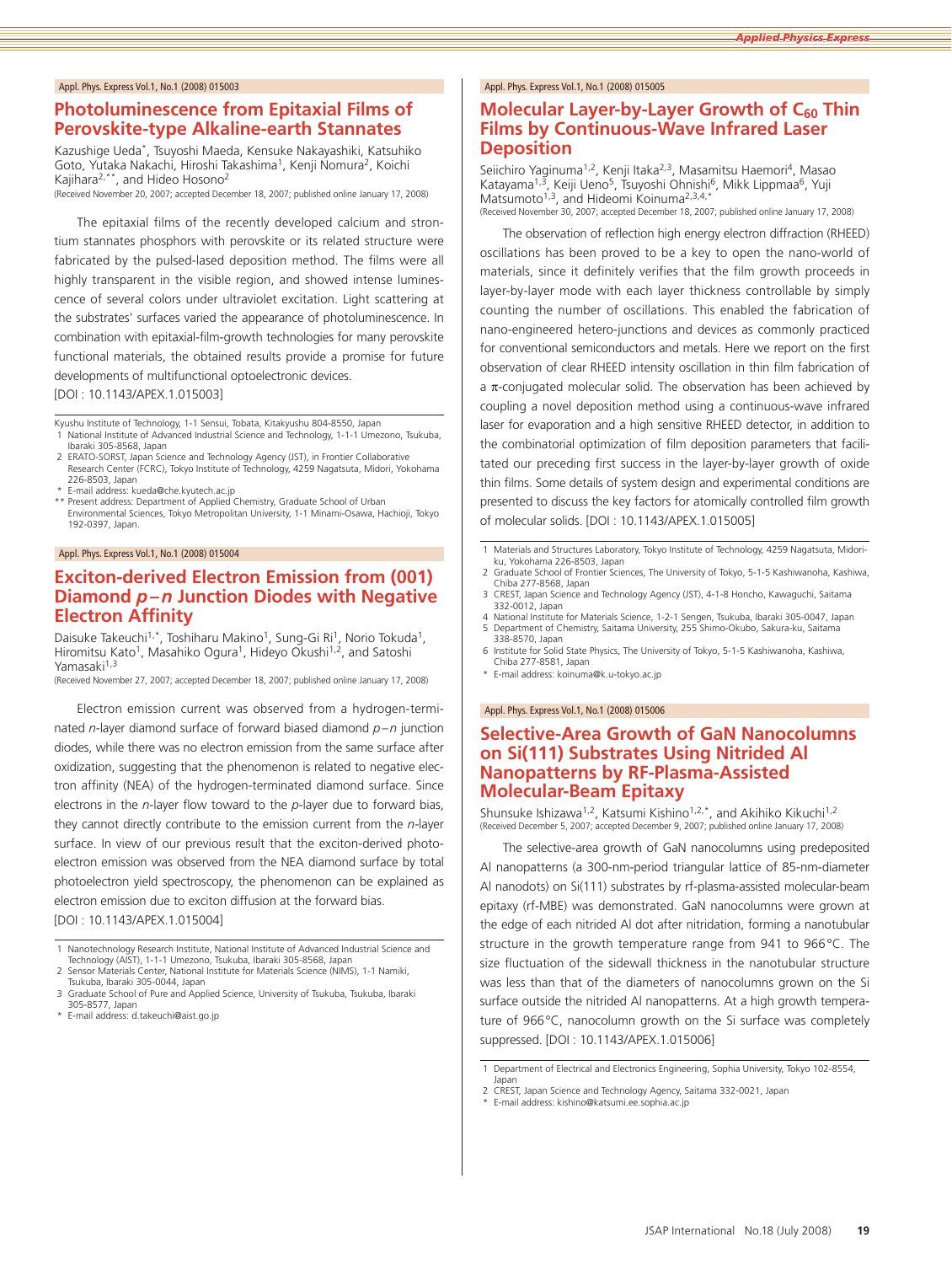Appl. Phys. Express Vol.1, No.1 (2008) 015003

## Photoluminescence from Epitaxial Films of Perovskite-type Alkaline-earth Stannates

Kazushige Ueda*, Tsuyoshi Maeda, Kensuke Nakayashiki, Katsuhiko Goto, Yutaka Nakachi, Hiroshi Takashima[1], Kenji Nomura[2], Koichi Kajihara[2,**], and Hideo Hosono[2]

(Received November 20, 2007; accepted December 18, 2007; published online January 17, 2008)

The epitaxial films of the recently developed calcium and strontium stannates phosphors with perovskite or its related structure were fabricated by the pulsed-lased deposition method. The films were all highly transparent in the visible region, and showed intense luminescence of several colors under ultraviolet excitation. Light scattering at the substrates' surfaces varied the appearance of photoluminescence. In combination with epitaxial-film-growth technologies for many perovskite functional materials, the obtained results provide a promise for future developments of multifunctional optoelectronic devices.
[DOI : 10.1143/APEX.1.015003]

Kyushu Institute of Technology, 1-1 Sensui, Tobata, Kitakyushu 804-8550, Japan
1 National Institute of Advanced Industrial Science and Technology, 1-1-1 Umezono, Tsukuba, Ibaraki 305-8568, Japan
2 ERATO-SORST, Japan Science and Technology Agency (JST), in Frontier Collaborative Research Center (FCRC), Tokyo Institute of Technology, 4259 Nagatsuta, Midori, Yokohama 226-8503, Japan
* E-mail address: kueda@che.kyutech.ac.jp
** Present address: Department of Applied Chemistry, Graduate School of Urban Environmental Sciences, Tokyo Metropolitan University, 1-1 Minami-Osawa, Hachioji, Tokyo 192-0397, Japan.

Appl. Phys. Express Vol.1, No.1 (2008) 015004

## Exciton-derived Electron Emission from (001) Diamond *p*–*n* Junction Diodes with Negative Electron Affinity

Daisuke Takeuchi[1,*], Toshiharu Makino[1], Sung-Gi Ri[1], Norio Tokuda[1], Hiromitsu Kato[1], Masahiko Ogura[1], Hideyo Okushi[1,2], and Satoshi Yamasaki[1,3]

(Received November 27, 2007; accepted December 18, 2007; published online January 17, 2008)

Electron emission current was observed from a hydrogen-terminated *n*-layer diamond surface of forward biased diamond *p*–*n* junction diodes, while there was no electron emission from the same surface after oxidization, suggesting that the phenomenon is related to negative electron affinity (NEA) of the hydrogen-terminated diamond surface. Since electrons in the *n*-layer flow toward to the *p*-layer due to forward bias, they cannot directly contribute to the emission current from the *n*-layer surface. In view of our previous result that the exciton-derived photoelectron emission was observed from the NEA diamond surface by total photoelectron yield spectroscopy, the phenomenon can be explained as electron emission due to exciton diffusion at the forward bias.
[DOI : 10.1143/APEX.1.015004]

1 Nanotechnology Research Institute, National Institute of Advanced Industrial Science and Technology (AIST), 1-1-1 Umezono, Tsukuba, Ibaraki 305-8568, Japan
2 Sensor Materials Center, National Institute for Materials Science (NIMS), 1-1 Namiki, Tsukuba, Ibaraki 305-0044, Japan
3 Graduate School of Pure and Applied Science, University of Tsukuba, Tsukuba, Ibaraki 305-8577, Japan
* E-mail address: d.takeuchi@aist.go.jp

Appl. Phys. Express Vol.1, No.1 (2008) 015005

## Molecular Layer-by-Layer Growth of $C_{60}$ Thin Films by Continuous-Wave Infrared Laser Deposition

Seiichiro Yaginuma[1,2], Kenji Itaka[2,3], Masamitsu Haemori[4], Masao Katayama[1,3], Keiji Ueno[5], Tsuyoshi Ohnishi[6], Mikk Lippmaa[6], Yuji Matsumoto[1,3], and Hideomi Koinuma[2,3,4,*]

(Received November 30, 2007; accepted December 18, 2007; published online January 17, 2008)

The observation of reflection high energy electron diffraction (RHEED) oscillations has been proved to be a key to open the nano-world of materials, since it definitely verifies that the film growth proceeds in layer-by-layer mode with each layer thickness controllable by simply counting the number of oscillations. This enabled the fabrication of nano-engineered hetero-junctions and devices as commonly practiced for conventional semiconductors and metals. Here we report on the first observation of clear RHEED intensity oscillation in thin film fabrication of a $\pi$-conjugated molecular solid. The observation has been achieved by coupling a novel deposition method using a continuous-wave infrared laser for evaporation and a high sensitive RHEED detector, in addition to the combinatorial optimization of film deposition parameters that facilitated our preceding first success in the layer-by-layer growth of oxide thin films. Some details of system design and experimental conditions are presented to discuss the key factors for atomically controlled film growth of molecular solids. [DOI : 10.1143/APEX.1.015005]

1 Materials and Structures Laboratory, Tokyo Institute of Technology, 4259 Nagatsuta, Midori-ku, Yokohama 226-8503, Japan
2 Graduate School of Frontier Sciences, The University of Tokyo, 5-1-5 Kashiwanoha, Kashiwa, Chiba 277-8568, Japan
3 CREST, Japan Science and Technology Agency (JST), 4-1-8 Honcho, Kawaguchi, Saitama 332-0012, Japan
4 National Institute for Materials Science, 1-2-1 Sengen, Tsukuba, Ibaraki 305-0047, Japan
5 Department of Chemistry, Saitama University, 255 Shimo-Okubo, Sakura-ku, Saitama 338-8570, Japan
6 Institute for Solid State Physics, The University of Tokyo, 5-1-5 Kashiwanoha, Kashiwa, Chiba 277-8581, Japan
* E-mail address: koinuma@k.u-tokyo.ac.jp

Appl. Phys. Express Vol.1, No.1 (2008) 015006

## Selective-Area Growth of GaN Nanocolumns on Si(111) Substrates Using Nitrided Al Nanopatterns by RF-Plasma-Assisted Molecular-Beam Epitaxy

Shunsuke Ishizawa[1,2], Katsumi Kishino[1,2,*], and Akihiko Kikuchi[1,2]

(Received December 5, 2007; accepted December 9, 2007; published online January 17, 2008)

The selective-area growth of GaN nanocolumns using predeposited Al nanopatterns (a 300-nm-period triangular lattice of 85-nm-diameter Al nanodots) on Si(111) substrates by rf-plasma-assisted molecular-beam epitaxy (rf-MBE) was demonstrated. GaN nanocolumns were grown at the edge of each nitrided Al dot after nitridation, forming a nanotubular structure in the growth temperature range from 941 to 966°C. The size fluctuation of the sidewall thickness in the nanotubular structure was less than that of the diameters of nanocolumns grown on the Si surface outside the nitrided Al nanopatterns. At a high growth temperature of 966°C, nanocolumn growth on the Si surface was completely suppressed. [DOI : 10.1143/APEX.1.015006]

1 Department of Electrical and Electronics Engineering, Sophia University, Tokyo 102-8554, Japan
2 CREST, Japan Science and Technology Agency, Saitama 332-0021, Japan
* E-mail address: kishino@katsumi.ee.sophia.ac.jp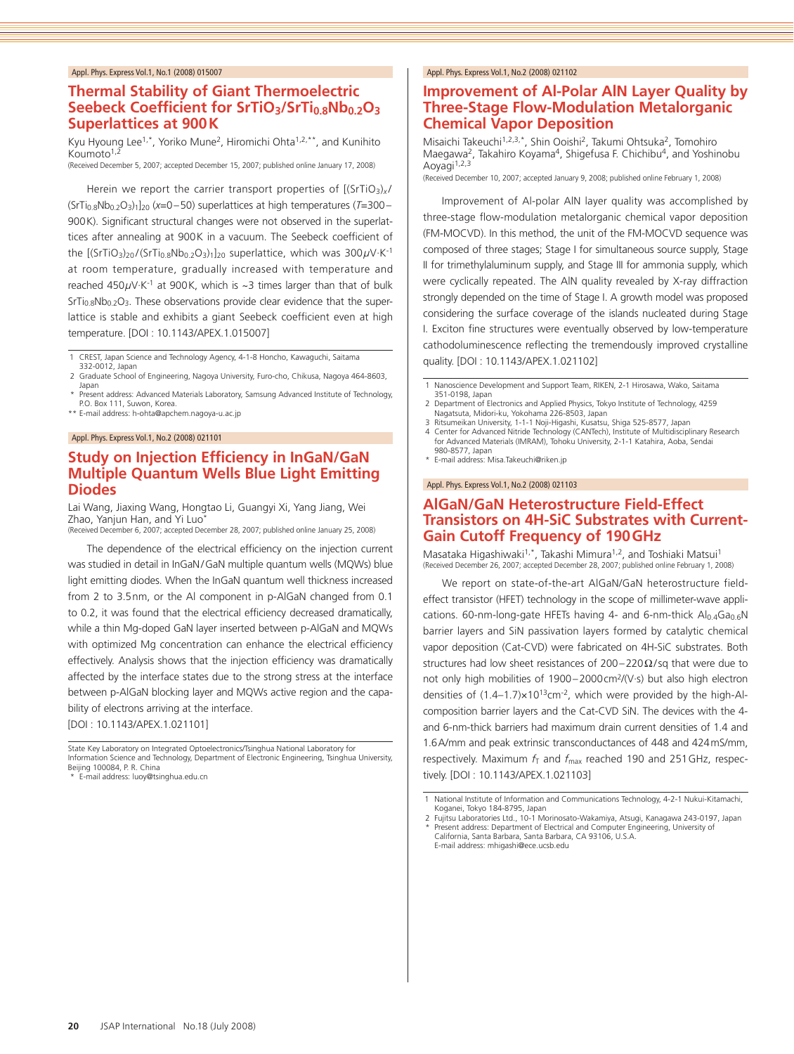Appl. Phys. Express Vol.1, No.1 (2008) 015007

## Thermal Stability of Giant Thermoelectric Seebeck Coefficient for $SrTiO_3/SrTi_{0.8}Nb_{0.2}O_3$ Superlattices at 900 K

Kyu Hyoung Lee[1,*], Yoriko Mune[2], Hiromichi Ohta[1,2,**], and Kunihito Koumoto[1,2]

(Received December 5, 2007; accepted December 15, 2007; published online January 17, 2008)

Herein we report the carrier transport properties of $[(SrTiO_3)_x/(SrTi_{0.8}Nb_{0.2}O_3)_1]_{20}$ ($x$=0−50) superlattices at high temperatures ($T$=300−900 K). Significant structural changes were not observed in the superlattices after annealing at 900 K in a vacuum. The Seebeck coefficient of the $[(SrTiO_3)_{20}/(SrTi_{0.8}Nb_{0.2}O_3)_1]_{20}$ superlattice, which was 300 $\mu$V·K$^{-1}$ at room temperature, gradually increased with temperature and reached 450 $\mu$V·K$^{-1}$ at 900 K, which is ~3 times larger than that of bulk $SrTi_{0.8}Nb_{0.2}O_3$. These observations provide clear evidence that the superlattice is stable and exhibits a giant Seebeck coefficient even at high temperature. [DOI : 10.1143/APEX.1.015007]

1 CREST, Japan Science and Technology Agency, 4-1-8 Honcho, Kawaguchi, Saitama 332-0012, Japan
2 Graduate School of Engineering, Nagoya University, Furo-cho, Chikusa, Nagoya 464-8603, Japan
* Present address: Advanced Materials Laboratory, Samsung Advanced Institute of Technology, P.O. Box 111, Suwon, Korea.
** E-mail address: h-ohta@apchem.nagoya-u.ac.jp

Appl. Phys. Express Vol.1, No.2 (2008) 021101

## Study on Injection Efficiency in InGaN/GaN Multiple Quantum Wells Blue Light Emitting Diodes

Lai Wang, Jiaxing Wang, Hongtao Li, Guangyi Xi, Yang Jiang, Wei Zhao, Yanjun Han, and Yi Luo*

(Received December 6, 2007; accepted December 28, 2007; published online January 25, 2008)

The dependence of the electrical efficiency on the injection current was studied in detail in InGaN/GaN multiple quantum wells (MQWs) blue light emitting diodes. When the InGaN quantum well thickness increased from 2 to 3.5 nm, or the Al component in p-AlGaN changed from 0.1 to 0.2, it was found that the electrical efficiency decreased dramatically, while a thin Mg-doped GaN layer inserted between p-AlGaN and MQWs with optimized Mg concentration can enhance the electrical efficiency effectively. Analysis shows that the injection efficiency was dramatically affected by the interface states due to the strong stress at the interface between p-AlGaN blocking layer and MQWs active region and the capability of electrons arriving at the interface.
[DOI : 10.1143/APEX.1.021101]

State Key Laboratory on Integrated Optoelectronics/Tsinghua National Laboratory for Information Science and Technology, Department of Electronic Engineering, Tsinghua University, Beijing 100084, P. R. China
* E-mail address: luoy@tsinghua.edu.cn

Appl. Phys. Express Vol.1, No.2 (2008) 021102

## Improvement of Al-Polar AlN Layer Quality by Three-Stage Flow-Modulation Metalorganic Chemical Vapor Deposition

Misaichi Takeuchi[1,2,3,*], Shin Ooishi[2], Takumi Ohtsuka[2], Tomohiro Maegawa[2], Takahiro Koyama[4], Shigefusa F. Chichibu[4], and Yoshinobu Aoyagi[1,2,3]

(Received December 10, 2007; accepted January 9, 2008; published online February 1, 2008)

Improvement of Al-polar AlN layer quality was accomplished by three-stage flow-modulation metalorganic chemical vapor deposition (FM-MOCVD). In this method, the unit of the FM-MOCVD sequence was composed of three stages; Stage I for simultaneous source supply, Stage II for trimethylaluminum supply, and Stage III for ammonia supply, which were cyclically repeated. The AlN quality revealed by X-ray diffraction strongly depended on the time of Stage I. A growth model was proposed considering the surface coverage of the islands nucleated during Stage I. Exciton fine structures were eventually observed by low-temperature cathodoluminescence reflecting the tremendously improved crystalline quality. [DOI : 10.1143/APEX.1.021102]

1 Nanoscience Development and Support Team, RIKEN, 2-1 Hirosawa, Wako, Saitama 351-0198, Japan
2 Department of Electronics and Applied Physics, Tokyo Institute of Technology, 4259 Nagatsuta, Midori-ku, Yokohama 226-8503, Japan
3 Ritsumeikan University, 1-1-1 Noji-Higashi, Kusatsu, Shiga 525-8577, Japan
4 Center for Advanced Nitride Technology (CANTech), Institute of Multidisciplinary Research for Advanced Materials (IMRAM), Tohoku University, 2-1-1 Katahira, Aoba, Sendai 980-8577, Japan
* E-mail address: Misa.Takeuchi@riken.jp

Appl. Phys. Express Vol.1, No.2 (2008) 021103

## AlGaN/GaN Heterostructure Field-Effect Transistors on 4H-SiC Substrates with Current-Gain Cutoff Frequency of 190 GHz

Masataka Higashiwaki[1,*], Takashi Mimura[1,2], and Toshiaki Matsui[1]

(Received December 26, 2007; accepted December 28, 2007; published online February 1, 2008)

We report on state-of-the-art AlGaN/GaN heterostructure field-effect transistor (HFET) technology in the scope of millimeter-wave applications. 60-nm-long-gate HFETs having 4- and 6-nm-thick $Al_{0.4}Ga_{0.6}N$ barrier layers and SiN passivation layers formed by catalytic chemical vapor deposition (Cat-CVD) were fabricated on 4H-SiC substrates. Both structures had low sheet resistances of 200−220 Ω/sq that were due to not only high mobilities of 1900−2000 cm$^2$/(V·s) but also high electron densities of (1.4–1.7)×10$^{13}$cm$^{-2}$, which were provided by the high-Al-composition barrier layers and the Cat-CVD SiN. The devices with the 4- and 6-nm-thick barriers had maximum drain current densities of 1.4 and 1.6 A/mm and peak extrinsic transconductances of 448 and 424 mS/mm, respectively. Maximum $f_T$ and $f_{max}$ reached 190 and 251 GHz, respectively. [DOI : 10.1143/APEX.1.021103]

1 National Institute of Information and Communications Technology, 4-2-1 Nukui-Kitamachi, Koganei, Tokyo 184-8795, Japan
2 Fujitsu Laboratories Ltd., 10-1 Morinosato-Wakamiya, Atsugi, Kanagawa 243-0197, Japan
* Present address: Department of Electrical and Computer Engineering, University of California, Santa Barbara, Santa Barbara, CA 93106, U.S.A.
E-mail address: mhigashi@ece.ucsb.edu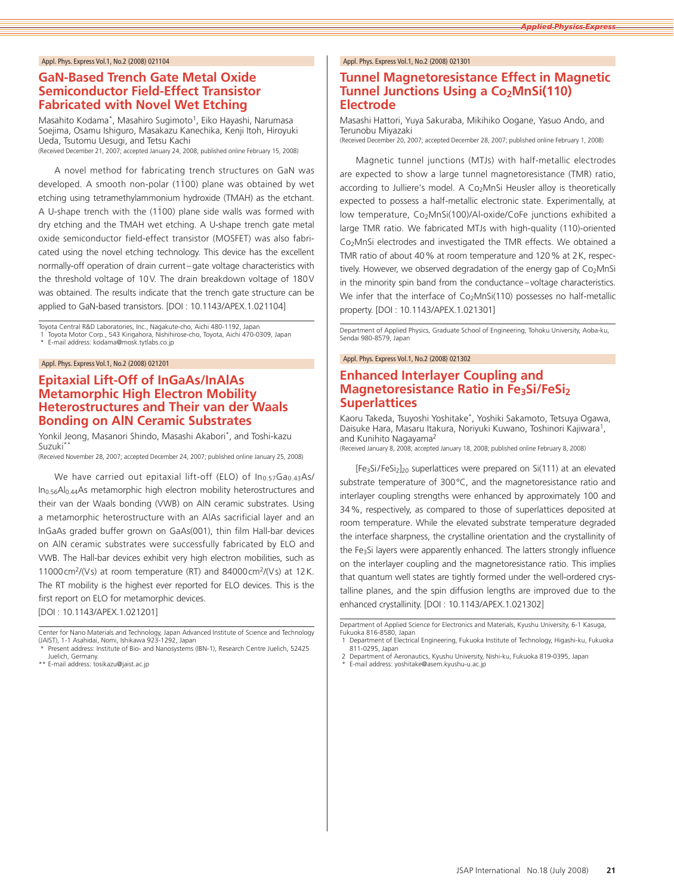Appl. Phys. Express Vol.1, No.2 (2008) 021104

## GaN-Based Trench Gate Metal Oxide Semiconductor Field-Effect Transistor Fabricated with Novel Wet Etching

Masahito Kodama*, Masahiro Sugimoto[1], Eiko Hayashi, Narumasa Soejima, Osamu Ishiguro, Masakazu Kanechika, Kenji Itoh, Hiroyuki Ueda, Tsutomu Uesugi, and Tetsu Kachi

(Received December 21, 2007; accepted January 24, 2008; published online February 15, 2008)

A novel method for fabricating trench structures on GaN was developed. A smooth non-polar $(1\bar{1}00)$ plane was obtained by wet etching using tetramethylammonium hydroxide (TMAH) as the etchant. A U-shape trench with the $(1\bar{1}00)$ plane side walls was formed with dry etching and the TMAH wet etching. A U-shape trench gate metal oxide semiconductor field-effect transistor (MOSFET) was also fabricated using the novel etching technology. This device has the excellent normally-off operation of drain current–gate voltage characteristics with the threshold voltage of 10V. The drain breakdown voltage of 180V was obtained. The results indicate that the trench gate structure can be applied to GaN-based transistors. [DOI : 10.1143/APEX.1.021104]

Toyota Central R&D Laboratories, Inc., Nagakute-cho, Aichi 480-1192, Japan
1 Toyota Motor Corp., 543 Kirigahora, Nishihirose-cho, Toyota, Aichi 470-0309, Japan
* E-mail address: kodama@mosk.tytlabs.co.jp

Appl. Phys. Express Vol.1, No.2 (2008) 021201

## Epitaxial Lift-Off of InGaAs/InAlAs Metamorphic High Electron Mobility Heterostructures and Their van der Waals Bonding on AlN Ceramic Substrates

Yonkil Jeong, Masanori Shindo, Masashi Akabori*, and Toshi-kazu Suzuki**

(Received November 28, 2007; accepted December 24, 2007; published online January 25, 2008)

We have carried out epitaxial lift-off (ELO) of $In_{0.57}Ga_{0.43}As$/$In_{0.56}Al_{0.44}As$ metamorphic high electron mobility heterostructures and their van der Waals bonding (VWB) on AlN ceramic substrates. Using a metamorphic heterostructure with an AlAs sacrificial layer and an InGaAs graded buffer grown on GaAs(001), thin film Hall-bar devices on AlN ceramic substrates were successfully fabricated by ELO and VWB. The Hall-bar devices exhibit very high electron mobilities, such as $11000\,cm^2/(Vs)$ at room temperature (RT) and $84000\,cm^2/(Vs)$ at 12K. The RT mobility is the highest ever reported for ELO devices. This is the first report on ELO for metamorphic devices.
[DOI : 10.1143/APEX.1.021201]

Center for Nano Materials and Technology, Japan Advanced Institute of Science and Technology (JAIST), 1-1 Asahidai, Nomi, Ishikawa 923-1292, Japan
* Present address: Institute of Bio- and Nanosystems (IBN-1), Research Centre Juelich, 52425 Juelich, Germany.
** E-mail address: tosikazu@jaist.ac.jp

Appl. Phys. Express Vol.1, No.2 (2008) 021301

## Tunnel Magnetoresistance Effect in Magnetic Tunnel Junctions Using a $Co_2MnSi(110)$ Electrode

Masashi Hattori, Yuya Sakuraba, Mikihiko Oogane, Yasuo Ando, and Terunobu Miyazaki

(Received December 20, 2007; accepted December 28, 2007; published online February 1, 2008)

Magnetic tunnel junctions (MTJs) with half-metallic electrodes are expected to show a large tunnel magnetoresistance (TMR) ratio, according to Julliere's model. A $Co_2MnSi$ Heusler alloy is theoretically expected to possess a half-metallic electronic state. Experimentally, at low temperature, $Co_2MnSi(100)$/Al-oxide/CoFe junctions exhibited a large TMR ratio. We fabricated MTJs with high-quality (110)-oriented $Co_2MnSi$ electrodes and investigated the TMR effects. We obtained a TMR ratio of about 40% at room temperature and 120% at 2K, respectively. However, we observed degradation of the energy gap of $Co_2MnSi$ in the minority spin band from the conductance–voltage characteristics. We infer that the interface of $Co_2MnSi(110)$ possesses no half-metallic property. [DOI : 10.1143/APEX.1.021301]

Department of Applied Physics, Graduate School of Engineering, Tohoku University, Aoba-ku, Sendai 980-8579, Japan

Appl. Phys. Express Vol.1, No.2 (2008) 021302

## Enhanced Interlayer Coupling and Magnetoresistance Ratio in $Fe_3Si/FeSi_2$ Superlattices

Kaoru Takeda, Tsuyoshi Yoshitake*, Yoshiki Sakamoto, Tetsuya Ogawa, Daisuke Hara, Masaru Itakura, Noriyuki Kuwano, Toshinori Kajiwara[1], and Kunihito Nagayama[2]

(Received January 8, 2008; accepted January 18, 2008; published online February 8, 2008)

$[Fe_3Si/FeSi_2]_{20}$ superlattices were prepared on Si(111) at an elevated substrate temperature of 300°C, and the magnetoresistance ratio and interlayer coupling strengths were enhanced by approximately 100 and 34%, respectively, as compared to those of superlattices deposited at room temperature. While the elevated substrate temperature degraded the interface sharpness, the crystalline orientation and the crystallinity of the $Fe_3Si$ layers were apparently enhanced. The latters strongly influence on the interlayer coupling and the magnetoresistance ratio. This implies that quantum well states are tightly formed under the well-ordered crystalline planes, and the spin diffusion lengths are improved due to the enhanced crystallinity. [DOI : 10.1143/APEX.1.021302]

Department of Applied Science for Electronics and Materials, Kyushu University, 6-1 Kasuga, Fukuoka 816-8580, Japan
1 Department of Electrical Engineering, Fukuoka Institute of Technology, Higashi-ku, Fukuoka 811-0295, Japan
2 Department of Aeronautics, Kyushu University, Nishi-ku, Fukuoka 819-0395, Japan
* E-mail address: yoshitake@asem.kyushu-u.ac.jp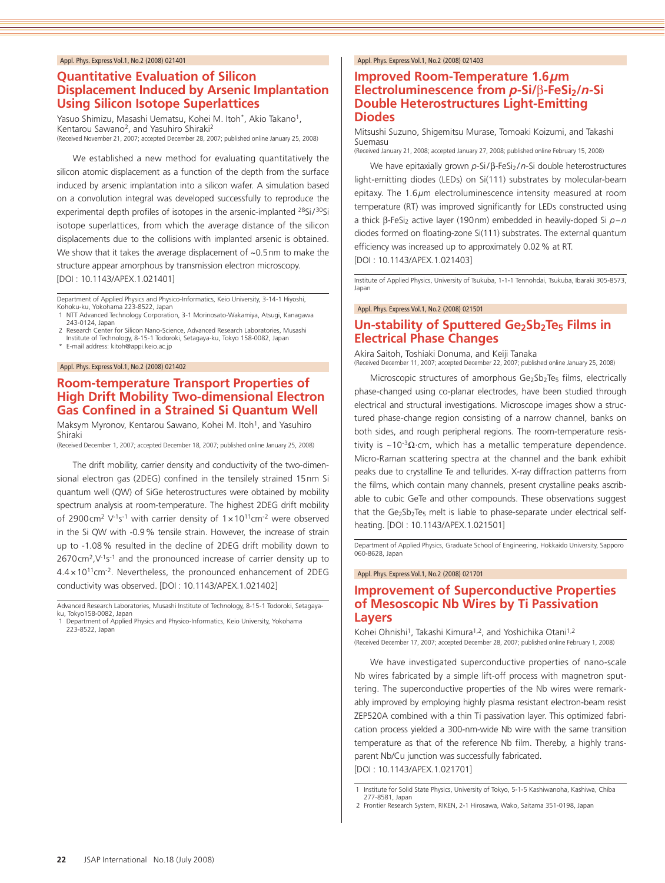Appl. Phys. Express Vol.1, No.2 (2008) 021401

## Quantitative Evaluation of Silicon Displacement Induced by Arsenic Implantation Using Silicon Isotope Superlattices

Yasuo Shimizu, Masashi Uematsu, Kohei M. Itoh*, Akio Takano[1], Kentarou Sawano[2], and Yasuhiro Shiraki[2]

(Received November 21, 2007; accepted December 28, 2007; published online January 25, 2008)

We established a new method for evaluating quantitatively the silicon atomic displacement as a function of the depth from the surface induced by arsenic implantation into a silicon wafer. A simulation based on a convolution integral was developed successfully to reproduce the experimental depth profiles of isotopes in the arsenic-implanted $^{28}Si/^{30}Si$ isotope superlattices, from which the average distance of the silicon displacements due to the collisions with implanted arsenic is obtained. We show that it takes the average displacement of ~0.5 nm to make the structure appear amorphous by transmission electron microscopy. [DOI : 10.1143/APEX.1.021401]

Department of Applied Physics and Physico-Informatics, Keio University, 3-14-1 Hiyoshi, Kohoku-ku, Yokohama 223-8522, Japan
1 NTT Advanced Technology Corporation, 3-1 Morinosato-Wakamiya, Atsugi, Kanagawa 243-0124, Japan
2 Research Center for Silicon Nano-Science, Advanced Research Laboratories, Musashi Institute of Technology, 8-15-1 Todoroki, Setagaya-ku, Tokyo 158-0082, Japan
* E-mail address: kitoh@appi.keio.ac.jp

Appl. Phys. Express Vol.1, No.2 (2008) 021402

## Room-temperature Transport Properties of High Drift Mobility Two-dimensional Electron Gas Confined in a Strained Si Quantum Well

Maksym Myronov, Kentarou Sawano, Kohei M. Itoh[1], and Yasuhiro Shiraki

(Received December 1, 2007; accepted December 18, 2007; published online January 25, 2008)

The drift mobility, carrier density and conductivity of the two-dimensional electron gas (2DEG) confined in the tensilely strained 15 nm Si quantum well (QW) of SiGe heterostructures were obtained by mobility spectrum analysis at room-temperature. The highest 2DEG drift mobility of 2900 $cm^2\,V^{-1}s^{-1}$ with carrier density of $1\times10^{11}cm^{-2}$ were observed in the Si QW with -0.9 % tensile strain. However, the increase of strain up to -1.08 % resulted in the decline of 2DEG drift mobility down to 2670 $cm^2$,$V^{-1}s^{-1}$ and the pronounced increase of carrier density up to $4.4\times10^{11}cm^{-2}$. Nevertheless, the pronounced enhancement of 2DEG conductivity was observed. [DOI : 10.1143/APEX.1.021402]

Advanced Research Laboratories, Musashi Institute of Technology, 8-15-1 Todoroki, Setagaya-ku, Tokyo158-0082, Japan
1 Department of Applied Physics and Physico-Informatics, Keio University, Yokohama 223-8522, Japan

Appl. Phys. Express Vol.1, No.2 (2008) 021403

## Improved Room-Temperature 1.6 μm Electroluminescence from *p*-Si/β-$FeSi_2$/*n*-Si Double Heterostructures Light-Emitting Diodes

Mitsushi Suzuno, Shigemitsu Murase, Tomoaki Koizumi, and Takashi Suemasu

(Received January 21, 2008; accepted January 27, 2008; published online February 15, 2008)

We have epitaxially grown *p*-Si/β-$FeSi_2$/*n*-Si double heterostructures light-emitting diodes (LEDs) on Si(111) substrates by molecular-beam epitaxy. The 1.6 μm electroluminescence intensity measured at room temperature (RT) was improved significantly for LEDs constructed using a thick β-$FeSi_2$ active layer (190 nm) embedded in heavily-doped Si *p*–*n* diodes formed on floating-zone Si(111) substrates. The external quantum efficiency was increased up to approximately 0.02 % at RT. [DOI : 10.1143/APEX.1.021403]

Institute of Applied Physics, University of Tsukuba, 1-1-1 Tennohdai, Tsukuba, Ibaraki 305-8573, Japan

Appl. Phys. Express Vol.1, No.2 (2008) 021501

## Un-stability of Sputtered $Ge_2Sb_2Te_5$ Films in Electrical Phase Changes

Akira Saitoh, Toshiaki Donuma, and Keiji Tanaka

(Received December 11, 2007; accepted December 22, 2007; published online January 25, 2008)

Microscopic structures of amorphous $Ge_2Sb_2Te_5$ films, electrically phase-changed using co-planar electrodes, have been studied through electrical and structural investigations. Microscope images show a structured phase-change region consisting of a narrow channel, banks on both sides, and rough peripheral regions. The room-temperature resistivity is ~$10^{-3}\Omega$·cm, which has a metallic temperature dependence. Micro-Raman scattering spectra at the channel and the bank exhibit peaks due to crystalline Te and tellurides. X-ray diffraction patterns from the films, which contain many channels, present crystalline peaks ascribable to cubic GeTe and other compounds. These observations suggest that the $Ge_2Sb_2Te_5$ melt is liable to phase-separate under electrical self-heating. [DOI : 10.1143/APEX.1.021501]

Department of Applied Physics, Graduate School of Engineering, Hokkaido University, Sapporo 060-8628, Japan

Appl. Phys. Express Vol.1, No.2 (2008) 021701

## Improvement of Superconductive Properties of Mesoscopic Nb Wires by Ti Passivation Layers

Kohei Ohnishi[1], Takashi Kimura[1,2], and Yoshichika Otani[1,2]

(Received December 17, 2007; accepted December 28, 2007; published online February 1, 2008)

We have investigated superconductive properties of nano-scale Nb wires fabricated by a simple lift-off process with magnetron sputtering. The superconductive properties of the Nb wires were remarkably improved by employing highly plasma resistant electron-beam resist ZEP520A combined with a thin Ti passivation layer. This optimized fabrication process yielded a 300-nm-wide Nb wire with the same transition temperature as that of the reference Nb film. Thereby, a highly transparent Nb/Cu junction was successfully fabricated. [DOI : 10.1143/APEX.1.021701]

1 Institute for Solid State Physics, University of Tokyo, 5-1-5 Kashiwanoha, Kashiwa, Chiba 277-8581, Japan
2 Frontier Research System, RIKEN, 2-1 Hirosawa, Wako, Saitama 351-0198, Japan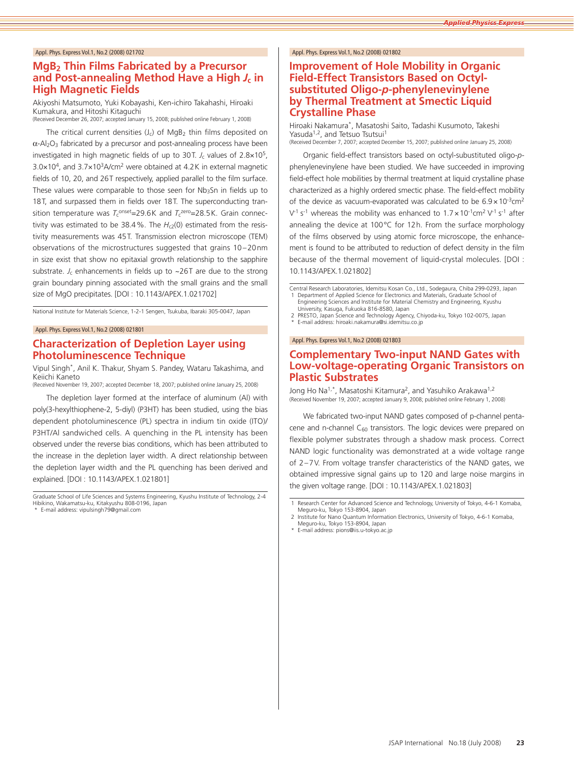Appl. Phys. Express Vol.1, No.2 (2008) 021702

## $MgB_2$ Thin Films Fabricated by a Precursor and Post-annealing Method Have a High $J_c$ in High Magnetic Fields

Akiyoshi Matsumoto, Yuki Kobayashi, Ken-ichiro Takahashi, Hiroaki Kumakura, and Hitoshi Kitaguchi
(Received December 26, 2007; accepted January 15, 2008; published online February 1, 2008)

The critical current densities ($J_c$) of $MgB_2$ thin films deposited on $\alpha$-$Al_2O_3$ fabricated by a precursor and post-annealing process have been investigated in high magnetic fields of up to 30T. $J_c$ values of $2.8\times10^5$, $3.0\times10^4$, and $3.7\times10^3$A/cm$^2$ were obtained at 4.2K in external magnetic fields of 10, 20, and 26T respectively, applied parallel to the film surface. These values were comparable to those seen for $Nb_3Sn$ in fields up to 18T, and surpassed them in fields over 18T. The superconducting transition temperature was $T_c^{onset}$=29.6K and $T_c^{zero}$=28.5K. Grain connectivity was estimated to be 38.4%. The $H_{c2}(0)$ estimated from the resistivity measurements was 45T. Transmission electron microscope (TEM) observations of the microstructures suggested that grains 10–20nm in size exist that show no epitaxial growth relationship to the sapphire substrate. $J_c$ enhancements in fields up to ~26T are due to the strong grain boundary pinning associated with the small grains and the small size of MgO precipitates. [DOI : 10.1143/APEX.1.021702]

National Institute for Materials Science, 1-2-1 Sengen, Tsukuba, Ibaraki 305-0047, Japan

Appl. Phys. Express Vol.1, No.2 (2008) 021801

## Characterization of Depletion Layer using Photoluminescence Technique

Vipul Singh*, Anil K. Thakur, Shyam S. Pandey, Wataru Takashima, and Keiichi Kaneto
(Received November 19, 2007; accepted December 18, 2007; published online January 25, 2008)

The depletion layer formed at the interface of aluminum (Al) with poly(3-hexylthiophene-2, 5-diyl) (P3HT) has been studied, using the bias dependent photoluminescence (PL) spectra in indium tin oxide (ITO)/P3HT/Al sandwiched cells. A quenching in the PL intensity has been observed under the reverse bias conditions, which has been attributed to the increase in the depletion layer width. A direct relationship between the depletion layer width and the PL quenching has been derived and explained. [DOI : 10.1143/APEX.1.021801]

Graduate School of Life Sciences and Systems Engineering, Kyushu Institute of Technology, 2-4 Hibikino, Wakamatsu-ku, Kitakyushu 808-0196, Japan
* E-mail address: vipulsingh79@gmail.com

Appl. Phys. Express Vol.1, No.2 (2008) 021802

## Improvement of Hole Mobility in Organic Field-Effect Transistors Based on Octyl-substituted Oligo-*p*-phenylenevinylene by Thermal Treatment at Smectic Liquid Crystalline Phase

Hiroaki Nakamura*, Masatoshi Saito, Tadashi Kusumoto, Takeshi Yasuda[1,2], and Tetsuo Tsutsui[1]
(Received December 7, 2007; accepted December 15, 2007; published online January 25, 2008)

Organic field-effect transistors based on octyl-subsutituted oligo-*p*-phenylenevinylene have been studied. We have succeeded in improving field-effect hole mobilities by thermal treatment at liquid crystalline phase characterized as a highly ordered smectic phase. The field-effect mobility of the device as vacuum-evaporated was calculated to be $6.9\times10^{-3}$cm$^2$ V$^{-1}$ s$^{-1}$ whereas the mobility was enhanced to $1.7\times10^{-1}$cm$^2$ V$^{-1}$ s$^{-1}$ after annealing the device at 100°C for 12h. From the surface morphology of the films observed by using atomic force microscope, the enhancement is found to be attributed to reduction of defect density in the film because of the thermal movement of liquid-crystal molecules. [DOI : 10.1143/APEX.1.021802]

Central Research Laboratories, Idemitsu Kosan Co., Ltd., Sodegaura, Chiba 299-0293, Japan
1 Department of Applied Science for Electronics and Materials, Graduate School of Engineering Sciences and Institute for Material Chemistry and Engineering, Kyushu University, Kasuga, Fukuoka 816-8580, Japan
2 PRESTO, Japan Science and Technology Agency, Chiyoda-ku, Tokyo 102-0075, Japan
* E-mail address: hiroaki.nakamura@si.idemitsu.co.jp

Appl. Phys. Express Vol.1, No.2 (2008) 021803

## Complementary Two-input NAND Gates with Low-voltage-operating Organic Transistors on Plastic Substrates

Jong Ho Na[1,*], Masatoshi Kitamura[2], and Yasuhiko Arakawa[1,2]
(Received November 19, 2007; accepted January 9, 2008; published online February 1, 2008)

We fabricated two-input NAND gates composed of p-channel pentacene and n-channel $C_{60}$ transistors. The logic devices were prepared on flexible polymer substrates through a shadow mask process. Correct NAND logic functionality was demonstrated at a wide voltage range of 2–7V. From voltage transfer characteristics of the NAND gates, we obtained impressive signal gains up to 120 and large noise margins in the given voltage range. [DOI : 10.1143/APEX.1.021803]

1 Research Center for Advanced Science and Technology, University of Tokyo, 4-6-1 Komaba, Meguro-ku, Tokyo 153-8904, Japan
2 Institute for Nano Quantum Information Electronics, University of Tokyo, 4-6-1 Komaba, Meguro-ku, Tokyo 153-8904, Japan
* E-mail address: pions@iis.u-tokyo.ac.jp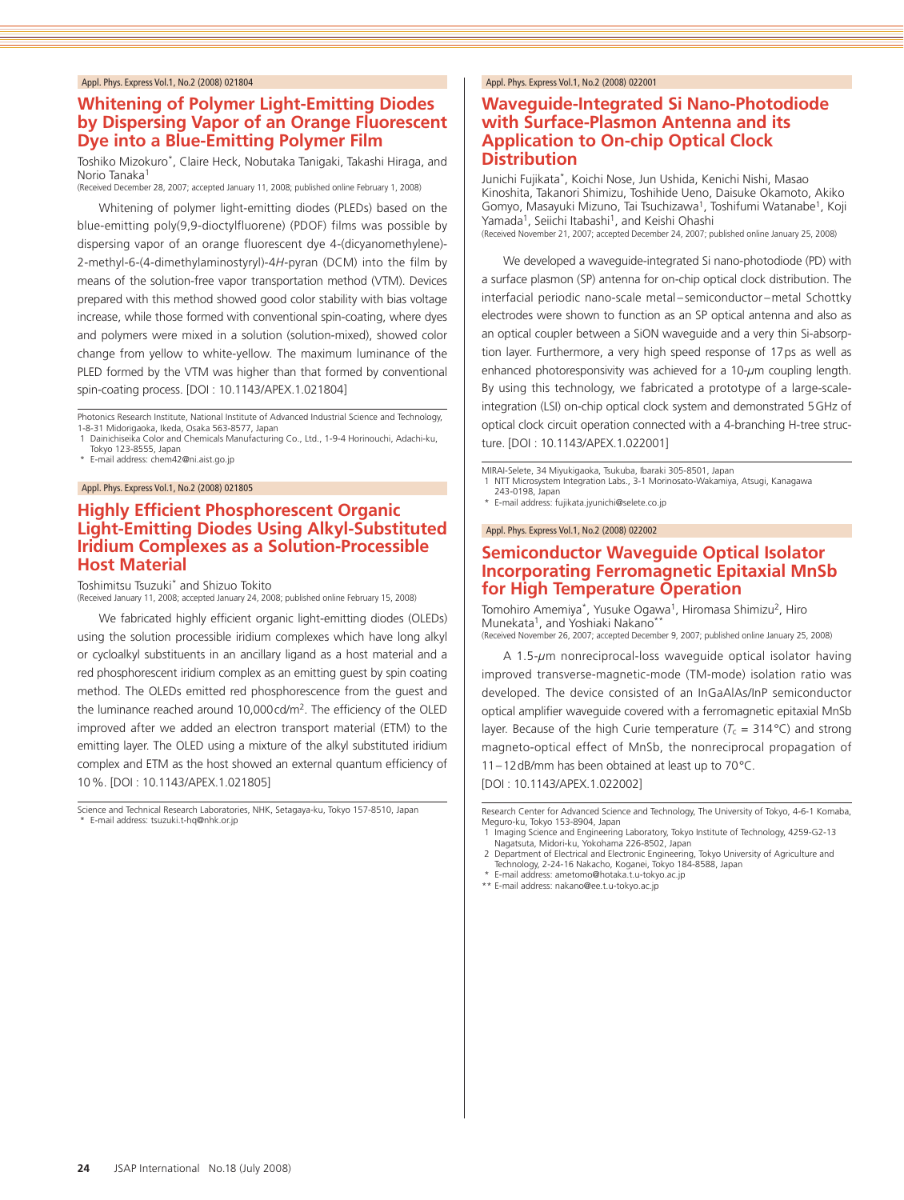Appl. Phys. Express Vol.1, No.2 (2008) 021804

## Whitening of Polymer Light-Emitting Diodes by Dispersing Vapor of an Orange Fluorescent Dye into a Blue-Emitting Polymer Film

Toshiko Mizokuro*, Claire Heck, Nobutaka Tanigaki, Takashi Hiraga, and Norio Tanaka[1]

(Received December 28, 2007; accepted January 11, 2008; published online February 1, 2008)

Whitening of polymer light-emitting diodes (PLEDs) based on the blue-emitting poly(9,9-dioctylfluorene) (PDOF) films was possible by dispersing vapor of an orange fluorescent dye 4-(dicyanomethylene)-2-methyl-6-(4-dimethylaminostyryl)-4*H*-pyran (DCM) into the film by means of the solution-free vapor transportation method (VTM). Devices prepared with this method showed good color stability with bias voltage increase, while those formed with conventional spin-coating, where dyes and polymers were mixed in a solution (solution-mixed), showed color change from yellow to white-yellow. The maximum luminance of the PLED formed by the VTM was higher than that formed by conventional spin-coating process. [DOI : 10.1143/APEX.1.021804]

Photonics Research Institute, National Institute of Advanced Industrial Science and Technology, 1-8-31 Midorigaoka, Ikeda, Osaka 563-8577, Japan
1 Dainichiseika Color and Chemicals Manufacturing Co., Ltd., 1-9-4 Horinouchi, Adachi-ku, Tokyo 123-8555, Japan
* E-mail address: chem42@ni.aist.go.jp

Appl. Phys. Express Vol.1, No.2 (2008) 021805

## Highly Efficient Phosphorescent Organic Light-Emitting Diodes Using Alkyl-Substituted Iridium Complexes as a Solution-Processible Host Material

Toshimitsu Tsuzuki* and Shizuo Tokito

(Received January 11, 2008; accepted January 24, 2008; published online February 15, 2008)

We fabricated highly efficient organic light-emitting diodes (OLEDs) using the solution processible iridium complexes which have long alkyl or cycloalkyl substituents in an ancillary ligand as a host material and a red phosphorescent iridium complex as an emitting guest by spin coating method. The OLEDs emitted red phosphorescence from the guest and the luminance reached around 10,000 cd/m$^2$. The efficiency of the OLED improved after we added an electron transport material (ETM) to the emitting layer. The OLED using a mixture of the alkyl substituted iridium complex and ETM as the host showed an external quantum efficiency of 10%. [DOI : 10.1143/APEX.1.021805]

Science and Technical Research Laboratories, NHK, Setagaya-ku, Tokyo 157-8510, Japan
* E-mail address: tsuzuki.t-hq@nhk.or.jp

Appl. Phys. Express Vol.1, No.2 (2008) 022001

## Waveguide-Integrated Si Nano-Photodiode with Surface-Plasmon Antenna and its Application to On-chip Optical Clock Distribution

Junichi Fujikata*, Koichi Nose, Jun Ushida, Kenichi Nishi, Masao Kinoshita, Takanori Shimizu, Toshihide Ueno, Daisuke Okamoto, Akiko Gomyo, Masayuki Mizuno, Tai Tsuchizawa[1], Toshifumi Watanabe[1], Koji Yamada[1], Seiichi Itabashi[1], and Keishi Ohashi

(Received November 21, 2007; accepted December 24, 2007; published online January 25, 2008)

We developed a waveguide-integrated Si nano-photodiode (PD) with a surface plasmon (SP) antenna for on-chip optical clock distribution. The interfacial periodic nano-scale metal–semiconductor–metal Schottky electrodes were shown to function as an SP optical antenna and also as an optical coupler between a SiON waveguide and a very thin Si-absorption layer. Furthermore, a very high speed response of 17 ps as well as enhanced photoresponsivity was achieved for a 10-$\mu$m coupling length. By using this technology, we fabricated a prototype of a large-scale-integration (LSI) on-chip optical clock system and demonstrated 5 GHz of optical clock circuit operation connected with a 4-branching H-tree structure. [DOI : 10.1143/APEX.1.022001]

MIRAI-Selete, 34 Miyukigaoka, Tsukuba, Ibaraki 305-8501, Japan
1 NTT Microsystem Integration Labs., 3-1 Morinosato-Wakamiya, Atsugi, Kanagawa 243-0198, Japan
* E-mail address: fujikata.jyunichi@selete.co.jp

Appl. Phys. Express Vol.1, No.2 (2008) 022002

## Semiconductor Waveguide Optical Isolator Incorporating Ferromagnetic Epitaxial MnSb for High Temperature Operation

Tomohiro Amemiya*, Yusuke Ogawa[1], Hiromasa Shimizu[2], Hiro Munekata[1], and Yoshiaki Nakano**

(Received November 26, 2007; accepted December 9, 2007; published online January 25, 2008)

A 1.5-$\mu$m nonreciprocal-loss waveguide optical isolator having improved transverse-magnetic-mode (TM-mode) isolation ratio was developed. The device consisted of an InGaAlAs/InP semiconductor optical amplifier waveguide covered with a ferromagnetic epitaxial MnSb layer. Because of the high Curie temperature ($T_c$ = 314°C) and strong magneto-optical effect of MnSb, the nonreciprocal propagation of 11–12 dB/mm has been obtained at least up to 70°C.
[DOI : 10.1143/APEX.1.022002]

Research Center for Advanced Science and Technology, The University of Tokyo, 4-6-1 Komaba, Meguro-ku, Tokyo 153-8904, Japan
1 Imaging Science and Engineering Laboratory, Tokyo Institute of Technology, 4259-G2-13 Nagatsuta, Midori-ku, Yokohama 226-8502, Japan
2 Department of Electrical and Electronic Engineering, Tokyo University of Agriculture and Technology, 2-24-16 Nakacho, Koganei, Tokyo 184-8588, Japan
* E-mail address: ametomo@hotaka.t.u-tokyo.ac.jp
** E-mail address: nakano@ee.t.u-tokyo.ac.jp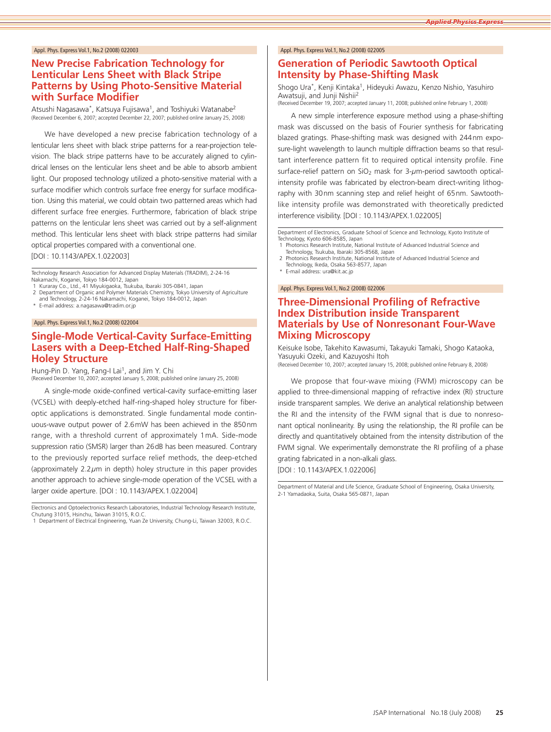Appl. Phys. Express Vol.1, No.2 (2008) 022003

## New Precise Fabrication Technology for Lenticular Lens Sheet with Black Stripe Patterns by Using Photo-Sensitive Material with Surface Modifier

Atsushi Nagasawa*, Katsuya Fujisawa[1], and Toshiyuki Watanabe[2]
(Received December 6, 2007; accepted December 22, 2007; published online January 25, 2008)

We have developed a new precise fabrication technology of a lenticular lens sheet with black stripe patterns for a rear-projection television. The black stripe patterns have to be accurately aligned to cylindrical lenses on the lenticular lens sheet and be able to absorb ambient light. Our proposed technology utilized a photo-sensitive material with a surface modifier which controls surface free energy for surface modification. Using this material, we could obtain two patterned areas which had different surface free energies. Furthermore, fabrication of black stripe patterns on the lenticular lens sheet was carried out by a self-alignment method. This lenticular lens sheet with black stripe patterns had similar optical properties compared with a conventional one.
[DOI : 10.1143/APEX.1.022003]

Technology Research Association for Advanced Display Materials (TRADIM), 2-24-16 Nakamachi, Koganei, Tokyo 184-0012, Japan
1 Kuraray Co., Ltd., 41 Miyukigaoka, Tsukuba, Ibaraki 305-0841, Japan
2 Department of Organic and Polymer Materials Chemistry, Tokyo University of Agriculture and Technology, 2-24-16 Nakamachi, Koganei, Tokyo 184-0012, Japan
* E-mail address: a.nagasawa@tradim.or.jp

Appl. Phys. Express Vol.1, No.2 (2008) 022004

## Single-Mode Vertical-Cavity Surface-Emitting Lasers with a Deep-Etched Half-Ring-Shaped Holey Structure

Hung-Pin D. Yang, Fang-I Lai[1], and Jim Y. Chi
(Received December 10, 2007; accepted January 5, 2008; published online January 25, 2008)

A single-mode oxide-confined vertical-cavity surface-emitting laser (VCSEL) with deeply-etched half-ring-shaped holey structure for fiber-optic applications is demonstrated. Single fundamental mode continuous-wave output power of 2.6 mW has been achieved in the 850 nm range, with a threshold current of approximately 1 mA. Side-mode suppression ratio (SMSR) larger than 26 dB has been measured. Contrary to the previously reported surface relief methods, the deep-etched (approximately 2.2 $\mu$m in depth) holey structure in this paper provides another approach to achieve single-mode operation of the VCSEL with a larger oxide aperture. [DOI : 10.1143/APEX.1.022004]

Electronics and Optoelectronics Research Laboratories, Industrial Technology Research Institute, Chutung 31015, Hsinchu, Taiwan 31015, R.O.C.
1 Department of Electrical Engineering, Yuan Ze University, Chung-Li, Taiwan 32003, R.O.C.

Appl. Phys. Express Vol.1, No.2 (2008) 022005

## Generation of Periodic Sawtooth Optical Intensity by Phase-Shifting Mask

Shogo Ura*, Kenji Kintaka[1], Hideyuki Awazu, Kenzo Nishio, Yasuhiro Awatsuji, and Junji Nishii[2]
(Received December 19, 2007; accepted January 11, 2008; published online February 1, 2008)

A new simple interference exposure method using a phase-shifting mask was discussed on the basis of Fourier synthesis for fabricating blazed gratings. Phase-shifting mask was designed with 244 nm exposure-light wavelength to launch multiple diffraction beams so that resultant interference pattern fit to required optical intensity profile. Fine surface-relief pattern on $SiO_2$ mask for 3-$\mu$m-period sawtooth optical-intensity profile was fabricated by electron-beam direct-writing lithography with 30 nm scanning step and relief height of 65 nm. Sawtooth-like intensity profile was demonstrated with theoretically predicted interference visibility. [DOI : 10.1143/APEX.1.022005]

Department of Electronics, Graduate School of Science and Technology, Kyoto Institute of Technology, Kyoto 606-8585, Japan
1 Photonics Research Institute, National Institute of Advanced Industrial Science and Technology, Tsukuba, Ibaraki 305-8568, Japan
2 Photonics Research Institute, National Institute of Advanced Industrial Science and Technology, Ikeda, Osaka 563-8577, Japan
* E-mail address: ura@kit.ac.jp

Appl. Phys. Express Vol.1, No.2 (2008) 022006

## Three-Dimensional Profiling of Refractive Index Distribution inside Transparent Materials by Use of Nonresonant Four-Wave Mixing Microscopy

Keisuke Isobe, Takehito Kawasumi, Takayuki Tamaki, Shogo Kataoka, Yasuyuki Ozeki, and Kazuyoshi Itoh
(Received December 10, 2007; accepted January 15, 2008; published online February 8, 2008)

We propose that four-wave mixing (FWM) microscopy can be applied to three-dimensional mapping of refractive index (RI) structure inside transparent samples. We derive an analytical relationship between the RI and the intensity of the FWM signal that is due to nonresonant optical nonlinearity. By using the relationship, the RI profile can be directly and quantitatively obtained from the intensity distribution of the FWM signal. We experimentally demonstrate the RI profiling of a phase grating fabricated in a non-alkali glass.
[DOI : 10.1143/APEX.1.022006]

Department of Material and Life Science, Graduate School of Engineering, Osaka University, 2-1 Yamadaoka, Suita, Osaka 565-0871, Japan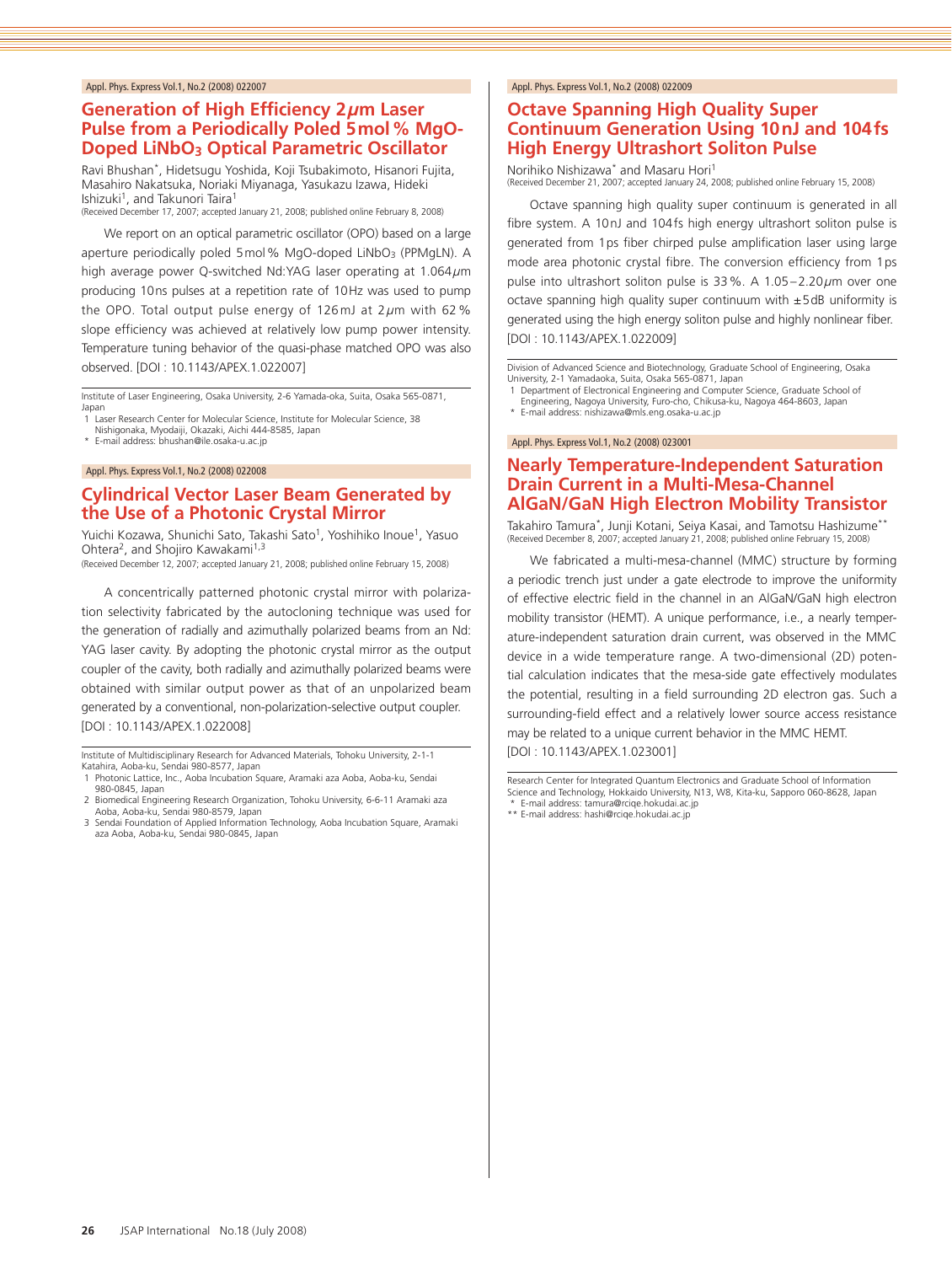Appl. Phys. Express Vol.1, No.2 (2008) 022007

## Generation of High Efficiency 2 μm Laser Pulse from a Periodically Poled 5 mol % MgO-Doped $LiNbO_3$ Optical Parametric Oscillator

Ravi Bhushan*, Hidetsugu Yoshida, Koji Tsubakimoto, Hisanori Fujita, Masahiro Nakatsuka, Noriaki Miyanaga, Yasukazu Izawa, Hideki Ishizuki[1], and Takunori Taira[1]

(Received December 17, 2007; accepted January 21, 2008; published online February 8, 2008)

We report on an optical parametric oscillator (OPO) based on a large aperture periodically poled 5 mol % MgO-doped $LiNbO_3$ (PPMgLN). A high average power Q-switched Nd:YAG laser operating at 1.064 μm producing 10 ns pulses at a repetition rate of 10 Hz was used to pump the OPO. Total output pulse energy of 126 mJ at 2 μm with 62 % slope efficiency was achieved at relatively low pump power intensity. Temperature tuning behavior of the quasi-phase matched OPO was also observed. [DOI : 10.1143/APEX.1.022007]

Institute of Laser Engineering, Osaka University, 2-6 Yamada-oka, Suita, Osaka 565-0871, Japan
1 Laser Research Center for Molecular Science, Institute for Molecular Science, 38 Nishigonaka, Myodaiji, Okazaki, Aichi 444-8585, Japan
* E-mail address: bhushan@ile.osaka-u.ac.jp

Appl. Phys. Express Vol.1, No.2 (2008) 022008

## Cylindrical Vector Laser Beam Generated by the Use of a Photonic Crystal Mirror

Yuichi Kozawa, Shunichi Sato, Takashi Sato[1], Yoshihiko Inoue[1], Yasuo Ohtera[2], and Shojiro Kawakami[1,3]

(Received December 12, 2007; accepted January 21, 2008; published online February 15, 2008)

A concentrically patterned photonic crystal mirror with polarization selectivity fabricated by the autocloning technique was used for the generation of radially and azimuthally polarized beams from an Nd: YAG laser cavity. By adopting the photonic crystal mirror as the output coupler of the cavity, both radially and azimuthally polarized beams were obtained with similar output power as that of an unpolarized beam generated by a conventional, non-polarization-selective output coupler. [DOI : 10.1143/APEX.1.022008]

Institute of Multidisciplinary Research for Advanced Materials, Tohoku University, 2-1-1 Katahira, Aoba-ku, Sendai 980-8577, Japan
1 Photonic Lattice, Inc., Aoba Incubation Square, Aramaki aza Aoba, Aoba-ku, Sendai 980-0845, Japan
2 Biomedical Engineering Research Organization, Tohoku University, 6-6-11 Aramaki aza Aoba, Aoba-ku, Sendai 980-8579, Japan
3 Sendai Foundation of Applied Information Technology, Aoba Incubation Square, Aramaki aza Aoba, Aoba-ku, Sendai 980-0845, Japan

Appl. Phys. Express Vol.1, No.2 (2008) 022009

## Octave Spanning High Quality Super Continuum Generation Using 10 nJ and 104 fs High Energy Ultrashort Soliton Pulse

Norihiko Nishizawa* and Masaru Hori[1]

(Received December 21, 2007; accepted January 24, 2008; published online February 15, 2008)

Octave spanning high quality super continuum is generated in all fibre system. A 10 nJ and 104 fs high energy ultrashort soliton pulse is generated from 1 ps fiber chirped pulse amplification laser using large mode area photonic crystal fibre. The conversion efficiency from 1 ps pulse into ultrashort soliton pulse is 33 %. A 1.05 – 2.20 μm over one octave spanning high quality super continuum with ± 5 dB uniformity is generated using the high energy soliton pulse and highly nonlinear fiber. [DOI : 10.1143/APEX.1.022009]

Division of Advanced Science and Biotechnology, Graduate School of Engineering, Osaka University, 2-1 Yamadaoka, Suita, Osaka 565-0871, Japan
1 Department of Electronical Engineering and Computer Science, Graduate School of Engineering, Nagoya University, Furo-cho, Chikusa-ku, Nagoya 464-8603, Japan
* E-mail address: nishizawa@mls.eng.osaka-u.ac.jp

Appl. Phys. Express Vol.1, No.2 (2008) 023001

## Nearly Temperature-Independent Saturation Drain Current in a Multi-Mesa-Channel AlGaN/GaN High Electron Mobility Transistor

Takahiro Tamura*, Junji Kotani, Seiya Kasai, and Tamotsu Hashizume**

(Received December 8, 2007; accepted January 21, 2008; published online February 15, 2008)

We fabricated a multi-mesa-channel (MMC) structure by forming a periodic trench just under a gate electrode to improve the uniformity of effective electric field in the channel in an AlGaN/GaN high electron mobility transistor (HEMT). A unique performance, i.e., a nearly temperature-independent saturation drain current, was observed in the MMC device in a wide temperature range. A two-dimensional (2D) potential calculation indicates that the mesa-side gate effectively modulates the potential, resulting in a field surrounding 2D electron gas. Such a surrounding-field effect and a relatively lower source access resistance may be related to a unique current behavior in the MMC HEMT. [DOI : 10.1143/APEX.1.023001]

Research Center for Integrated Quantum Electronics and Graduate School of Information Science and Technology, Hokkaido University, N13, W8, Kita-ku, Sapporo 060-8628, Japan
* E-mail address: tamura@rciqe.hokudai.ac.jp
** E-mail address: hashi@rciqe.hokudai.ac.jp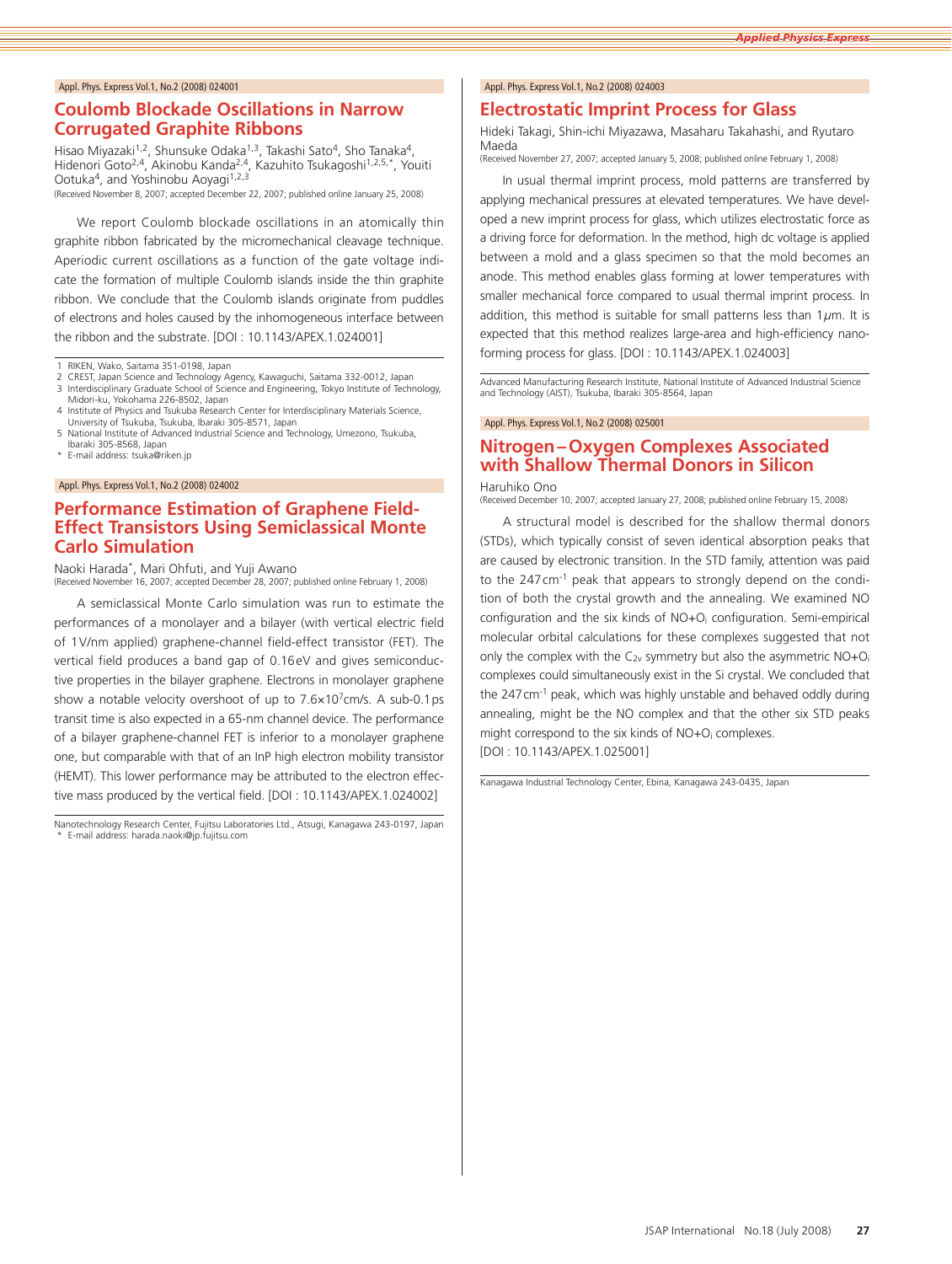Appl. Phys. Express Vol.1, No.2 (2008) 024001

## Coulomb Blockade Oscillations in Narrow Corrugated Graphite Ribbons

Hisao Miyazaki[1,2], Shunsuke Odaka[1,3], Takashi Sato[4], Sho Tanaka[4], Hidenori Goto[2,4], Akinobu Kanda[2,4], Kazuhito Tsukagoshi[1,2,5,*], Youiti Ootuka[4], and Yoshinobu Aoyagi[1,2,3]

(Received November 8, 2007; accepted December 22, 2007; published online January 25, 2008)

We report Coulomb blockade oscillations in an atomically thin graphite ribbon fabricated by the micromechanical cleavage technique. Aperiodic current oscillations as a function of the gate voltage indicate the formation of multiple Coulomb islands inside the thin graphite ribbon. We conclude that the Coulomb islands originate from puddles of electrons and holes caused by the inhomogeneous interface between the ribbon and the substrate. [DOI : 10.1143/APEX.1.024001]

1 RIKEN, Wako, Saitama 351-0198, Japan
2 CREST, Japan Science and Technology Agency, Kawaguchi, Saitama 332-0012, Japan
3 Interdisciplinary Graduate School of Science and Engineering, Tokyo Institute of Technology, Midori-ku, Yokohama 226-8502, Japan
4 Institute of Physics and Tsukuba Research Center for Interdisciplinary Materials Science, University of Tsukuba, Tsukuba, Ibaraki 305-8571, Japan
5 National Institute of Advanced Industrial Science and Technology, Umezono, Tsukuba, Ibaraki 305-8568, Japan
* E-mail address: tsuka@riken.jp

Appl. Phys. Express Vol.1, No.2 (2008) 024002

## Performance Estimation of Graphene Field-Effect Transistors Using Semiclassical Monte Carlo Simulation

Naoki Harada*, Mari Ohfuti, and Yuji Awano

(Received November 16, 2007; accepted December 28, 2007; published online February 1, 2008)

A semiclassical Monte Carlo simulation was run to estimate the performances of a monolayer and a bilayer (with vertical electric field of 1V/nm applied) graphene-channel field-effect transistor (FET). The vertical field produces a band gap of 0.16eV and gives semiconductive properties in the bilayer graphene. Electrons in monolayer graphene show a notable velocity overshoot of up to $7.6\times10^7$cm/s. A sub-0.1ps transit time is also expected in a 65-nm channel device. The performance of a bilayer graphene-channel FET is inferior to a monolayer graphene one, but comparable with that of an InP high electron mobility transistor (HEMT). This lower performance may be attributed to the electron effective mass produced by the vertical field. [DOI : 10.1143/APEX.1.024002]

Nanotechnology Research Center, Fujitsu Laboratories Ltd., Atsugi, Kanagawa 243-0197, Japan
* E-mail address: harada.naoki@jp.fujitsu.com

Appl. Phys. Express Vol.1, No.2 (2008) 024003

## Electrostatic Imprint Process for Glass

Hideki Takagi, Shin-ichi Miyazawa, Masaharu Takahashi, and Ryutaro Maeda

(Received November 27, 2007; accepted January 5, 2008; published online February 1, 2008)

In usual thermal imprint process, mold patterns are transferred by applying mechanical pressures at elevated temperatures. We have developed a new imprint process for glass, which utilizes electrostatic force as a driving force for deformation. In the method, high dc voltage is applied between a mold and a glass specimen so that the mold becomes an anode. This method enables glass forming at lower temperatures with smaller mechanical force compared to usual thermal imprint process. In addition, this method is suitable for small patterns less than 1$\mu$m. It is expected that this method realizes large-area and high-efficiency nano-forming process for glass. [DOI : 10.1143/APEX.1.024003]

Advanced Manufacturing Research Institute, National Institute of Advanced Industrial Science and Technology (AIST), Tsukuba, Ibaraki 305-8564, Japan

Appl. Phys. Express Vol.1, No.2 (2008) 025001

## Nitrogen–Oxygen Complexes Associated with Shallow Thermal Donors in Silicon

Haruhiko Ono

(Received December 10, 2007; accepted January 27, 2008; published online February 15, 2008)

A structural model is described for the shallow thermal donors (STDs), which typically consist of seven identical absorption peaks that are caused by electronic transition. In the STD family, attention was paid to the 247cm$^{-1}$ peak that appears to strongly depend on the condition of both the crystal growth and the annealing. We examined NO configuration and the six kinds of NO+$O_i$ configuration. Semi-empirical molecular orbital calculations for these complexes suggested that not only the complex with the $C_{2v}$ symmetry but also the asymmetric NO+$O_i$ complexes could simultaneously exist in the Si crystal. We concluded that the 247cm$^{-1}$ peak, which was highly unstable and behaved oddly during annealing, might be the NO complex and that the other six STD peaks might correspond to the six kinds of NO+$O_i$ complexes.
[DOI : 10.1143/APEX.1.025001]

Kanagawa Industrial Technology Center, Ebina, Kanagawa 243-0435, Japan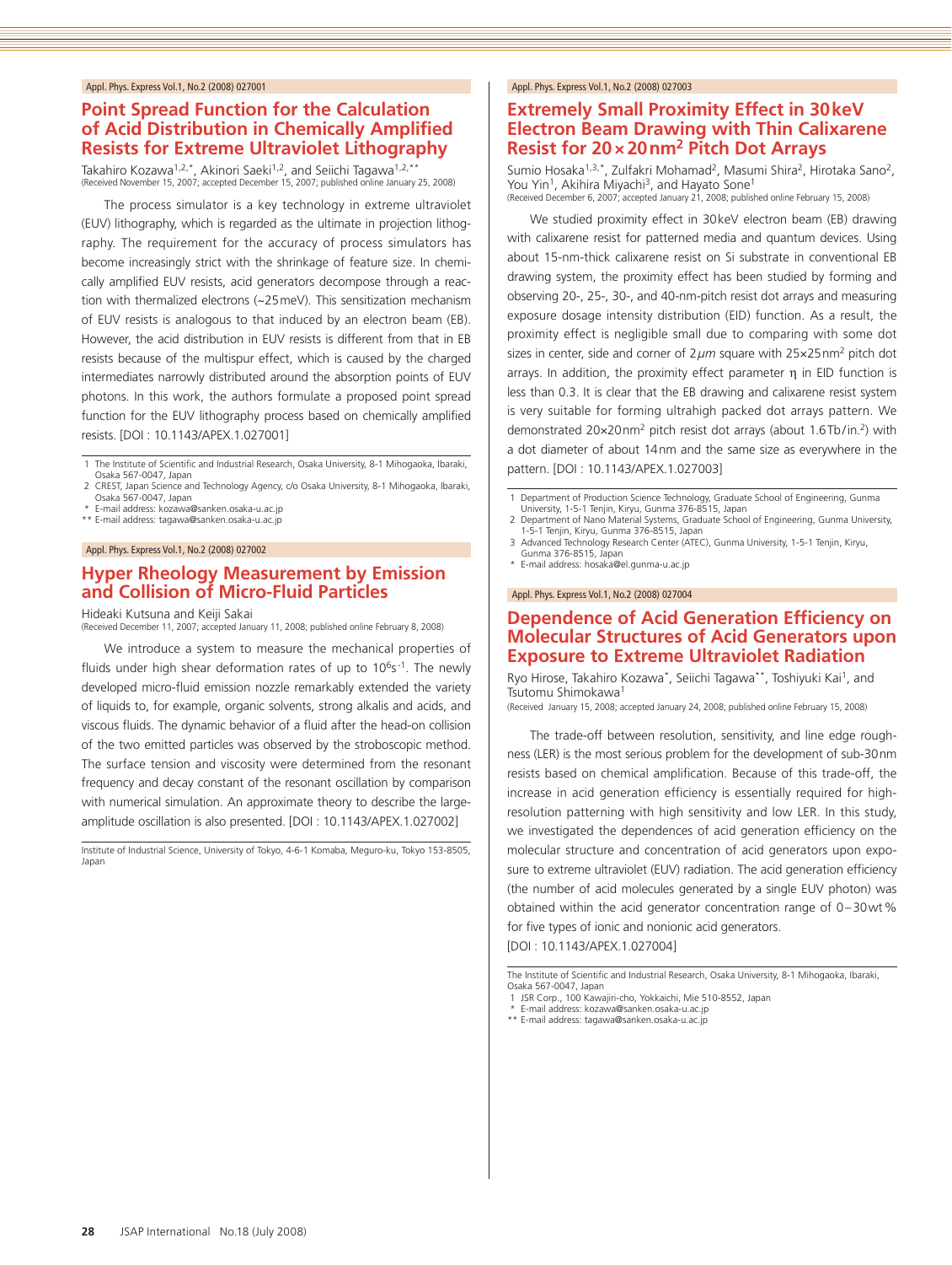Appl. Phys. Express Vol.1, No.2 (2008) 027001

## Point Spread Function for the Calculation of Acid Distribution in Chemically Amplified Resists for Extreme Ultraviolet Lithography

Takahiro Kozawa[1,2,*], Akinori Saeki[1,2], and Seiichi Tagawa[1,2,**]

(Received November 15, 2007; accepted December 15, 2007; published online January 25, 2008)

The process simulator is a key technology in extreme ultraviolet (EUV) lithography, which is regarded as the ultimate in projection lithography. The requirement for the accuracy of process simulators has become increasingly strict with the shrinkage of feature size. In chemically amplified EUV resists, acid generators decompose through a reaction with thermalized electrons (~25 meV). This sensitization mechanism of EUV resists is analogous to that induced by an electron beam (EB). However, the acid distribution in EUV resists is different from that in EB resists because of the multispur effect, which is caused by the charged intermediates narrowly distributed around the absorption points of EUV photons. In this work, the authors formulate a proposed point spread function for the EUV lithography process based on chemically amplified resists. [DOI : 10.1143/APEX.1.027001]

1 The Institute of Scientific and Industrial Research, Osaka University, 8-1 Mihogaoka, Ibaraki, Osaka 567-0047, Japan
2 CREST, Japan Science and Technology Agency, c/o Osaka University, 8-1 Mihogaoka, Ibaraki, Osaka 567-0047, Japan
\* E-mail address: kozawa@sanken.osaka-u.ac.jp
\** E-mail address: tagawa@sanken.osaka-u.ac.jp

Appl. Phys. Express Vol.1, No.2 (2008) 027002

## Hyper Rheology Measurement by Emission and Collision of Micro-Fluid Particles

Hideaki Kutsuna and Keiji Sakai

(Received December 11, 2007; accepted January 11, 2008; published online February 8, 2008)

We introduce a system to measure the mechanical properties of fluids under high shear deformation rates of up to $10^6 s^{-1}$. The newly developed micro-fluid emission nozzle remarkably extended the variety of liquids to, for example, organic solvents, strong alkalis and acids, and viscous fluids. The dynamic behavior of a fluid after the head-on collision of the two emitted particles was observed by the stroboscopic method. The surface tension and viscosity were determined from the resonant frequency and decay constant of the resonant oscillation by comparison with numerical simulation. An approximate theory to describe the large-amplitude oscillation is also presented. [DOI : 10.1143/APEX.1.027002]

Institute of Industrial Science, University of Tokyo, 4-6-1 Komaba, Meguro-ku, Tokyo 153-8505, Japan

Appl. Phys. Express Vol.1, No.2 (2008) 027003

## Extremely Small Proximity Effect in 30 keV Electron Beam Drawing with Thin Calixarene Resist for 20×20 nm² Pitch Dot Arrays

Sumio Hosaka[1,3,*], Zulfakri Mohamad[2], Masumi Shira[2], Hirotaka Sano[2], You Yin[1], Akihira Miyachi[3], and Hayato Sone[1]

(Received December 6, 2007; accepted January 21, 2008; published online February 15, 2008)

We studied proximity effect in 30 keV electron beam (EB) drawing with calixarene resist for patterned media and quantum devices. Using about 15-nm-thick calixarene resist on Si substrate in conventional EB drawing system, the proximity effect has been studied by forming and observing 20-, 25-, 30-, and 40-nm-pitch resist dot arrays and measuring exposure dosage intensity distribution (EID) function. As a result, the proximity effect is negligible small due to comparing with some dot sizes in center, side and corner of 2 $\mu m$ square with 25×25 nm² pitch dot arrays. In addition, the proximity effect parameter η in EID function is less than 0.3. It is clear that the EB drawing and calixarene resist system is very suitable for forming ultrahigh packed dot arrays pattern. We demonstrated 20×20 nm² pitch resist dot arrays (about 1.6 Tb/in.²) with a dot diameter of about 14 nm and the same size as everywhere in the pattern. [DOI : 10.1143/APEX.1.027003]

1 Department of Production Science Technology, Graduate School of Engineering, Gunma University, 1-5-1 Tenjin, Kiryu, Gunma 376-8515, Japan
2 Department of Nano Material Systems, Graduate School of Engineering, Gunma University, 1-5-1 Tenjin, Kiryu, Gunma 376-8515, Japan
3 Advanced Technology Research Center (ATEC), Gunma University, 1-5-1 Tenjin, Kiryu, Gunma 376-8515, Japan
\* E-mail address: hosaka@el.gunma-u.ac.jp

Appl. Phys. Express Vol.1, No.2 (2008) 027004

## Dependence of Acid Generation Efficiency on Molecular Structures of Acid Generators upon Exposure to Extreme Ultraviolet Radiation

Ryo Hirose, Takahiro Kozawa*, Seiichi Tagawa**, Toshiyuki Kai[1], and Tsutomu Shimokawa[1]

(Received January 15, 2008; accepted January 24, 2008; published online February 15, 2008)

The trade-off between resolution, sensitivity, and line edge roughness (LER) is the most serious problem for the development of sub-30 nm resists based on chemical amplification. Because of this trade-off, the increase in acid generation efficiency is essentially required for high-resolution patterning with high sensitivity and low LER. In this study, we investigated the dependences of acid generation efficiency on the molecular structure and concentration of acid generators upon exposure to extreme ultraviolet (EUV) radiation. The acid generation efficiency (the number of acid molecules generated by a single EUV photon) was obtained within the acid generator concentration range of 0−30 wt% for five types of ionic and nonionic acid generators.
[DOI : 10.1143/APEX.1.027004]

The Institute of Scientific and Industrial Research, Osaka University, 8-1 Mihogaoka, Ibaraki, Osaka 567-0047, Japan
1 JSR Corp., 100 Kawajiri-cho, Yokkaichi, Mie 510-8552, Japan
\* E-mail address: kozawa@sanken.osaka-u.ac.jp
\** E-mail address: tagawa@sanken.osaka-u.ac.jp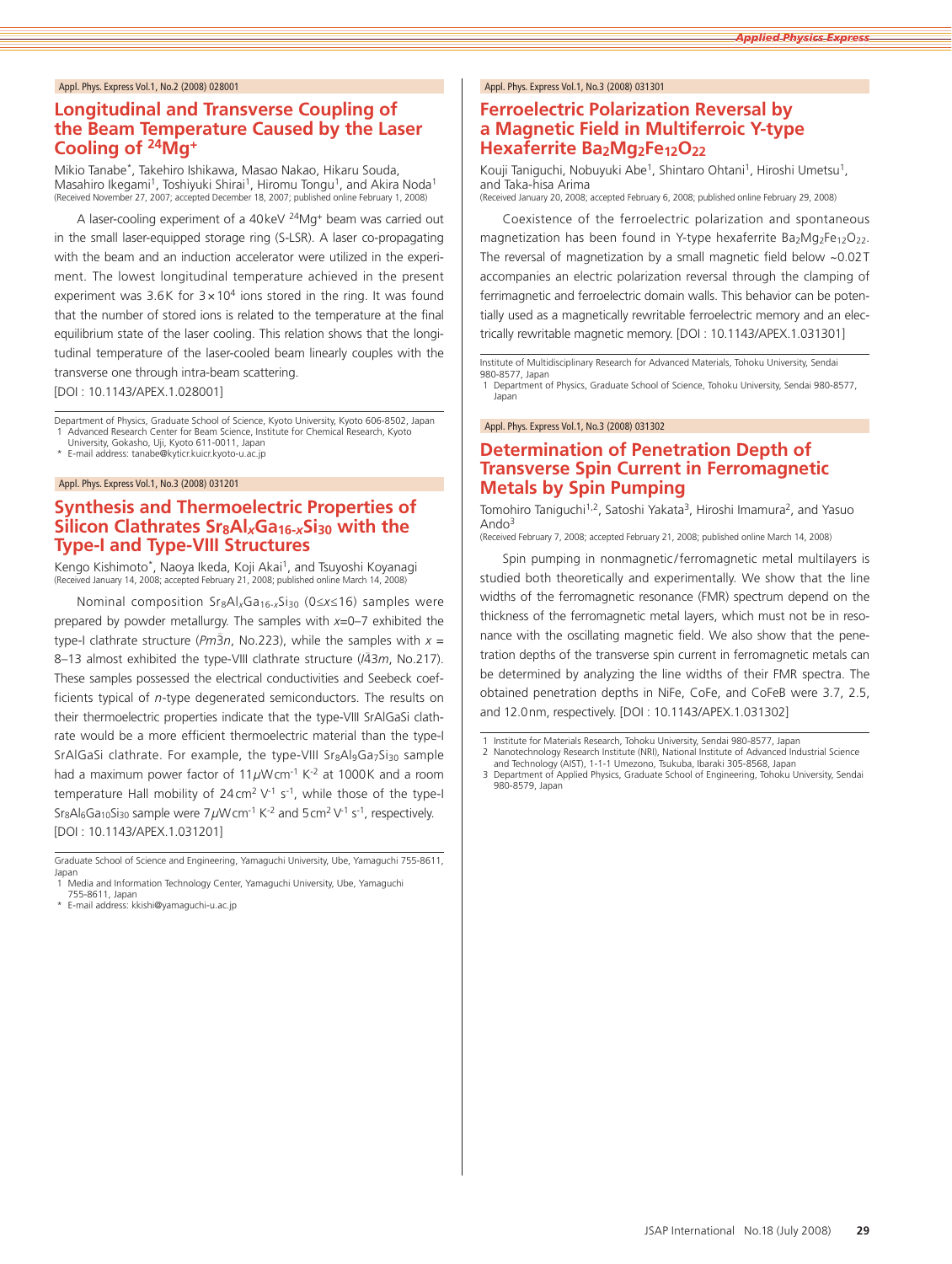Appl. Phys. Express Vol.1, No.2 (2008) 028001

## Longitudinal and Transverse Coupling of the Beam Temperature Caused by the Laser Cooling of $^{24}Mg^{+}$

Mikio Tanabe*, Takehiro Ishikawa, Masao Nakao, Hikaru Souda, Masahiro Ikegami[1], Toshiyuki Shirai[1], Hiromu Tongu[1], and Akira Noda[1]
(Received November 27, 2007; accepted December 18, 2007; published online February 1, 2008)

A laser-cooling experiment of a 40 keV $^{24}Mg^{+}$ beam was carried out in the small laser-equipped storage ring (S-LSR). A laser co-propagating with the beam and an induction accelerator were utilized in the experiment. The lowest longitudinal temperature achieved in the present experiment was 3.6 K for $3\times10^{4}$ ions stored in the ring. It was found that the number of stored ions is related to the temperature at the final equilibrium state of the laser cooling. This relation shows that the longitudinal temperature of the laser-cooled beam linearly couples with the transverse one through intra-beam scattering.
[DOI : 10.1143/APEX.1.028001]

Department of Physics, Graduate School of Science, Kyoto University, Kyoto 606-8502, Japan
1 Advanced Research Center for Beam Science, Institute for Chemical Research, Kyoto University, Gokasho, Uji, Kyoto 611-0011, Japan
* E-mail address: tanabe@kyticr.kuicr.kyoto-u.ac.jp

Appl. Phys. Express Vol.1, No.3 (2008) 031201

## Synthesis and Thermoelectric Properties of Silicon Clathrates $Sr_8Al_xGa_{16-x}Si_{30}$ with the Type-I and Type-VIII Structures

Kengo Kishimoto*, Naoya Ikeda, Koji Akai[1], and Tsuyoshi Koyanagi
(Received January 14, 2008; accepted February 21, 2008; published online March 14, 2008)

Nominal composition $Sr_8Al_xGa_{16-x}Si_{30}$ ($0\leq x\leq 16$) samples were prepared by powder metallurgy. The samples with $x$=0–7 exhibited the type-I clathrate structure ($Pm\bar{3}n$, No.223), while the samples with $x$ = 8–13 almost exhibited the type-VIII clathrate structure ($I\bar{4}3m$, No.217). These samples possessed the electrical conductivities and Seebeck coefficients typical of *n*-type degenerated semiconductors. The results on their thermoelectric properties indicate that the type-VIII SrAlGaSi clathrate would be a more efficient thermoelectric material than the type-I SrAlGaSi clathrate. For example, the type-VIII $Sr_8Al_9Ga_7Si_{30}$ sample had a maximum power factor of 11 $\mu$W cm$^{-1}$ K$^{-2}$ at 1000 K and a room temperature Hall mobility of 24 cm$^{2}$ V$^{-1}$ s$^{-1}$, while those of the type-I $Sr_8Al_6Ga_{10}Si_{30}$ sample were 7 $\mu$W cm$^{-1}$ K$^{-2}$ and 5 cm$^{2}$ V$^{-1}$ s$^{-1}$, respectively.
[DOI : 10.1143/APEX.1.031201]

Graduate School of Science and Engineering, Yamaguchi University, Ube, Yamaguchi 755-8611, Japan
1 Media and Information Technology Center, Yamaguchi University, Ube, Yamaguchi 755-8611, Japan
* E-mail address: kkishi@yamaguchi-u.ac.jp

Appl. Phys. Express Vol.1, No.3 (2008) 031301

## Ferroelectric Polarization Reversal by a Magnetic Field in Multiferroic Y-type Hexaferrite $Ba_2Mg_2Fe_{12}O_{22}$

Kouji Taniguchi, Nobuyuki Abe[1], Shintaro Ohtani[1], Hiroshi Umetsu[1], and Taka-hisa Arima
(Received January 20, 2008; accepted February 6, 2008; published online February 29, 2008)

Coexistence of the ferroelectric polarization and spontaneous magnetization has been found in Y-type hexaferrite $Ba_2Mg_2Fe_{12}O_{22}$. The reversal of magnetization by a small magnetic field below ~0.02 T accompanies an electric polarization reversal through the clamping of ferrimagnetic and ferroelectric domain walls. This behavior can be potentially used as a magnetically rewritable ferroelectric memory and an electrically rewritable magnetic memory. [DOI : 10.1143/APEX.1.031301]

Institute of Multidisciplinary Research for Advanced Materials, Tohoku University, Sendai 980-8577, Japan
1 Department of Physics, Graduate School of Science, Tohoku University, Sendai 980-8577, Japan

Appl. Phys. Express Vol.1, No.3 (2008) 031302

## Determination of Penetration Depth of Transverse Spin Current in Ferromagnetic Metals by Spin Pumping

Tomohiro Taniguchi[1,2], Satoshi Yakata[3], Hiroshi Imamura[2], and Yasuo Ando[3]
(Received February 7, 2008; accepted February 21, 2008; published online March 14, 2008)

Spin pumping in nonmagnetic/ferromagnetic metal multilayers is studied both theoretically and experimentally. We show that the line widths of the ferromagnetic resonance (FMR) spectrum depend on the thickness of the ferromagnetic metal layers, which must not be in resonance with the oscillating magnetic field. We also show that the penetration depths of the transverse spin current in ferromagnetic metals can be determined by analyzing the line widths of their FMR spectra. The obtained penetration depths in NiFe, CoFe, and CoFeB were 3.7, 2.5, and 12.0 nm, respectively. [DOI : 10.1143/APEX.1.031302]

1 Institute for Materials Research, Tohoku University, Sendai 980-8577, Japan
2 Nanotechnology Research Institute (NRI), National Institute of Advanced Industrial Science and Technology (AIST), 1-1-1 Umezono, Tsukuba, Ibaraki 305-8568, Japan
3 Department of Applied Physics, Graduate School of Engineering, Tohoku University, Sendai 980-8579, Japan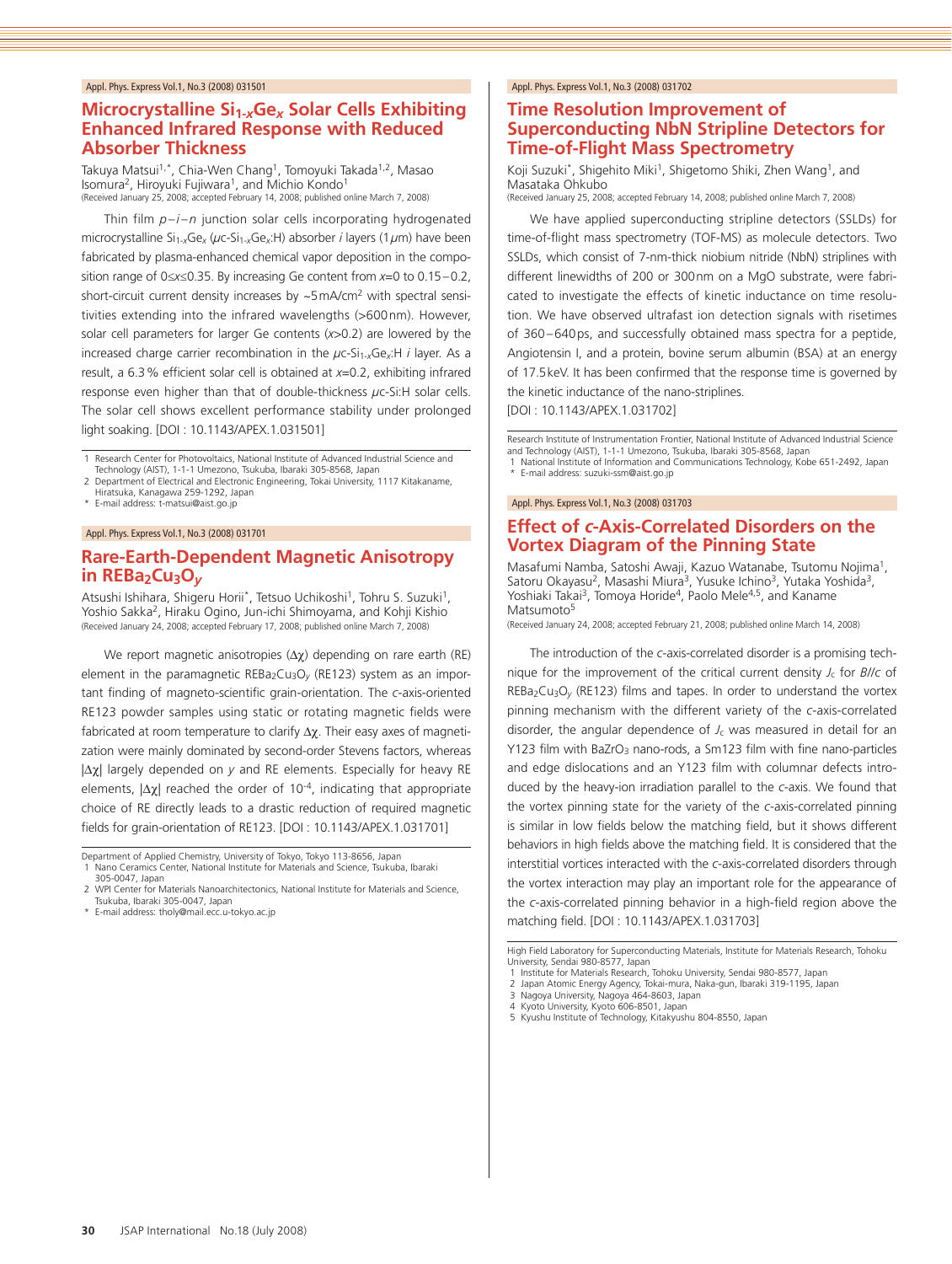Appl. Phys. Express Vol.1, No.3 (2008) 031501

## Microcrystalline $Si_{1-x}Ge_x$ Solar Cells Exhibiting Enhanced Infrared Response with Reduced Absorber Thickness

Takuya Matsui[1,*], Chia-Wen Chang[1], Tomoyuki Takada[1,2], Masao Isomura[2], Hiroyuki Fujiwara[1], and Michio Kondo[1]
(Received January 25, 2008; accepted February 14, 2008; published online March 7, 2008)

Thin film *p–i–n* junction solar cells incorporating hydrogenated microcrystalline $Si_{1-x}Ge_x$ ($\mu$c-$Si_{1-x}Ge_x$:H) absorber *i* layers (1 $\mu$m) have been fabricated by plasma-enhanced chemical vapor deposition in the composition range of $0 \leq x \leq 0.35$. By increasing Ge content from $x=0$ to 0.15–0.2, short-circuit current density increases by ~5 mA/cm$^2$ with spectral sensitivities extending into the infrared wavelengths (>600 nm). However, solar cell parameters for larger Ge contents ($x>0.2$) are lowered by the increased charge carrier recombination in the $\mu$c-$Si_{1-x}Ge_x$:H *i* layer. As a result, a 6.3% efficient solar cell is obtained at $x=0.2$, exhibiting infrared response even higher than that of double-thickness $\mu$c-Si:H solar cells. The solar cell shows excellent performance stability under prolonged light soaking. [DOI : 10.1143/APEX.1.031501]

1 Research Center for Photovoltaics, National Institute of Advanced Industrial Science and Technology (AIST), 1-1-1 Umezono, Tsukuba, Ibaraki 305-8568, Japan
2 Department of Electrical and Electronic Engineering, Tokai University, 1117 Kitakaname, Hiratsuka, Kanagawa 259-1292, Japan
* E-mail address: t-matsui@aist.go.jp

Appl. Phys. Express Vol.1, No.3 (2008) 031701

## Rare-Earth-Dependent Magnetic Anisotropy in $REBa_2Cu_3O_y$

Atsushi Ishihara, Shigeru Horii*, Tetsuo Uchikoshi[1], Tohru S. Suzuki[1], Yoshio Sakka[2], Hiraku Ogino, Jun-ichi Shimoyama, and Kohji Kishio
(Received January 24, 2008; accepted February 17, 2008; published online March 7, 2008)

We report magnetic anisotropies ($\Delta\chi$) depending on rare earth (RE) element in the paramagnetic $REBa_2Cu_3O_y$ (RE123) system as an important finding of magneto-scientific grain-orientation. The *c*-axis-oriented RE123 powder samples using static or rotating magnetic fields were fabricated at room temperature to clarify $\Delta\chi$. Their easy axes of magnetization were mainly dominated by second-order Stevens factors, whereas $|\Delta\chi|$ largely depended on *y* and RE elements. Especially for heavy RE elements, $|\Delta\chi|$ reached the order of $10^{-4}$, indicating that appropriate choice of RE directly leads to a drastic reduction of required magnetic fields for grain-orientation of RE123. [DOI : 10.1143/APEX.1.031701]

Department of Applied Chemistry, University of Tokyo, Tokyo 113-8656, Japan
1 Nano Ceramics Center, National Institute for Materials and Science, Tsukuba, Ibaraki 305-0047, Japan
2 WPI Center for Materials Nanoarchitectonics, National Institute for Materials and Science, Tsukuba, Ibaraki 305-0047, Japan
* E-mail address: tholy@mail.ecc.u-tokyo.ac.jp

Appl. Phys. Express Vol.1, No.3 (2008) 031702

## Time Resolution Improvement of Superconducting NbN Stripline Detectors for Time-of-Flight Mass Spectrometry

Koji Suzuki*, Shigehito Miki[1], Shigetomo Shiki, Zhen Wang[1], and Masataka Ohkubo
(Received January 25, 2008; accepted February 14, 2008; published online March 7, 2008)

We have applied superconducting stripline detectors (SSLDs) for time-of-flight mass spectrometry (TOF-MS) as molecule detectors. Two SSLDs, which consist of 7-nm-thick niobium nitride (NbN) striplines with different linewidths of 200 or 300 nm on a MgO substrate, were fabricated to investigate the effects of kinetic inductance on time resolution. We have observed ultrafast ion detection signals with risetimes of 360–640 ps, and successfully obtained mass spectra for a peptide, Angiotensin I, and a protein, bovine serum albumin (BSA) at an energy of 17.5 keV. It has been confirmed that the response time is governed by the kinetic inductance of the nano-striplines.
[DOI : 10.1143/APEX.1.031702]

Research Institute of Instrumentation Frontier, National Institute of Advanced Industrial Science and Technology (AIST), 1-1-1 Umezono, Tsukuba, Ibaraki 305-8568, Japan
1 National Institute of Information and Communications Technology, Kobe 651-2492, Japan
* E-mail address: suzuki-ssm@aist.go.jp

Appl. Phys. Express Vol.1, No.3 (2008) 031703

## Effect of *c*-Axis-Correlated Disorders on the Vortex Diagram of the Pinning State

Masafumi Namba, Satoshi Awaji, Kazuo Watanabe, Tsutomu Nojima[1], Satoru Okayasu[2], Masashi Miura[3], Yusuke Ichino[3], Yutaka Yoshida[3], Yoshiaki Takai[3], Tomoya Horide[4], Paolo Mele[4,5], and Kaname Matsumoto[5]
(Received January 24, 2008; accepted February 21, 2008; published online March 14, 2008)

The introduction of the *c*-axis-correlated disorder is a promising technique for the improvement of the critical current density $J_c$ for *B//c* of $REBa_2Cu_3O_y$ (RE123) films and tapes. In order to understand the vortex pinning mechanism with the different variety of the *c*-axis-correlated disorder, the angular dependence of $J_c$ was measured in detail for an Y123 film with $BaZrO_3$ nano-rods, a Sm123 film with fine nano-particles and edge dislocations and an Y123 film with columnar defects introduced by the heavy-ion irradiation parallel to the *c*-axis. We found that the vortex pinning state for the variety of the *c*-axis-correlated pinning is similar in low fields below the matching field, but it shows different behaviors in high fields above the matching field. It is considered that the interstitial vortices interacted with the *c*-axis-correlated disorders through the vortex interaction may play an important role for the appearance of the *c*-axis-correlated pinning behavior in a high-field region above the matching field. [DOI : 10.1143/APEX.1.031703]

High Field Laboratory for Superconducting Materials, Institute for Materials Research, Tohoku University, Sendai 980-8577, Japan
1 Institute for Materials Research, Tohoku University, Sendai 980-8577, Japan
2 Japan Atomic Energy Agency, Tokai-mura, Naka-gun, Ibaraki 319-1195, Japan
3 Nagoya University, Nagoya 464-8603, Japan
4 Kyoto University, Kyoto 606-8501, Japan
5 Kyushu Institute of Technology, Kitakyushu 804-8550, Japan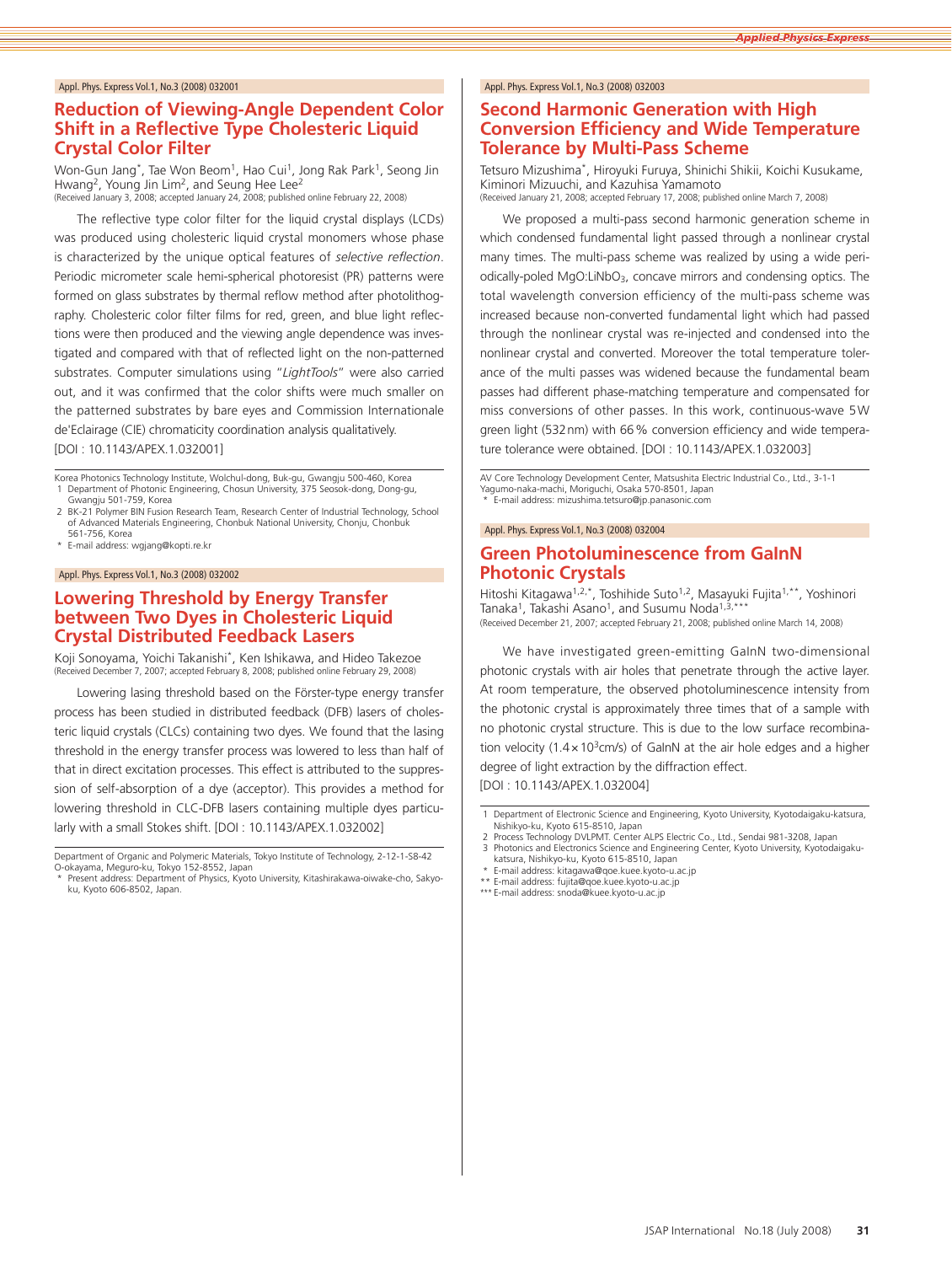Appl. Phys. Express Vol.1, No.3 (2008) 032001

## Reduction of Viewing-Angle Dependent Color Shift in a Reflective Type Cholesteric Liquid Crystal Color Filter

Won-Gun Jang*, Tae Won Beom[1], Hao Cui[1], Jong Rak Park[1], Seong Jin Hwang[2], Young Jin Lim[2], and Seung Hee Lee[2]
(Received January 3, 2008; accepted January 24, 2008; published online February 22, 2008)

The reflective type color filter for the liquid crystal displays (LCDs) was produced using cholesteric liquid crystal monomers whose phase is characterized by the unique optical features of *selective reflection*. Periodic micrometer scale hemi-spherical photoresist (PR) patterns were formed on glass substrates by thermal reflow method after photolithography. Cholesteric color filter films for red, green, and blue light reflections were then produced and the viewing angle dependence was investigated and compared with that of reflected light on the non-patterned substrates. Computer simulations using "*LightTools*" were also carried out, and it was confirmed that the color shifts were much smaller on the patterned substrates by bare eyes and Commission Internationale de'Eclairage (CIE) chromaticity coordination analysis qualitatively.
[DOI : 10.1143/APEX.1.032001]

Korea Photonics Technology Institute, Wolchul-dong, Buk-gu, Gwangju 500-460, Korea
1 Department of Photonic Engineering, Chosun University, 375 Seosok-dong, Dong-gu, Gwangju 501-759, Korea
2 BK-21 Polymer BIN Fusion Research Team, Research Center of Industrial Technology, School of Advanced Materials Engineering, Chonbuk National University, Chonju, Chonbuk 561-756, Korea
* E-mail address: wgjang@kopti.re.kr

Appl. Phys. Express Vol.1, No.3 (2008) 032002

## Lowering Threshold by Energy Transfer between Two Dyes in Cholesteric Liquid Crystal Distributed Feedback Lasers

Koji Sonoyama, Yoichi Takanishi*, Ken Ishikawa, and Hideo Takezoe
(Received December 7, 2007; accepted February 8, 2008; published online February 29, 2008)

Lowering lasing threshold based on the Förster-type energy transfer process has been studied in distributed feedback (DFB) lasers of cholesteric liquid crystals (CLCs) containing two dyes. We found that the lasing threshold in the energy transfer process was lowered to less than half of that in direct excitation processes. This effect is attributed to the suppression of self-absorption of a dye (acceptor). This provides a method for lowering threshold in CLC-DFB lasers containing multiple dyes particularly with a small Stokes shift. [DOI : 10.1143/APEX.1.032002]

Department of Organic and Polymeric Materials, Tokyo Institute of Technology, 2-12-1-S8-42 O-okayama, Meguro-ku, Tokyo 152-8552, Japan
* Present address: Department of Physics, Kyoto University, Kitashirakawa-oiwake-cho, Sakyo-ku, Kyoto 606-8502, Japan.

Appl. Phys. Express Vol.1, No.3 (2008) 032003

## Second Harmonic Generation with High Conversion Efficiency and Wide Temperature Tolerance by Multi-Pass Scheme

Tetsuro Mizushima*, Hiroyuki Furuya, Shinichi Shikii, Koichi Kusukame, Kiminori Mizuuchi, and Kazuhisa Yamamoto
(Received January 21, 2008; accepted February 17, 2008; published online March 7, 2008)

We proposed a multi-pass second harmonic generation scheme in which condensed fundamental light passed through a nonlinear crystal many times. The multi-pass scheme was realized by using a wide periodically-poled MgO:$LiNbO_3$, concave mirrors and condensing optics. The total wavelength conversion efficiency of the multi-pass scheme was increased because non-converted fundamental light which had passed through the nonlinear crystal was re-injected and condensed into the nonlinear crystal and converted. Moreover the total temperature tolerance of the multi passes was widened because the fundamental beam passes had different phase-matching temperature and compensated for miss conversions of other passes. In this work, continuous-wave 5W green light (532nm) with 66% conversion efficiency and wide temperature tolerance were obtained. [DOI : 10.1143/APEX.1.032003]

AV Core Technology Development Center, Matsushita Electric Industrial Co., Ltd., 3-1-1 Yagumo-naka-machi, Moriguchi, Osaka 570-8501, Japan
* E-mail address: mizushima.tetsuro@jp.panasonic.com

Appl. Phys. Express Vol.1, No.3 (2008) 032004

## Green Photoluminescence from GaInN Photonic Crystals

Hitoshi Kitagawa[1,2,*], Toshihide Suto[1,2], Masayuki Fujita[1,**], Yoshinori Tanaka[1], Takashi Asano[1], and Susumu Noda[1,3,***]
(Received December 21, 2007; accepted February 21, 2008; published online March 14, 2008)

We have investigated green-emitting GaInN two-dimensional photonic crystals with air holes that penetrate through the active layer. At room temperature, the observed photoluminescence intensity from the photonic crystal is approximately three times that of a sample with no photonic crystal structure. This is due to the low surface recombination velocity ($1.4\times10^3$cm/s) of GaInN at the air hole edges and a higher degree of light extraction by the diffraction effect.
[DOI : 10.1143/APEX.1.032004]

1 Department of Electronic Science and Engineering, Kyoto University, Kyotodaigaku-katsura, Nishikyo-ku, Kyoto 615-8510, Japan
2 Process Technology DVLPMT. Center ALPS Electric Co., Ltd., Sendai 981-3208, Japan
3 Photonics and Electronics Science and Engineering Center, Kyoto University, Kyotodaigaku-katsura, Nishikyo-ku, Kyoto 615-8510, Japan
* E-mail address: kitagawa@qoe.kuee.kyoto-u.ac.jp
** E-mail address: fujita@qoe.kuee.kyoto-u.ac.jp
*** E-mail address: snoda@kuee.kyoto-u.ac.jp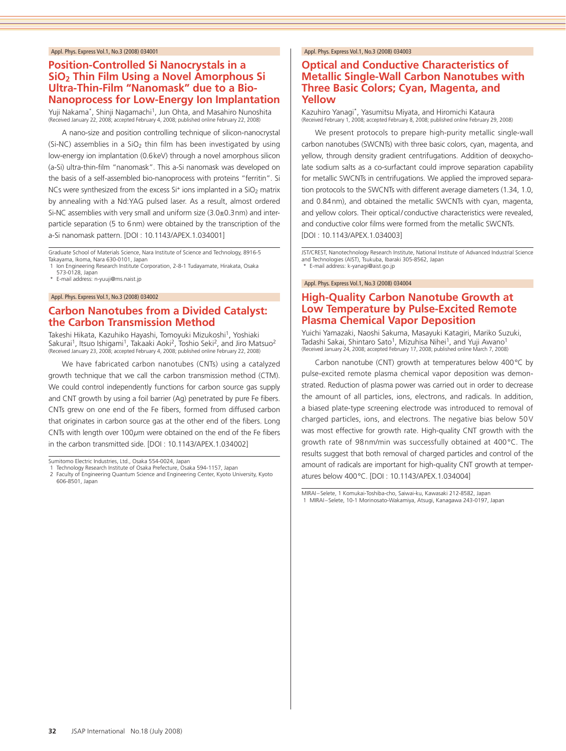Appl. Phys. Express Vol.1, No.3 (2008) 034001

## Position-Controlled Si Nanocrystals in a $SiO_2$ Thin Film Using a Novel Amorphous Si Ultra-Thin-Film "Nanomask" due to a Bio-Nanoprocess for Low-Energy Ion Implantation

Yuji Nakama*, Shinji Nagamachi[1], Jun Ohta, and Masahiro Nunoshita
(Received January 22, 2008; accepted February 4, 2008; published online February 22, 2008)

A nano-size and position controlling technique of silicon-nanocrystal (Si-NC) assemblies in a $SiO_2$ thin film has been investigated by using low-energy ion implantation (0.6 keV) through a novel amorphous silicon (a-Si) ultra-thin-film "nanomask". This a-Si nanomask was developed on the basis of a self-assembled bio-nanoprocess with proteins "ferritin". Si NCs were synthesized from the excess $Si^+$ ions implanted in a $SiO_2$ matrix by annealing with a Nd:YAG pulsed laser. As a result, almost ordered Si-NC assemblies with very small and uniform size (3.0±0.3 nm) and inter-particle separation (5 to 6 nm) were obtained by the transcription of the a-Si nanomask pattern. [DOI : 10.1143/APEX.1.034001]

Graduate School of Materials Science, Nara Institute of Science and Technology, 8916-5 Takayama, Ikoma, Nara 630-0101, Japan
1 Ion Engineering Research Institute Corporation, 2-8-1 Tudayamate, Hirakata, Osaka 573-0128, Japan
* E-mail address: n-yuuji@ms.naist.jp

Appl. Phys. Express Vol.1, No.3 (2008) 034002

## Carbon Nanotubes from a Divided Catalyst: the Carbon Transmission Method

Takeshi Hikata, Kazuhiko Hayashi, Tomoyuki Mizukoshi[1], Yoshiaki Sakurai[1], Itsuo Ishigami[1], Takaaki Aoki[2], Toshio Seki[2], and Jiro Matsuo[2]
(Received January 23, 2008; accepted February 4, 2008; published online February 22, 2008)

We have fabricated carbon nanotubes (CNTs) using a catalyzed growth technique that we call the carbon transmission method (CTM). We could control independently functions for carbon source gas supply and CNT growth by using a foil barrier (Ag) penetrated by pure Fe fibers. CNTs grew on one end of the Fe fibers, formed from diffused carbon that originates in carbon source gas at the other end of the fibers. Long CNTs with length over 100 $\mu$m were obtained on the end of the Fe fibers in the carbon transmitted side. [DOI : 10.1143/APEX.1.034002]

Sumitomo Electric Industries, Ltd., Osaka 554-0024, Japan
1 Technology Research Institute of Osaka Prefecture, Osaka 594-1157, Japan
2 Faculty of Engineering Quantum Science and Engineering Center, Kyoto University, Kyoto 606-8501, Japan

Appl. Phys. Express Vol.1, No.3 (2008) 034003

## Optical and Conductive Characteristics of Metallic Single-Wall Carbon Nanotubes with Three Basic Colors; Cyan, Magenta, and Yellow

Kazuhiro Yanagi*, Yasumitsu Miyata, and Hiromichi Kataura
(Received February 1, 2008; accepted February 8, 2008; published online February 29, 2008)

We present protocols to prepare high-purity metallic single-wall carbon nanotubes (SWCNTs) with three basic colors, cyan, magenta, and yellow, through density gradient centrifugations. Addition of deoxycholate sodium salts as a co-surfactant could improve separation capability for metallic SWCNTs in centrifugations. We applied the improved separation protocols to the SWCNTs with different average diameters (1.34, 1.0, and 0.84 nm), and obtained the metallic SWCNTs with cyan, magenta, and yellow colors. Their optical/conductive characteristics were revealed, and conductive color films were formed from the metallic SWCNTs. [DOI : 10.1143/APEX.1.034003]

JST/CREST, Nanotechnology Research Institute, National Institute of Advanced Industrial Science and Technologies (AIST), Tsukuba, Ibaraki 305-8562, Japan
* E-mail address: k-yanagi@aist.go.jp

Appl. Phys. Express Vol.1, No.3 (2008) 034004

## High-Quality Carbon Nanotube Growth at Low Temperature by Pulse-Excited Remote Plasma Chemical Vapor Deposition

Yuichi Yamazaki, Naoshi Sakuma, Masayuki Katagiri, Mariko Suzuki, Tadashi Sakai, Shintaro Sato[1], Mizuhisa Nihei[1], and Yuji Awano[1]
(Received January 24, 2008; accepted February 17, 2008; published online March 7, 2008)

Carbon nanotube (CNT) growth at temperatures below 400°C by pulse-excited remote plasma chemical vapor deposition was demonstrated. Reduction of plasma power was carried out in order to decrease the amount of all particles, ions, electrons, and radicals. In addition, a biased plate-type screening electrode was introduced to removal of charged particles, ions, and electrons. The negative bias below 50 V was most effective for growth rate. High-quality CNT growth with the growth rate of 98 nm/min was successfully obtained at 400°C. The results suggest that both removal of charged particles and control of the amount of radicals are important for high-quality CNT growth at temperatures below 400°C. [DOI : 10.1143/APEX.1.034004]

MIRAI–Selete, 1 Komukai-Toshiba-cho, Saiwai-ku, Kawasaki 212-8582, Japan
1 MIRAI–Selete, 10-1 Morinosato-Wakamiya, Atsugi, Kanagawa 243-0197, Japan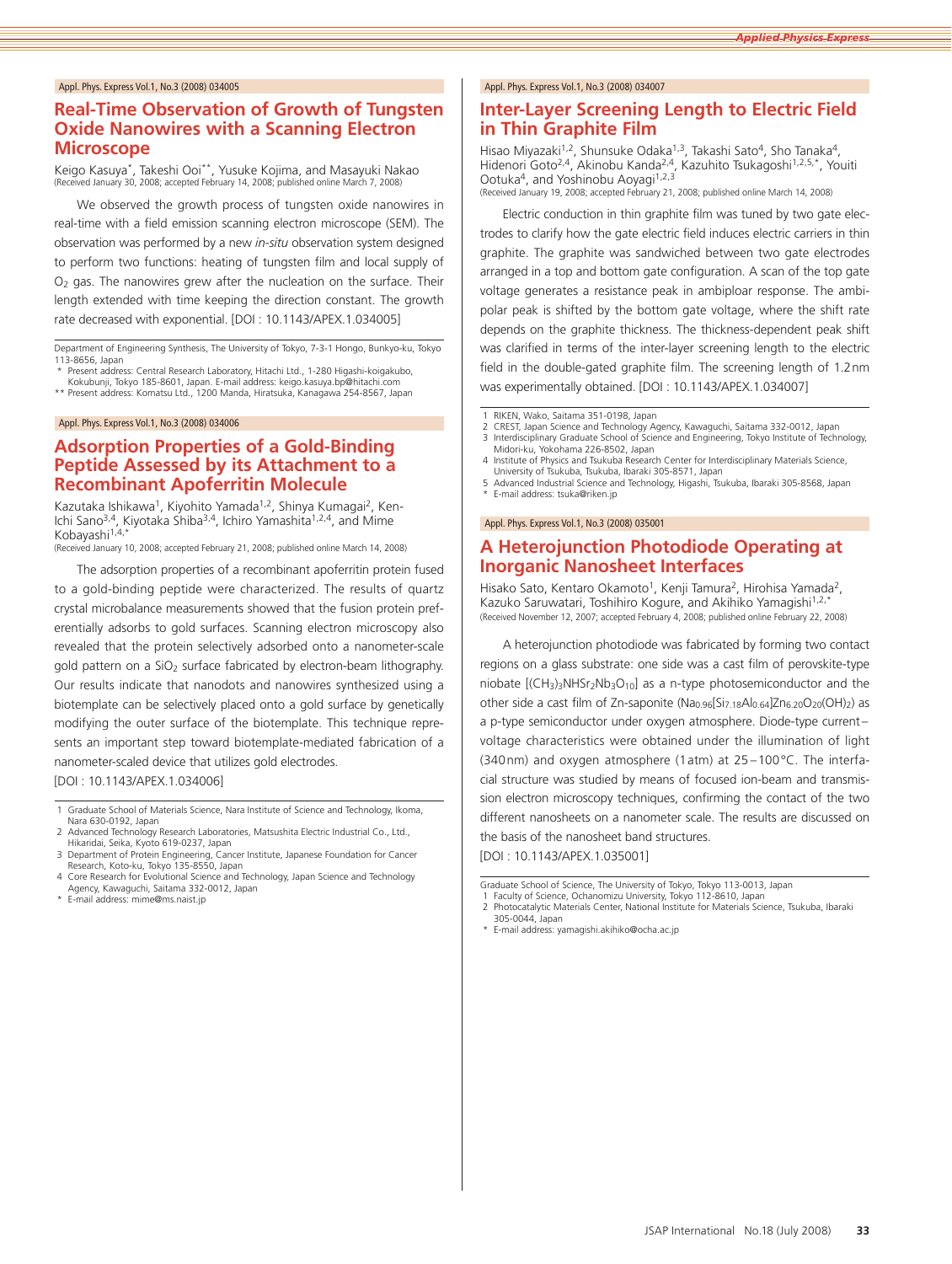Appl. Phys. Express Vol.1, No.3 (2008) 034005

## Real-Time Observation of Growth of Tungsten Oxide Nanowires with a Scanning Electron Microscope

Keigo Kasuya[*], Takeshi Ooi[**], Yusuke Kojima, and Masayuki Nakao
(Received January 30, 2008; accepted February 14, 2008; published online March 7, 2008)

We observed the growth process of tungsten oxide nanowires in real-time with a field emission scanning electron microscope (SEM). The observation was performed by a new *in-situ* observation system designed to perform two functions: heating of tungsten film and local supply of $O_2$ gas. The nanowires grew after the nucleation on the surface. Their length extended with time keeping the direction constant. The growth rate decreased with exponential. [DOI : 10.1143/APEX.1.034005]

Department of Engineering Synthesis, The University of Tokyo, 7-3-1 Hongo, Bunkyo-ku, Tokyo 113-8656, Japan
\* Present address: Central Research Laboratory, Hitachi Ltd., 1-280 Higashi-koigakubo, Kokubunji, Tokyo 185-8601, Japan. E-mail address: keigo.kasuya.bp@hitachi.com
\*\* Present address: Komatsu Ltd., 1200 Manda, Hiratsuka, Kanagawa 254-8567, Japan

Appl. Phys. Express Vol.1, No.3 (2008) 034006

## Adsorption Properties of a Gold-Binding Peptide Assessed by its Attachment to a Recombinant Apoferritin Molecule

Kazutaka Ishikawa[1], Kiyohito Yamada[1,2], Shinya Kumagai[2], Ken-Ichi Sano[3,4], Kiyotaka Shiba[3,4], Ichiro Yamashita[1,2,4], and Mime Kobayashi[1,4,*]
(Received January 10, 2008; accepted February 21, 2008; published online March 14, 2008)

The adsorption properties of a recombinant apoferritin protein fused to a gold-binding peptide were characterized. The results of quartz crystal microbalance measurements showed that the fusion protein preferentially adsorbs to gold surfaces. Scanning electron microscopy also revealed that the protein selectively adsorbed onto a nanometer-scale gold pattern on a $SiO_2$ surface fabricated by electron-beam lithography. Our results indicate that nanodots and nanowires synthesized using a biotemplate can be selectively placed onto a gold surface by genetically modifying the outer surface of the biotemplate. This technique represents an important step toward biotemplate-mediated fabrication of a nanometer-scaled device that utilizes gold electrodes.
[DOI : 10.1143/APEX.1.034006]

1 Graduate School of Materials Science, Nara Institute of Science and Technology, Ikoma, Nara 630-0192, Japan
2 Advanced Technology Research Laboratories, Matsushita Electric Industrial Co., Ltd., Hikaridai, Seika, Kyoto 619-0237, Japan
3 Department of Protein Engineering, Cancer Institute, Japanese Foundation for Cancer Research, Koto-ku, Tokyo 135-8550, Japan
4 Core Research for Evolutional Science and Technology, Japan Science and Technology Agency, Kawaguchi, Saitama 332-0012, Japan
\* E-mail address: mime@ms.naist.jp

Appl. Phys. Express Vol.1, No.3 (2008) 034007

## Inter-Layer Screening Length to Electric Field in Thin Graphite Film

Hisao Miyazaki[1,2], Shunsuke Odaka[1,3], Takashi Sato[4], Sho Tanaka[4], Hidenori Goto[2,4], Akinobu Kanda[2,4], Kazuhito Tsukagoshi[1,2,5,*], Youiti Ootuka[4], and Yoshinobu Aoyagi[1,2,3]
(Received January 19, 2008; accepted February 21, 2008; published online March 14, 2008)

Electric conduction in thin graphite film was tuned by two gate electrodes to clarify how the gate electric field induces electric carriers in thin graphite. The graphite was sandwiched between two gate electrodes arranged in a top and bottom gate configuration. A scan of the top gate voltage generates a resistance peak in ambipolar response. The ambipolar peak is shifted by the bottom gate voltage, where the shift rate depends on the graphite thickness. The thickness-dependent peak shift was clarified in terms of the inter-layer screening length to the electric field in the double-gated graphite film. The screening length of 1.2 nm was experimentally obtained. [DOI : 10.1143/APEX.1.034007]

1 RIKEN, Wako, Saitama 351-0198, Japan
2 CREST, Japan Science and Technology Agency, Kawaguchi, Saitama 332-0012, Japan
3 Interdisciplinary Graduate School of Science and Engineering, Tokyo Institute of Technology, Midori-ku, Yokohama 226-8502, Japan
4 Institute of Physics and Tsukuba Research Center for Interdisciplinary Materials Science, University of Tsukuba, Tsukuba, Ibaraki 305-8571, Japan
5 Advanced Industrial Science and Technology, Higashi, Tsukuba, Ibaraki 305-8568, Japan
\* E-mail address: tsuka@riken.jp

Appl. Phys. Express Vol.1, No.3 (2008) 035001

## A Heterojunction Photodiode Operating at Inorganic Nanosheet Interfaces

Hisako Sato, Kentaro Okamoto[1], Kenji Tamura[2], Hirohisa Yamada[2], Kazuko Saruwatari, Toshihiro Kogure, and Akihiko Yamagishi[1,2,*]
(Received November 12, 2007; accepted February 4, 2008; published online February 22, 2008)

A heterojunction photodiode was fabricated by forming two contact regions on a glass substrate: one side was a cast film of perovskite-type niobate [$(CH_3)_3NHSr_2Nb_3O_{10}$] as a n-type photosemiconductor and the other side a cast film of Zn-saponite ($Na_{0.96}[Si_{7.18}Al_{0.64}]Zn_{6.20}O_{20}(OH)_2$) as a p-type semiconductor under oxygen atmosphere. Diode-type current–voltage characteristics were obtained under the illumination of light (340 nm) and oxygen atmosphere (1 atm) at 25–100 °C. The interfacial structure was studied by means of focused ion-beam and transmission electron microscopy techniques, confirming the contact of the two different nanosheets on a nanometer scale. The results are discussed on the basis of the nanosheet band structures.
[DOI : 10.1143/APEX.1.035001]

Graduate School of Science, The University of Tokyo, Tokyo 113-0013, Japan
1 Faculty of Science, Ochanomizu University, Tokyo 112-8610, Japan
2 Photocatalytic Materials Center, National Institute for Materials Science, Tsukuba, Ibaraki 305-0044, Japan
\* E-mail address: yamagishi.akihiko@ocha.ac.jp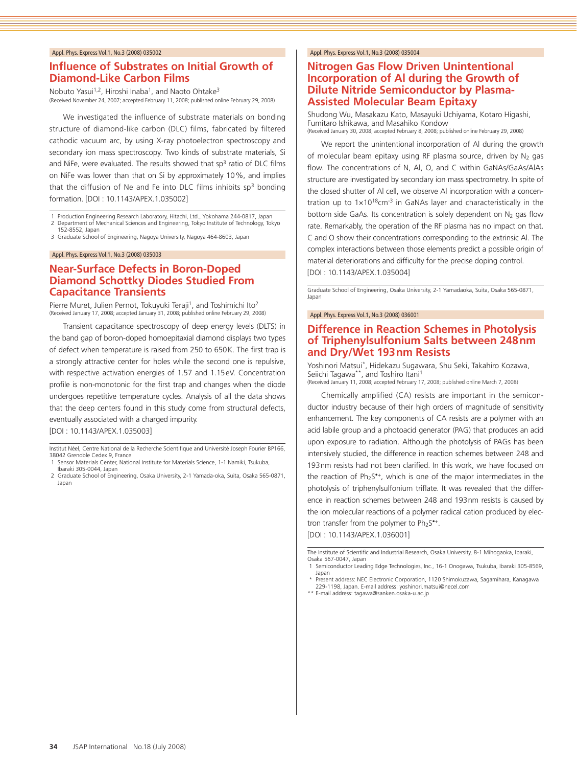Appl. Phys. Express Vol.1, No.3 (2008) 035002

## Influence of Substrates on Initial Growth of Diamond-Like Carbon Films

Nobuto Yasui[1,2], Hiroshi Inaba[1], and Naoto Ohtake[3]
(Received November 24, 2007; accepted February 11, 2008; published online February 29, 2008)

We investigated the influence of substrate materials on bonding structure of diamond-like carbon (DLC) films, fabricated by filtered cathodic vacuum arc, by using X-ray photoelectron spectroscopy and secondary ion mass spectroscopy. Two kinds of substrate materials, Si and NiFe, were evaluated. The results showed that $sp^3$ ratio of DLC films on NiFe was lower than that on Si by approximately 10%, and implies that the diffusion of Ne and Fe into DLC films inhibits $sp^3$ bonding formation. [DOI : 10.1143/APEX.1.035002]

1 Production Engineering Research Laboratory, Hitachi, Ltd., Yokohama 244-0817, Japan
2 Department of Mechanical Sciences and Engineering, Tokyo Institute of Technology, Tokyo 152-8552, Japan
3 Graduate School of Engineering, Nagoya University, Nagoya 464-8603, Japan

Appl. Phys. Express Vol.1, No.3 (2008) 035003

## Near-Surface Defects in Boron-Doped Diamond Schottky Diodes Studied From Capacitance Transients

Pierre Muret, Julien Pernot, Tokuyuki Teraji[1], and Toshimichi Ito[2]
(Received January 17, 2008; accepted January 31, 2008; published online February 29, 2008)

Transient capacitance spectroscopy of deep energy levels (DLTS) in the band gap of boron-doped homoepitaxial diamond displays two types of defect when temperature is raised from 250 to 650 K. The first trap is a strongly attractive center for holes while the second one is repulsive, with respective activation energies of 1.57 and 1.15 eV. Concentration profile is non-monotonic for the first trap and changes when the diode undergoes repetitive temperature cycles. Analysis of all the data shows that the deep centers found in this study come from structural defects, eventually associated with a charged impurity.
[DOI : 10.1143/APEX.1.035003]

Institut Néel, Centre National de la Recherche Scientifique and Université Joseph Fourier BP166, 38042 Grenoble Cedex 9, France
1 Sensor Materials Center, National Institute for Materials Science, 1-1 Namiki, Tsukuba, Ibaraki 305-0044, Japan
2 Graduate School of Engineering, Osaka University, 2-1 Yamada-oka, Suita, Osaka 565-0871, Japan

Appl. Phys. Express Vol.1, No.3 (2008) 035004

## Nitrogen Gas Flow Driven Unintentional Incorporation of Al during the Growth of Dilute Nitride Semiconductor by Plasma-Assisted Molecular Beam Epitaxy

Shudong Wu, Masakazu Kato, Masayuki Uchiyama, Kotaro Higashi, Fumitaro Ishikawa, and Masahiko Kondow
(Received January 30, 2008; accepted February 8, 2008; published online February 29, 2008)

We report the unintentional incorporation of Al during the growth of molecular beam epitaxy using RF plasma source, driven by $N_2$ gas flow. The concentrations of N, Al, O, and C within GaNAs/GaAs/AlAs structure are investigated by secondary ion mass spectrometry. In spite of the closed shutter of Al cell, we observe Al incorporation with a concentration up to $1\times10^{18}$cm$^{-3}$ in GaNAs layer and characteristically in the bottom side GaAs. Its concentration is solely dependent on $N_2$ gas flow rate. Remarkably, the operation of the RF plasma has no impact on that. C and O show their concentrations corresponding to the extrinsic Al. The complex interactions between those elements predict a possible origin of material deteriorations and difficulty for the precise doping control.
[DOI : 10.1143/APEX.1.035004]

Graduate School of Engineering, Osaka University, 2-1 Yamadaoka, Suita, Osaka 565-0871, Japan

Appl. Phys. Express Vol.1, No.3 (2008) 036001

## Difference in Reaction Schemes in Photolysis of Triphenylsulfonium Salts between 248 nm and Dry/Wet 193 nm Resists

Yoshinori Matsui*, Hidekazu Sugawara, Shu Seki, Takahiro Kozawa, Seiichi Tagawa**, and Toshiro Itani[1]
(Received January 11, 2008; accepted February 17, 2008; published online March 7, 2008)

Chemically amplified (CA) resists are important in the semiconductor industry because of their high orders of magnitude of sensitivity enhancement. The key components of CA resists are a polymer with an acid labile group and a photoacid generator (PAG) that produces an acid upon exposure to radiation. Although the photolysis of PAGs has been intensively studied, the difference in reaction schemes between 248 and 193 nm resists had not been clarified. In this work, we have focused on the reaction of $Ph_2S^{\bullet+}$, which is one of the major intermediates in the photolysis of triphenylsulfonium triflate. It was revealed that the difference in reaction schemes between 248 and 193 nm resists is caused by the ion molecular reactions of a polymer radical cation produced by electron transfer from the polymer to $Ph_2S^{\bullet+}$.
[DOI : 10.1143/APEX.1.036001]

The Institute of Scientific and Industrial Research, Osaka University, 8-1 Mihogaoka, Ibaraki, Osaka 567-0047, Japan
1 Semiconductor Leading Edge Technologies, Inc., 16-1 Onogawa, Tsukuba, Ibaraki 305-8569, Japan
* Present address: NEC Electronic Corporation, 1120 Shimokuzawa, Sagamihara, Kanagawa 229-1198, Japan. E-mail address: yoshinori.matsui@necel.com
** E-mail address: tagawa@sanken.osaka-u.ac.jp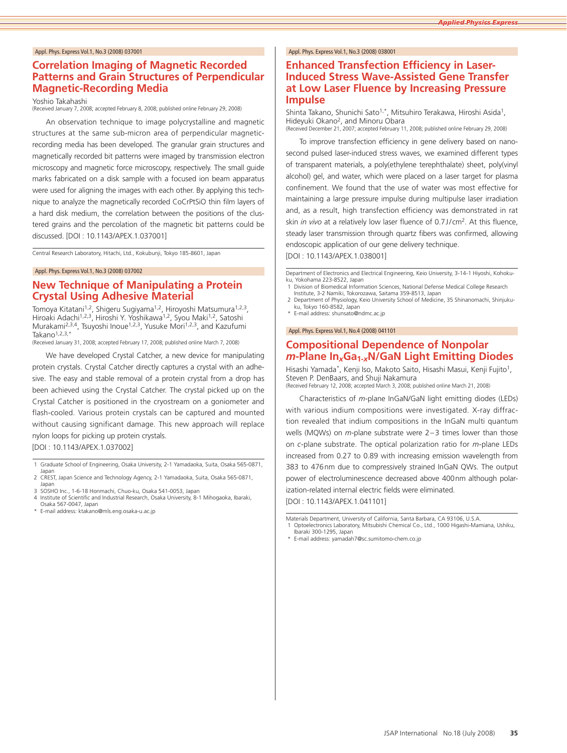Appl. Phys. Express Vol.1, No.3 (2008) 037001

## Correlation Imaging of Magnetic Recorded Patterns and Grain Structures of Perpendicular Magnetic-Recording Media

Yoshio Takahashi
(Received January 7, 2008; accepted February 8, 2008; published online February 29, 2008)

An observation technique to image polycrystalline and magnetic structures at the same sub-micron area of perpendicular magnetic-recording media has been developed. The granular grain structures and magnetically recorded bit patterns were imaged by transmission electron microscopy and magnetic force microscopy, respectively. The small guide marks fabricated on a disk sample with a focused ion beam apparatus were used for aligning the images with each other. By applying this technique to analyze the magnetically recorded CoCrPtSiO thin film layers of a hard disk medium, the correlation between the positions of the clustered grains and the percolation of the magnetic bit patterns could be discussed. [DOI : 10.1143/APEX.1.037001]

Central Research Laboratory, Hitachi, Ltd., Kokubunji, Tokyo 185-8601, Japan

Appl. Phys. Express Vol.1, No.3 (2008) 037002

## New Technique of Manipulating a Protein Crystal Using Adhesive Material

Tomoya Kitatani[1,2], Shigeru Sugiyama[1,2], Hiroyoshi Matsumura[1,2,3], Hiroaki Adachi[1,2,3], Hiroshi Y. Yoshikawa[1,2], Syou Maki[1,2], Satoshi Murakami[2,3,4], Tsuyoshi Inoue[1,2,3], Yusuke Mori[1,2,3], and Kazufumi Takano[1,2,3,*]
(Received January 31, 2008; accepted February 17, 2008; published online March 7, 2008)

We have developed Crystal Catcher, a new device for manipulating protein crystals. Crystal Catcher directly captures a crystal with an adhesive. The easy and stable removal of a protein crystal from a drop has been achieved using the Crystal Catcher. The crystal picked up on the Crystal Catcher is positioned in the cryostream on a goniometer and flash-cooled. Various protein crystals can be captured and mounted without causing significant damage. This new approach will replace nylon loops for picking up protein crystals.
[DOI : 10.1143/APEX.1.037002]

1 Graduate School of Engineering, Osaka University, 2-1 Yamadaoka, Suita, Osaka 565-0871, Japan
2 CREST, Japan Science and Technology Agency, 2-1 Yamadaoka, Suita, Osaka 565-0871, Japan
3 SOSHO Inc., 1-6-18 Honmachi, Chuo-ku, Osaka 541-0053, Japan
4 Institute of Scientific and Industrial Research, Osaka University, 8-1 Mihogaoka, Ibaraki, Osaka 567-0047, Japan
* E-mail address: ktakano@mls.eng.osaka-u.ac.jp

Appl. Phys. Express Vol.1, No.3 (2008) 038001

## Enhanced Transfection Efficiency in Laser-Induced Stress Wave-Assisted Gene Transfer at Low Laser Fluence by Increasing Pressure Impulse

Shinta Takano, Shunichi Sato[1,*], Mitsuhiro Terakawa, Hiroshi Asida[1], Hideyuki Okano[2], and Minoru Obara
(Received December 21, 2007; accepted February 11, 2008; published online February 29, 2008)

To improve transfection efficiency in gene delivery based on nanosecond pulsed laser-induced stress waves, we examined different types of transparent materials, a poly(ethylene terephthalate) sheet, poly(vinyl alcohol) gel, and water, which were placed on a laser target for plasma confinement. We found that the use of water was most effective for maintaining a large pressure impulse during multipulse laser irradiation and, as a result, high transfection efficiency was demonstrated in rat skin *in vivo* at a relatively low laser fluence of 0.7 J/cm$^2$. At this fluence, steady laser transmission through quartz fibers was confirmed, allowing endoscopic application of our gene delivery technique.
[DOI : 10.1143/APEX.1.038001]

Department of Electronics and Electrical Engineering, Keio University, 3-14-1 Hiyoshi, Kohoku-ku, Yokohama 223-8522, Japan
1 Division of Biomedical Information Sciences, National Defense Medical College Research Institute, 3-2 Namiki, Tokorozawa, Saitama 359-8513, Japan
2 Department of Physiology, Keio University School of Medicine, 35 Shinanomachi, Shinjuku-ku, Tokyo 160-8582, Japan
* E-mail address: shunsato@ndmc.ac.jp

Appl. Phys. Express Vol.1, No.4 (2008) 041101

## Compositional Dependence of Nonpolar *m*-Plane $In_xGa_{1-x}N$/GaN Light Emitting Diodes

Hisashi Yamada[*], Kenji Iso, Makoto Saito, Hisashi Masui, Kenji Fujito[1], Steven P. DenBaars, and Shuji Nakamura
(Received February 12, 2008; accepted March 3, 2008; published online March 21, 2008)

Characteristics of *m*-plane InGaN/GaN light emitting diodes (LEDs) with various indium compositions were investigated. X-ray diffraction revealed that indium compositions in the InGaN multi quantum wells (MQWs) on *m*-plane substrate were 2 – 3 times lower than those on *c*-plane substrate. The optical polarization ratio for *m*-plane LEDs increased from 0.27 to 0.89 with increasing emission wavelength from 383 to 476 nm due to compressively strained InGaN QWs. The output power of electroluminescence decreased above 400 nm although polarization-related internal electric fields were eliminated.
[DOI : 10.1143/APEX.1.041101]

Materials Department, University of California, Santa Barbara, CA 93106, U.S.A.
1 Optoelectronics Laboratory, Mitsubishi Chemical Co., Ltd., 1000 Higashi-Mamiana, Ushiku, Ibaraki 300-1295, Japan
* E-mail address: yamadah7@sc.sumitomo-chem.co.jp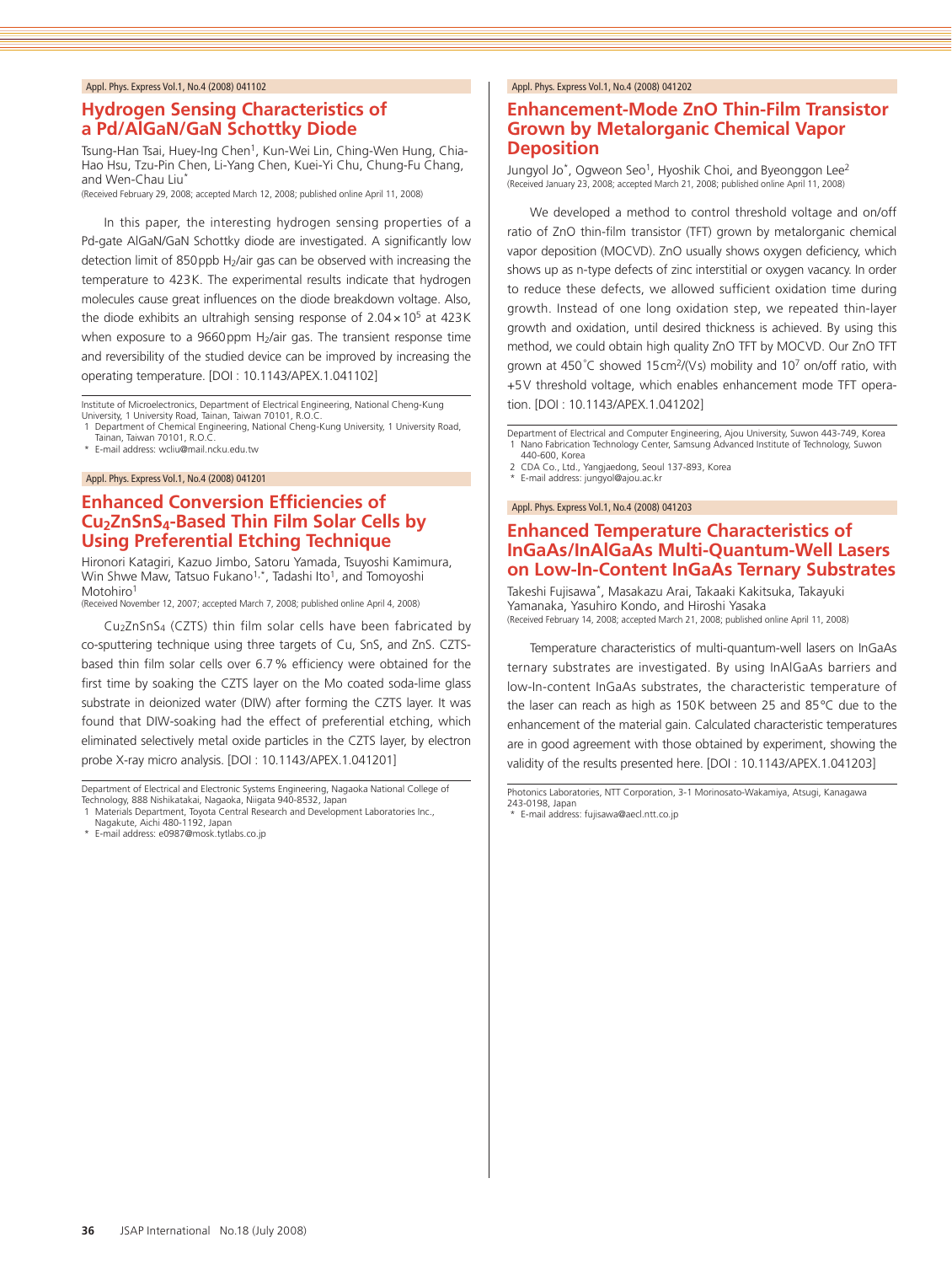Appl. Phys. Express Vol.1, No.4 (2008) 041102

## Hydrogen Sensing Characteristics of a Pd/AlGaN/GaN Schottky Diode

Tsung-Han Tsai, Huey-Ing Chen[1], Kun-Wei Lin, Ching-Wen Hung, Chia-Hao Hsu, Tzu-Pin Chen, Li-Yang Chen, Kuei-Yi Chu, Chung-Fu Chang, and Wen-Chau Liu*

(Received February 29, 2008; accepted March 12, 2008; published online April 11, 2008)

In this paper, the interesting hydrogen sensing properties of a Pd-gate AlGaN/GaN Schottky diode are investigated. A significantly low detection limit of 850 ppb $H_2$/air gas can be observed with increasing the temperature to 423 K. The experimental results indicate that hydrogen molecules cause great influences on the diode breakdown voltage. Also, the diode exhibits an ultrahigh sensing response of $2.04 \times 10^5$ at 423 K when exposure to a 9660 ppm $H_2$/air gas. The transient response time and reversibility of the studied device can be improved by increasing the operating temperature. [DOI : 10.1143/APEX.1.041102]

Institute of Microelectronics, Department of Electrical Engineering, National Cheng-Kung University, 1 University Road, Tainan, Taiwan 70101, R.O.C.
1 Department of Chemical Engineering, National Cheng-Kung University, 1 University Road, Tainan, Taiwan 70101, R.O.C.
* E-mail address: wcliu@mail.ncku.edu.tw

Appl. Phys. Express Vol.1, No.4 (2008) 041201

## Enhanced Conversion Efficiencies of $Cu_2ZnSnS_4$-Based Thin Film Solar Cells by Using Preferential Etching Technique

Hironori Katagiri, Kazuo Jimbo, Satoru Yamada, Tsuyoshi Kamimura, Win Shwe Maw, Tatsuo Fukano[1,*], Tadashi Ito[1], and Tomoyoshi Motohiro[1]

(Received November 12, 2007; accepted March 7, 2008; published online April 4, 2008)

$Cu_2ZnSnS_4$ (CZTS) thin film solar cells have been fabricated by co-sputtering technique using three targets of Cu, SnS, and ZnS. CZTS-based thin film solar cells over 6.7% efficiency were obtained for the first time by soaking the CZTS layer on the Mo coated soda-lime glass substrate in deionized water (DIW) after forming the CZTS layer. It was found that DIW-soaking had the effect of preferential etching, which eliminated selectively metal oxide particles in the CZTS layer, by electron probe X-ray micro analysis. [DOI : 10.1143/APEX.1.041201]

Department of Electrical and Electronic Systems Engineering, Nagaoka National College of Technology, 888 Nishikatakai, Nagaoka, Niigata 940-8532, Japan
1 Materials Department, Toyota Central Research and Development Laboratories Inc., Nagakute, Aichi 480-1192, Japan
* E-mail address: e0987@mosk.tytlabs.co.jp

Appl. Phys. Express Vol.1, No.4 (2008) 041202

## Enhancement-Mode ZnO Thin-Film Transistor Grown by Metalorganic Chemical Vapor Deposition

Jungyol Jo*, Ogweon Seo[1], Hyoshik Choi, and Byeonggon Lee[2]

(Received January 23, 2008; accepted March 21, 2008; published online April 11, 2008)

We developed a method to control threshold voltage and on/off ratio of ZnO thin-film transistor (TFT) grown by metalorganic chemical vapor deposition (MOCVD). ZnO usually shows oxygen deficiency, which shows up as n-type defects of zinc interstitial or oxygen vacancy. In order to reduce these defects, we allowed sufficient oxidation time during growth. Instead of one long oxidation step, we repeated thin-layer growth and oxidation, until desired thickness is achieved. By using this method, we could obtain high quality ZnO TFT by MOCVD. Our ZnO TFT grown at 450˚C showed 15 $cm^2/(Vs)$ mobility and $10^7$ on/off ratio, with +5 V threshold voltage, which enables enhancement mode TFT operation. [DOI : 10.1143/APEX.1.041202]

Department of Electrical and Computer Engineering, Ajou University, Suwon 443-749, Korea
1 Nano Fabrication Technology Center, Samsung Advanced Institute of Technology, Suwon 440-600, Korea
2 CDA Co., Ltd., Yangjaedong, Seoul 137-893, Korea
* E-mail address: jungyol@ajou.ac.kr

Appl. Phys. Express Vol.1, No.4 (2008) 041203

## Enhanced Temperature Characteristics of InGaAs/InAlGaAs Multi-Quantum-Well Lasers on Low-In-Content InGaAs Ternary Substrates

Takeshi Fujisawa*, Masakazu Arai, Takaaki Kakitsuka, Takayuki Yamanaka, Yasuhiro Kondo, and Hiroshi Yasaka

(Received February 14, 2008; accepted March 21, 2008; published online April 11, 2008)

Temperature characteristics of multi-quantum-well lasers on InGaAs ternary substrates are investigated. By using InAlGaAs barriers and low-In-content InGaAs substrates, the characteristic temperature of the laser can reach as high as 150 K between 25 and 85°C due to the enhancement of the material gain. Calculated characteristic temperatures are in good agreement with those obtained by experiment, showing the validity of the results presented here. [DOI : 10.1143/APEX.1.041203]

Photonics Laboratories, NTT Corporation, 3-1 Morinosato-Wakamiya, Atsugi, Kanagawa 243-0198, Japan
* E-mail address: fujisawa@aecl.ntt.co.jp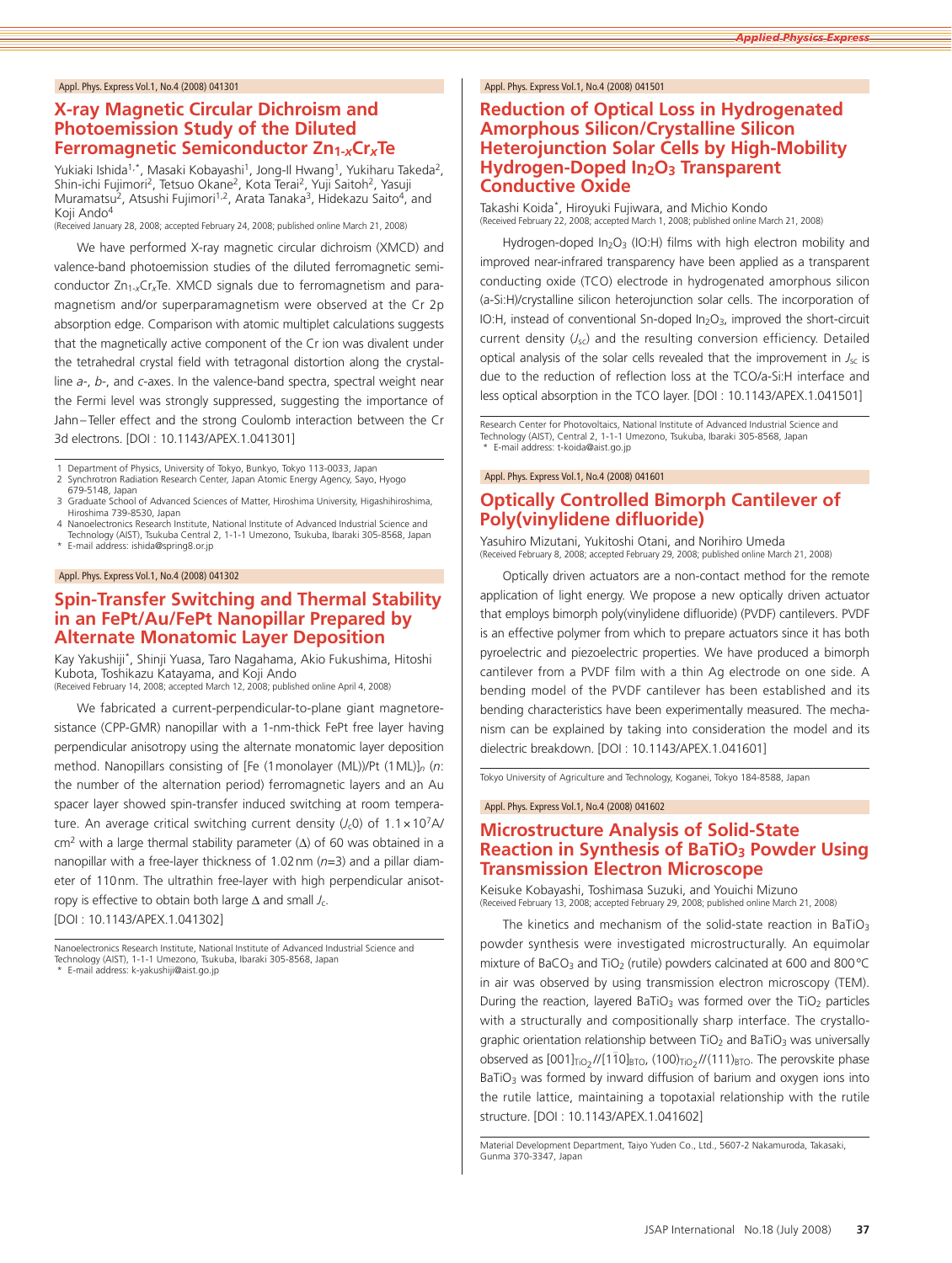Appl. Phys. Express Vol.1, No.4 (2008) 041301

## X-ray Magnetic Circular Dichroism and Photoemission Study of the Diluted Ferromagnetic Semiconductor $Zn_{1-x}Cr_xTe$

Yukiaki Ishida[1,*], Masaki Kobayashi[1], Jong-Il Hwang[1], Yukiharu Takeda[2], Shin-ichi Fujimori[2], Tetsuo Okane[2], Kota Terai[2], Yuji Saitoh[2], Yasuji Muramatsu[2], Atsushi Fujimori[1,2], Arata Tanaka[3], Hidekazu Saito[4], and Koji Ando[4]
(Received January 28, 2008; accepted February 24, 2008; published online March 21, 2008)

We have performed X-ray magnetic circular dichroism (XMCD) and valence-band photoemission studies of the diluted ferromagnetic semiconductor $Zn_{1-x}Cr_xTe$. XMCD signals due to ferromagnetism and paramagnetism and/or superparamagnetism were observed at the Cr 2p absorption edge. Comparison with atomic multiplet calculations suggests that the magnetically active component of the Cr ion was divalent under the tetrahedral crystal field with tetragonal distortion along the crystalline *a*-, *b*-, and *c*-axes. In the valence-band spectra, spectral weight near the Fermi level was strongly suppressed, suggesting the importance of Jahn−Teller effect and the strong Coulomb interaction between the Cr 3d electrons. [DOI : 10.1143/APEX.1.041301]

1 Department of Physics, University of Tokyo, Bunkyo, Tokyo 113-0033, Japan
2 Synchrotron Radiation Research Center, Japan Atomic Energy Agency, Sayo, Hyogo 679-5148, Japan
3 Graduate School of Advanced Sciences of Matter, Hiroshima University, Higashihiroshima, Hiroshima 739-8530, Japan
4 Nanoelectronics Research Institute, National Institute of Advanced Industrial Science and Technology (AIST), Tsukuba Central 2, 1-1-1 Umezono, Tsukuba, Ibaraki 305-8568, Japan
* E-mail address: ishida@spring8.or.jp

Appl. Phys. Express Vol.1, No.4 (2008) 041302

## Spin-Transfer Switching and Thermal Stability in an FePt/Au/FePt Nanopillar Prepared by Alternate Monatomic Layer Deposition

Kay Yakushiji*, Shinji Yuasa, Taro Nagahama, Akio Fukushima, Hitoshi Kubota, Toshikazu Katayama, and Koji Ando
(Received February 14, 2008; accepted March 12, 2008; published online April 4, 2008)

We fabricated a current-perpendicular-to-plane giant magnetoresistance (CPP-GMR) nanopillar with a 1-nm-thick FePt free layer having perpendicular anisotropy using the alternate monatomic layer deposition method. Nanopillars consisting of [Fe (1 monolayer (ML))/Pt (1 ML)]$_n$ (*n*: the number of the alternation period) ferromagnetic layers and an Au spacer layer showed spin-transfer induced switching at room temperature. An average critical switching current density ($J_c0$) of $1.1\times10^7$ A/cm$^2$ with a large thermal stability parameter ($\Delta$) of 60 was obtained in a nanopillar with a free-layer thickness of 1.02 nm (*n*=3) and a pillar diameter of 110 nm. The ultrathin free-layer with high perpendicular anisotropy is effective to obtain both large $\Delta$ and small $J_c$.
[DOI : 10.1143/APEX.1.041302]

Nanoelectronics Research Institute, National Institute of Advanced Industrial Science and Technology (AIST), 1-1-1 Umezono, Tsukuba, Ibaraki 305-8568, Japan
* E-mail address: k-yakushiji@aist.go.jp

Appl. Phys. Express Vol.1, No.4 (2008) 041501

## Reduction of Optical Loss in Hydrogenated Amorphous Silicon/Crystalline Silicon Heterojunction Solar Cells by High-Mobility Hydrogen-Doped $In_2O_3$ Transparent Conductive Oxide

Takashi Koida*, Hiroyuki Fujiwara, and Michio Kondo
(Received February 22, 2008; accepted March 1, 2008; published online March 21, 2008)

Hydrogen-doped $In_2O_3$ (IO:H) films with high electron mobility and improved near-infrared transparency have been applied as a transparent conducting oxide (TCO) electrode in hydrogenated amorphous silicon (a-Si:H)/crystalline silicon heterojunction solar cells. The incorporation of IO:H, instead of conventional Sn-doped $In_2O_3$, improved the short-circuit current density ($J_{sc}$) and the resulting conversion efficiency. Detailed optical analysis of the solar cells revealed that the improvement in $J_{sc}$ is due to the reduction of reflection loss at the TCO/a-Si:H interface and less optical absorption in the TCO layer. [DOI : 10.1143/APEX.1.041501]

Research Center for Photovoltaics, National Institute of Advanced Industrial Science and Technology (AIST), Central 2, 1-1-1 Umezono, Tsukuba, Ibaraki 305-8568, Japan
* E-mail address: t-koida@aist.go.jp

Appl. Phys. Express Vol.1, No.4 (2008) 041601

## Optically Controlled Bimorph Cantilever of Poly(vinylidene difluoride)

Yasuhiro Mizutani, Yukitoshi Otani, and Norihiro Umeda
(Received February 8, 2008; accepted February 29, 2008; published online March 21, 2008)

Optically driven actuators are a non-contact method for the remote application of light energy. We propose a new optically driven actuator that employs bimorph poly(vinylidene difluoride) (PVDF) cantilevers. PVDF is an effective polymer from which to prepare actuators since it has both pyroelectric and piezoelectric properties. We have produced a bimorph cantilever from a PVDF film with a thin Ag electrode on one side. A bending model of the PVDF cantilever has been established and its bending characteristics have been experimentally measured. The mechanism can be explained by taking into consideration the model and its dielectric breakdown. [DOI : 10.1143/APEX.1.041601]

Tokyo University of Agriculture and Technology, Koganei, Tokyo 184-8588, Japan

Appl. Phys. Express Vol.1, No.4 (2008) 041602

## Microstructure Analysis of Solid-State Reaction in Synthesis of $BaTiO_3$ Powder Using Transmission Electron Microscope

Keisuke Kobayashi, Toshimasa Suzuki, and Youichi Mizuno
(Received February 13, 2008; accepted February 29, 2008; published online March 21, 2008)

The kinetics and mechanism of the solid-state reaction in $BaTiO_3$ powder synthesis were investigated microstructurally. An equimolar mixture of $BaCO_3$ and $TiO_2$ (rutile) powders calcinated at 600 and 800 °C in air was observed by using transmission electron microscopy (TEM). During the reaction, layered $BaTiO_3$ was formed over the $TiO_2$ particles with a structurally and compositionally sharp interface. The crystallographic orientation relationship between $TiO_2$ and $BaTiO_3$ was universally observed as $[001]_{TiO_2}//[1\bar{1}0]_{BTO}$, $(100)_{TiO_2}//(111)_{BTO}$. The perovskite phase $BaTiO_3$ was formed by inward diffusion of barium and oxygen ions into the rutile lattice, maintaining a topotaxial relationship with the rutile structure. [DOI : 10.1143/APEX.1.041602]

Material Development Department, Taiyo Yuden Co., Ltd., 5607-2 Nakamuroda, Takasaki, Gunma 370-3347, Japan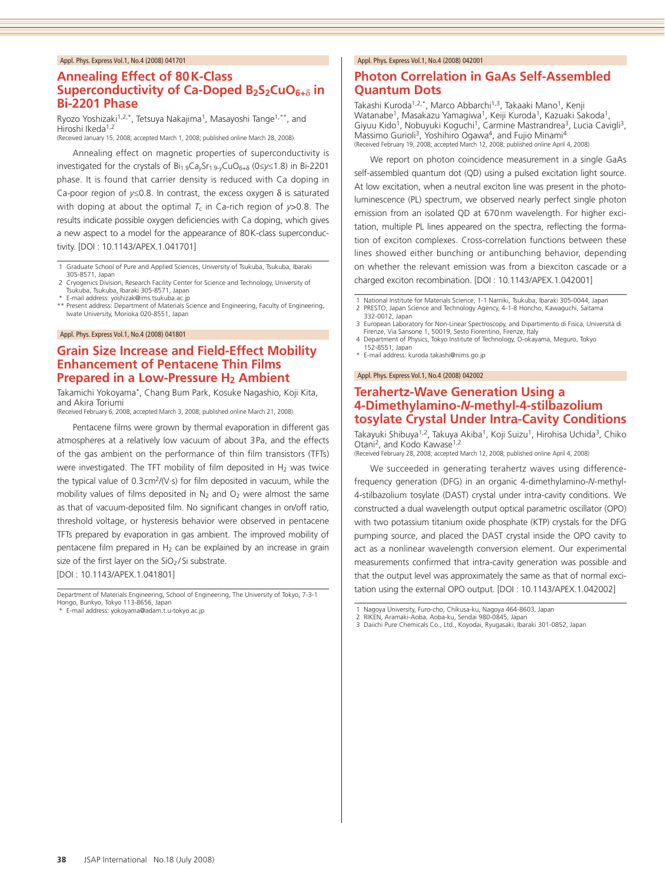Appl. Phys. Express Vol.1, No.4 (2008) 041701

## Annealing Effect of 80 K-Class Superconductivity of Ca-Doped $B_2S_2CuO_{6+\delta}$ in Bi-2201 Phase

Ryozo Yoshizaki[1,2,*], Tetsuya Nakajima[1], Masayoshi Tange[1,**], and Hiroshi Ikeda[1,2]

(Received January 15, 2008; accepted March 1, 2008; published online March 28, 2008)

Annealing effect on magnetic properties of superconductivity is investigated for the crystals of $Bi_{1.9}Ca_ySr_{1.9-y}CuO_{6+\delta}$ ($0\leq y\leq 1.8$) in Bi-2201 phase. It is found that carrier density is reduced with Ca doping in Ca-poor region of $y\leq 0.8$. In contrast, the excess oxygen $\delta$ is saturated with doping at about the optimal $T_c$ in Ca-rich region of $y>0.8$. The results indicate possible oxygen deficiencies with Ca doping, which gives a new aspect to a model for the appearance of 80 K-class superconductivity. [DOI : 10.1143/APEX.1.041701]

1 Graduate School of Pure and Applied Sciences, University of Tsukuba, Tsukuba, Ibaraki 305-8571, Japan
2 Cryogenics Division, Research Facility Center for Science and Technology, University of Tsukuba, Tsukuba, Ibaraki 305-8571, Japan
* E-mail address: yoshizak@ims.tsukuba.ac.jp
** Present address: Department of Materials Science and Engineering, Faculty of Engineering, Iwate University, Morioka 020-8551, Japan

Appl. Phys. Express Vol.1, No.4 (2008) 041801

## Grain Size Increase and Field-Effect Mobility Enhancement of Pentacene Thin Films Prepared in a Low-Pressure $H_2$ Ambient

Takamichi Yokoyama*, Chang Bum Park, Kosuke Nagashio, Koji Kita, and Akira Toriumi

(Received February 6, 2008; accepted March 3, 2008; published online March 21, 2008)

Pentacene films were grown by thermal evaporation in different gas atmospheres at a relatively low vacuum of about 3 Pa, and the effects of the gas ambient on the performance of thin film transistors (TFTs) were investigated. The TFT mobility of film deposited in $H_2$ was twice the typical value of 0.3 $cm^2/(V\cdot s)$ for film deposited in vacuum, while the mobility values of films deposited in $N_2$ and $O_2$ were almost the same as that of vacuum-deposited film. No significant changes in on/off ratio, threshold voltage, or hysteresis behavior were observed in pentacene TFTs prepared by evaporation in gas ambient. The improved mobility of pentacene film prepared in $H_2$ can be explained by an increase in grain size of the first layer on the $SiO_2$/Si substrate.

[DOI : 10.1143/APEX.1.041801]

Department of Materials Engineering, School of Engineering, The University of Tokyo, 7-3-1 Hongo, Bunkyo, Tokyo 113-8656, Japan
* E-mail address: yokoyama@adam.t.u-tokyo.ac.jp

Appl. Phys. Express Vol.1, No.4 (2008) 042001

## Photon Correlation in GaAs Self-Assembled Quantum Dots

Takashi Kuroda[1,2,*], Marco Abbarchi[1,3], Takaaki Mano[1], Kenji Watanabe[1], Masakazu Yamagiwa[1], Keiji Kuroda[1], Kazuaki Sakoda[1], Giyuu Kido[1], Nobuyuki Koguchi[1], Carmine Mastrandrea[3], Lucia Cavigli[3], Massimo Gurioli[3], Yoshihiro Ogawa[4], and Fujio Minami[4]

(Received February 19, 2008; accepted March 12, 2008; published online April 4, 2008)

We report on photon coincidence measurement in a single GaAs self-assembled quantum dot (QD) using a pulsed excitation light source. At low excitation, when a neutral exciton line was present in the photoluminescence (PL) spectrum, we observed nearly perfect single photon emission from an isolated QD at 670 nm wavelength. For higher excitation, multiple PL lines appeared on the spectra, reflecting the formation of exciton complexes. Cross-correlation functions between these lines showed either bunching or antibunching behavior, depending on whether the relevant emission was from a biexciton cascade or a charged exciton recombination. [DOI : 10.1143/APEX.1.042001]

1 National Institute for Materials Science, 1-1 Namiki, Tsukuba, Ibaraki 305-0044, Japan
2 PRESTO, Japan Science and Technology Agency, 4-1-8 Honcho, Kawaguchi, Saitama 332-0012, Japan
3 European Laboratory for Non-Linear Spectroscopy, and Dipartimento di Fisica, Università di Firenze, Via Sansone 1, 50019, Sesto Fiorentino, Firenze, Italy
4 Department of Physics, Tokyo Institute of Technology, O-okayama, Meguro, Tokyo 152-8551, Japan
* E-mail address: kuroda.takashi@nims.go.jp

Appl. Phys. Express Vol.1, No.4 (2008) 042002

## Terahertz-Wave Generation Using a 4-Dimethylamino-*N*-methyl-4-stilbazolium tosylate Crystal Under Intra-Cavity Conditions

Takayuki Shibuya[1,2], Takuya Akiba[1], Koji Suizu[1], Hirohisa Uchida[3], Chiko Otani[2], and Kodo Kawase[1,2]

(Received February 28, 2008; accepted March 12, 2008; published online April 4, 2008)

We succeeded in generating terahertz waves using difference-frequency generation (DFG) in an organic 4-dimethylamino-*N*-methyl-4-stilbazolium tosylate (DAST) crystal under intra-cavity conditions. We constructed a dual wavelength output optical parametric oscillator (OPO) with two potassium titanium oxide phosphate (KTP) crystals for the DFG pumping source, and placed the DAST crystal inside the OPO cavity to act as a nonlinear wavelength conversion element. Our experimental measurements confirmed that intra-cavity generation was possible and that the output level was approximately the same as that of normal excitation using the external OPO output. [DOI : 10.1143/APEX.1.042002]

1 Nagoya University, Furo-cho, Chikusa-ku, Nagoya 464-8603, Japan
2 RIKEN, Aramaki-Aoba, Aoba-ku, Sendai 980-0845, Japan
3 Daiichi Pure Chemicals Co., Ltd., Koyodai, Ryugasaki, Ibaraki 301-0852, Japan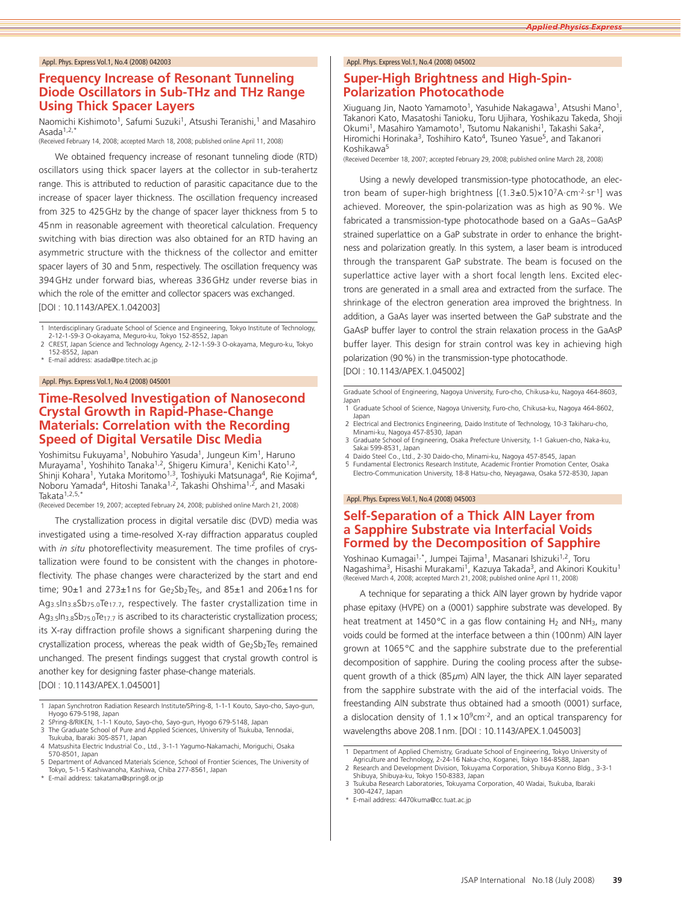Appl. Phys. Express Vol.1, No.4 (2008) 042003

## Frequency Increase of Resonant Tunneling Diode Oscillators in Sub-THz and THz Range Using Thick Spacer Layers

Naomichi Kishimoto[1], Safumi Suzuki[1], Atsushi Teranishi,[1] and Masahiro Asada[1,2,*]

(Received February 14, 2008; accepted March 18, 2008; published online April 11, 2008)

We obtained frequency increase of resonant tunneling diode (RTD) oscillators using thick spacer layers at the collector in sub-terahertz range. This is attributed to reduction of parasitic capacitance due to the increase of spacer layer thickness. The oscillation frequency increased from 325 to 425 GHz by the change of spacer layer thickness from 5 to 45 nm in reasonable agreement with theoretical calculation. Frequency switching with bias direction was also obtained for an RTD having an asymmetric structure with the thickness of the collector and emitter spacer layers of 30 and 5 nm, respectively. The oscillation frequency was 394 GHz under forward bias, whereas 336 GHz under reverse bias in which the role of the emitter and collector spacers was exchanged.
[DOI : 10.1143/APEX.1.042003]

1 Interdisciplinary Graduate School of Science and Engineering, Tokyo Institute of Technology, 2-12-1-S9-3 O-okayama, Meguro-ku, Tokyo 152-8552, Japan
2 CREST, Japan Science and Technology Agency, 2-12-1-S9-3 O-okayama, Meguro-ku, Tokyo 152-8552, Japan
* E-mail address: asada@pe.titech.ac.jp

Appl. Phys. Express Vol.1, No.4 (2008) 045001

## Time-Resolved Investigation of Nanosecond Crystal Growth in Rapid-Phase-Change Materials: Correlation with the Recording Speed of Digital Versatile Disc Media

Yoshimitsu Fukuyama[1], Nobuhiro Yasuda[1], Jungeun Kim[1], Haruno Murayama[1], Yoshihito Tanaka[1,2], Shigeru Kimura[1], Kenichi Kato[1,2], Shinji Kohara[1], Yutaka Moritomo[1,3], Toshiyuki Matsunaga[4], Rie Kojima[4], Noboru Yamada[4], Hitoshi Tanaka[1,2], Takashi Ohshima[1,2], and Masaki Takata[1,2,5,*]

(Received December 19, 2007; accepted February 24, 2008; published online March 21, 2008)

The crystallization process in digital versatile disc (DVD) media was investigated using a time-resolved X-ray diffraction apparatus coupled with *in situ* photoreflectivity measurement. The time profiles of crystallization were found to be consistent with the changes in photoreflectivity. The phase changes were characterized by the start and end time; 90±1 and 273±1 ns for $Ge_2Sb_2Te_5$, and 85±1 and 206±1 ns for $Ag_{3.5}In_{3.8}Sb_{75.0}Te_{17.7}$, respectively. The faster crystallization time in $Ag_{3.5}In_{3.8}Sb_{75.0}Te_{17.7}$ is ascribed to its characteristic crystallization process; its X-ray diffraction profile shows a significant sharpening during the crystallization process, whereas the peak width of $Ge_2Sb_2Te_5$ remained unchanged. The present findings suggest that crystal growth control is another key for designing faster phase-change materials.
[DOI : 10.1143/APEX.1.045001]

1 Japan Synchrotron Radiation Research Institute/SPring-8, 1-1-1 Kouto, Sayo-cho, Sayo-gun, Hyogo 679-5198, Japan
2 SPring-8/RIKEN, 1-1-1 Kouto, Sayo-cho, Sayo-gun, Hyogo 679-5148, Japan
3 The Graduate School of Pure and Applied Sciences, University of Tsukuba, Tennodai, Tsukuba, Ibaraki 305-8571, Japan
4 Matsushita Electric Industrial Co., Ltd., 3-1-1 Yagumo-Nakamachi, Moriguchi, Osaka 570-8501, Japan
5 Department of Advanced Materials Science, School of Frontier Sciences, The University of Tokyo, 5-1-5 Kashiwanoha, Kashiwa, Chiba 277-8561, Japan
* E-mail address: takatama@spring8.or.jp

Appl. Phys. Express Vol.1, No.4 (2008) 045002

## Super-High Brightness and High-Spin-Polarization Photocathode

Xiuguang Jin, Naoto Yamamoto[1], Yasuhide Nakagawa[1], Atsushi Mano[1], Takanori Kato, Masatoshi Tanioku, Toru Ujihara, Yoshikazu Takeda, Shoji Okumi[1], Masahiro Yamamoto[1], Tsutomu Nakanishi[1], Takashi Saka[2], Hiromichi Horinaka[3], Toshihiro Kato[4], Tsuneo Yasue[5], and Takanori Koshikawa[5]

(Received December 18, 2007; accepted February 29, 2008; published online March 28, 2008)

Using a newly developed transmission-type photocathode, an electron beam of super-high brightness [$(1.3\pm0.5)\times10^7$ A·cm$^{-2}$·sr$^{-1}$] was achieved. Moreover, the spin-polarization was as high as 90 %. We fabricated a transmission-type photocathode based on a GaAs–GaAsP strained superlattice on a GaP substrate in order to enhance the brightness and polarization greatly. In this system, a laser beam is introduced through the transparent GaP substrate. The beam is focused on the superlattice active layer with a short focal length lens. Excited electrons are generated in a small area and extracted from the surface. The shrinkage of the electron generation area improved the brightness. In addition, a GaAs layer was inserted between the GaP substrate and the GaAsP buffer layer to control the strain relaxation process in the GaAsP buffer layer. This design for strain control was key in achieving high polarization (90 %) in the transmission-type photocathode.
[DOI : 10.1143/APEX.1.045002]

Graduate School of Engineering, Nagoya University, Furo-cho, Chikusa-ku, Nagoya 464-8603, Japan
1 Graduate School of Science, Nagoya University, Furo-cho, Chikusa-ku, Nagoya 464-8602, Japan
2 Electrical and Electronics Engineering, Daido Institute of Technology, 10-3 Takiharu-cho, Minami-ku, Nagoya 457-8530, Japan
3 Graduate School of Engineering, Osaka Prefecture University, 1-1 Gakuen-cho, Naka-ku, Sakai 599-8531, Japan
4 Daido Steel Co., Ltd., 2-30 Daido-cho, Minami-ku, Nagoya 457-8545, Japan
5 Fundamental Electronics Research Institute, Academic Frontier Promotion Center, Osaka Electro-Communication University, 18-8 Hatsu-cho, Neyagawa, Osaka 572-8530, Japan

Appl. Phys. Express Vol.1, No.4 (2008) 045003

## Self-Separation of a Thick AlN Layer from a Sapphire Substrate via Interfacial Voids Formed by the Decomposition of Sapphire

Yoshinao Kumagai[1,*], Jumpei Tajima[1], Masanari Ishizuki[1,2], Toru Nagashima[3], Hisashi Murakami[1], Kazuya Takada[3], and Akinori Koukitu[1]

(Received March 4, 2008; accepted March 21, 2008; published online April 11, 2008)

A technique for separating a thick AlN layer grown by hydride vapor phase epitaxy (HVPE) on a (0001) sapphire substrate was developed. By heat treatment at 1450 °C in a gas flow containing $H_2$ and $NH_3$, many voids could be formed at the interface between a thin (100 nm) AlN layer grown at 1065 °C and the sapphire substrate due to the preferential decomposition of sapphire. During the cooling process after the subsequent growth of a thick (85 μm) AlN layer, the thick AlN layer separated from the sapphire substrate with the aid of the interfacial voids. The freestanding AlN substrate thus obtained had a smooth (0001) surface, a dislocation density of $1.1\times10^9$ cm$^{-2}$, and an optical transparency for wavelengths above 208.1 nm. [DOI : 10.1143/APEX.1.045003]

1 Department of Applied Chemistry, Graduate School of Engineering, Tokyo University of Agriculture and Technology, 2-24-16 Naka-cho, Koganei, Tokyo 184-8588, Japan
2 Research and Development Division, Tokuyama Corporation, Shibuya Konno Bldg., 3-3-1 Shibuya, Shibuya-ku, Tokyo 150-8383, Japan
3 Tsukuba Research Laboratories, Tokuyama Corporation, 40 Wadai, Tsukuba, Ibaraki 300-4247, Japan
* E-mail address: 4470kuma@cc.tuat.ac.jp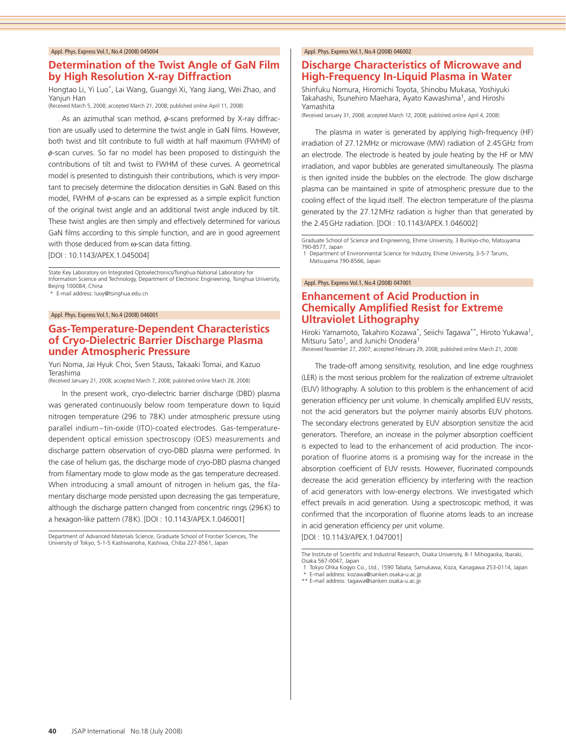Appl. Phys. Express Vol.1, No.4 (2008) 045004

## Determination of the Twist Angle of GaN Film by High Resolution X-ray Diffraction

Hongtao Li, Yi Luo*, Lai Wang, Guangyi Xi, Yang Jiang, Wei Zhao, and Yanjun Han

(Received March 5, 2008; accepted March 21, 2008; published online April 11, 2008)

As an azimuthal scan method, $\phi$-scans preformed by X-ray diffraction are usually used to determine the twist angle in GaN films. However, both twist and tilt contribute to full width at half maximum (FWHM) of $\phi$-scan curves. So far no model has been proposed to distinguish the contributions of tilt and twist to FWHM of these curves. A geometrical model is presented to distinguish their contributions, which is very important to precisely determine the dislocation densities in GaN. Based on this model, FWHM of $\phi$-scans can be expressed as a simple explicit function of the original twist angle and an additional twist angle induced by tilt. These twist angles are then simply and effectively determined for various GaN films according to this simple function, and are in good agreement with those deduced from ω-scan data fitting.

[DOI : 10.1143/APEX.1.045004]

State Key Laboratory on Integrated Optoelectronics/Tsinghua National Laboratory for Information Science and Technology, Department of Electronic Engineering, Tsinghua University, Beijing 100084, China

\* E-mail address: luoy@tsinghua.edu.cn

Appl. Phys. Express Vol.1, No.4 (2008) 046001

## Gas-Temperature-Dependent Characteristics of Cryo-Dielectric Barrier Discharge Plasma under Atmospheric Pressure

Yuri Noma, Jai Hyuk Choi, Sven Stauss, Takaaki Tomai, and Kazuo Terashima

(Received January 21, 2008; accepted March 7, 2008; published online March 28, 2008)

In the present work, cryo-dielectric barrier discharge (DBD) plasma was generated continuously below room temperature down to liquid nitrogen temperature (296 to 78 K) under atmospheric pressure using parallel indium–tin-oxide (ITO)-coated electrodes. Gas-temperature-dependent optical emission spectroscopy (OES) measurements and discharge pattern observation of cryo-DBD plasma were performed. In the case of helium gas, the discharge mode of cryo-DBD plasma changed from filamentary mode to glow mode as the gas temperature decreased. When introducing a small amount of nitrogen in helium gas, the filamentary discharge mode persisted upon decreasing the gas temperature, although the discharge pattern changed from concentric rings (296 K) to a hexagon-like pattern (78 K). [DOI : 10.1143/APEX.1.046001]

Department of Advanced Materials Science, Graduate School of Frontier Sciences, The University of Tokyo, 5-1-5 Kashiwanoha, Kashiwa, Chiba 227-8561, Japan

Appl. Phys. Express Vol.1, No.4 (2008) 046002

## Discharge Characteristics of Microwave and High-Frequency In-Liquid Plasma in Water

Shinfuku Nomura, Hiromichi Toyota, Shinobu Mukasa, Yoshiyuki Takahashi, Tsunehiro Maehara, Ayato Kawashima[1], and Hiroshi Yamashita

(Received January 31, 2008; accepted March 12, 2008; published online April 4, 2008)

The plasma in water is generated by applying high-frequency (HF) irradiation of 27.12 MHz or microwave (MW) radiation of 2.45 GHz from an electrode. The electrode is heated by joule heating by the HF or MW irradiation, and vapor bubbles are generated simultaneously. The plasma is then ignited inside the bubbles on the electrode. The glow discharge plasma can be maintained in spite of atmospheric pressure due to the cooling effect of the liquid itself. The electron temperature of the plasma generated by the 27.12 MHz radiation is higher than that generated by the 2.45 GHz radiation. [DOI : 10.1143/APEX.1.046002]

Graduate School of Science and Engineering, Ehime University, 3 Bunkyo-cho, Matsuyama 790-8577, Japan

1 Department of Environmental Science for Industry, Ehime University, 3-5-7 Tarumi, Matsuyama 790-8566, Japan

Appl. Phys. Express Vol.1, No.4 (2008) 047001

## Enhancement of Acid Production in Chemically Amplified Resist for Extreme Ultraviolet Lithography

Hiroki Yamamoto, Takahiro Kozawa*, Seiichi Tagawa**, Hiroto Yukawa[1], Mitsuru Sato[1], and Junichi Onodera[1]

(Received November 27, 2007; accepted February 29, 2008; published online March 21, 2008)

The trade-off among sensitivity, resolution, and line edge roughness (LER) is the most serious problem for the realization of extreme ultraviolet (EUV) lithography. A solution to this problem is the enhancement of acid generation efficiency per unit volume. In chemically amplified EUV resists, not the acid generators but the polymer mainly absorbs EUV photons. The secondary electrons generated by EUV absorption sensitize the acid generators. Therefore, an increase in the polymer absorption coefficient is expected to lead to the enhancement of acid production. The incorporation of fluorine atoms is a promising way for the increase in the absorption coefficient of EUV resists. However, fluorinated compounds decrease the acid generation efficiency by interfering with the reaction of acid generators with low-energy electrons. We investigated which effect prevails in acid generation. Using a spectroscopic method, it was confirmed that the incorporation of fluorine atoms leads to an increase in acid generation efficiency per unit volume.

[DOI : 10.1143/APEX.1.047001]

The Institute of Scientific and Industrial Research, Osaka University, 8-1 Mihogaoka, Ibaraki, Osaka 567-0047, Japan

1 Tokyo Ohka Kogyo Co., Ltd., 1590 Tabata, Samukawa, Koza, Kanagawa 253-0114, Japan

\* E-mail address: kozawa@sanken.osaka-u.ac.jp

\*\* E-mail address: tagawa@sanken.osaka-u.ac.jp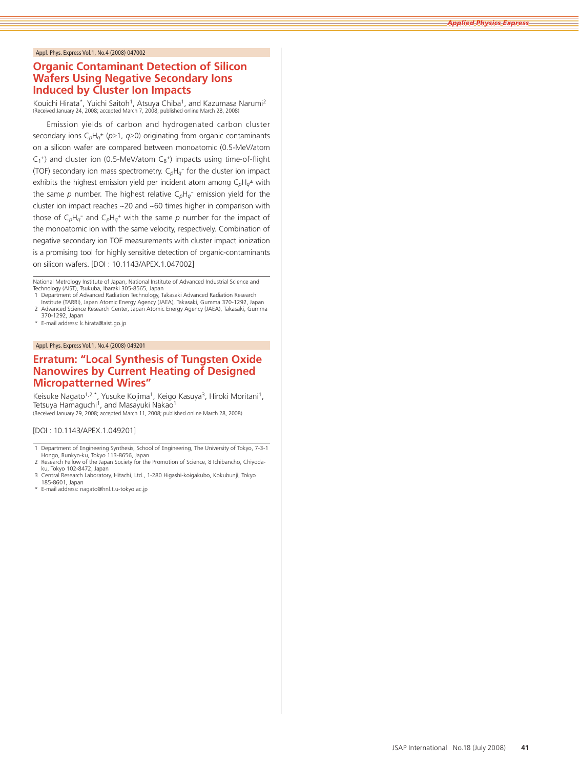Appl. Phys. Express Vol.1, No.4 (2008) 047002

## Organic Contaminant Detection of Silicon Wafers Using Negative Secondary Ions Induced by Cluster Ion Impacts

Kouichi Hirata*, Yuichi Saitoh[1], Atsuya Chiba[1], and Kazumasa Narumi[2]
(Received January 24, 2008; accepted March 7, 2008; published online March 28, 2008)

Emission yields of carbon and hydrogenated carbon cluster secondary ions $C_pH_q^{\pm}$ ($p \geq 1$, $q \geq 0$) originating from organic contaminants on a silicon wafer are compared between monoatomic (0.5-MeV/atom $C_1^+$) and cluster ion (0.5-MeV/atom $C_8^+$) impacts using time-of-flight (TOF) secondary ion mass spectrometry. $C_pH_q^-$ for the cluster ion impact exhibits the highest emission yield per incident atom among $C_pH_q^{\pm}$ with the same $p$ number. The highest relative $C_pH_q^-$ emission yield for the cluster ion impact reaches ~20 and ~60 times higher in comparison with those of $C_pH_q^-$ and $C_pH_q^+$ with the same $p$ number for the impact of the monoatomic ion with the same velocity, respectively. Combination of negative secondary ion TOF measurements with cluster impact ionization is a promising tool for highly sensitive detection of organic-contaminants on silicon wafers. [DOI : 10.1143/APEX.1.047002]

National Metrology Institute of Japan, National Institute of Advanced Industrial Science and Technology (AIST), Tsukuba, Ibaraki 305-8565, Japan
1 Department of Advanced Radiation Technology, Takasaki Advanced Radiation Research Institute (TARRI), Japan Atomic Energy Agency (JAEA), Takasaki, Gumma 370-1292, Japan
2 Advanced Science Research Center, Japan Atomic Energy Agency (JAEA), Takasaki, Gumma 370-1292, Japan
* E-mail address: k.hirata@aist.go.jp

Appl. Phys. Express Vol.1, No.4 (2008) 049201

## Erratum: "Local Synthesis of Tungsten Oxide Nanowires by Current Heating of Designed Micropatterned Wires"

Keisuke Nagato[1,2,*], Yusuke Kojima[1], Keigo Kasuya[3], Hiroki Moritani[1], Tetsuya Hamaguchi[1], and Masayuki Nakao[1]
(Received January 29, 2008; accepted March 11, 2008; published online March 28, 2008)

[DOI : 10.1143/APEX.1.049201]

1 Department of Engineering Synthesis, School of Engineering, The University of Tokyo, 7-3-1 Hongo, Bunkyo-ku, Tokyo 113-8656, Japan
2 Research Fellow of the Japan Society for the Promotion of Science, 8 Ichibancho, Chiyoda-ku, Tokyo 102-8472, Japan
3 Central Research Laboratory, Hitachi, Ltd., 1-280 Higashi-koigakubo, Kokubunji, Tokyo 185-8601, Japan
* E-mail address: nagato@hnl.t.u-tokyo.ac.jp